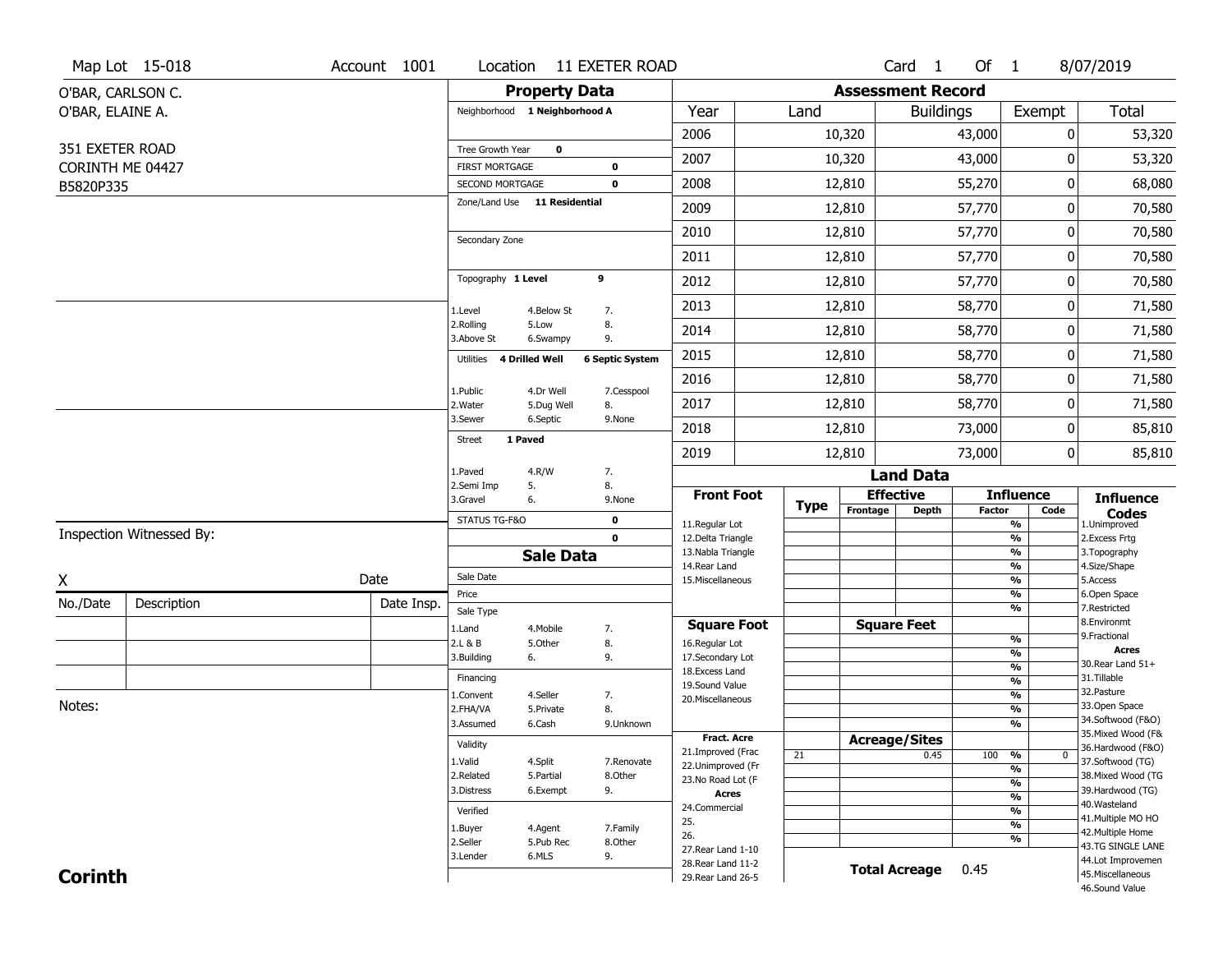Map Lot 15-018 | Account 1001 | Location 11 EXETER ROAD | Card 1 Of 1 | 8/07/2019

O'BAR, CARLSON C.
O'BAR, ELAINE A.

351 EXETER ROAD
CORINTH ME 04427
B5820P335

## Property Data

Neighborhood **1 Neighborhood A**

| | |
|---|---|
| Tree Growth Year | **0** |
| FIRST MORTGAGE | **0** |
| SECOND MORTGAGE | **0** |

Zone/Land Use **11 Residential**

Secondary Zone

Topography **1 Level** **9**

1.Level 4.Below St 7.
2.Rolling 5.Low 8.
3.Above St 6.Swampy 9.

Utilities **4 Drilled Well** **6 Septic System**

1.Public 4.Dr Well 7.Cesspool
2.Water 5.Dug Well 8.
3.Sewer 6.Septic 9.None

Street **1 Paved**

1.Paved 4.R/W 7.
2.Semi Imp 5. 8.
3.Gravel 6. 9.None

STATUS TG-F&O **0**

**0**

## Assessment Record

| Year | Land | Buildings | Exempt | Total |
|---|---|---|---|---|
| 2006 | 10,320 | 43,000 | 0 | 53,320 |
| 2007 | 10,320 | 43,000 | 0 | 53,320 |
| 2008 | 12,810 | 55,270 | 0 | 68,080 |
| 2009 | 12,810 | 57,770 | 0 | 70,580 |
| 2010 | 12,810 | 57,770 | 0 | 70,580 |
| 2011 | 12,810 | 57,770 | 0 | 70,580 |
| 2012 | 12,810 | 57,770 | 0 | 70,580 |
| 2013 | 12,810 | 58,770 | 0 | 71,580 |
| 2014 | 12,810 | 58,770 | 0 | 71,580 |
| 2015 | 12,810 | 58,770 | 0 | 71,580 |
| 2016 | 12,810 | 58,770 | 0 | 71,580 |
| 2017 | 12,810 | 58,770 | 0 | 71,580 |
| 2018 | 12,810 | 73,000 | 0 | 85,810 |
| 2019 | 12,810 | 73,000 | 0 | 85,810 |

## Land Data

| Front Foot | Type | Effective Frontage | Effective Depth | Influence Factor | Influence Code |
|---|---|---|---|---|---|
| 11.Regular Lot | | | | % | |
| 12.Delta Triangle | | | | % | |
| 13.Nabla Triangle | | | | % | |
| 14.Rear Land | | | | % | |
| 15.Miscellaneous | | | | % | |
| | | | | % | |
| | | | | % | |
| **Square Foot** | | **Square Feet** | | | |
| 16.Regular Lot | | | | % | |
| 17.Secondary Lot | | | | % | |
| 18.Excess Land | | | | % | |
| 19.Sound Value | | | | % | |
| 20.Miscellaneous | | | | % | |
| | | | | % | |
| | | | | % | |
| **Fract. Acre** | | **Acreage/Sites** | | | |
| 21.Improved (Frac | 21 | | 0.45 | 100 % | 0 |
| 22.Unimproved (Fr | | | | % | |
| 23.No Road Lot (F | | | | % | |
| **Acres** | | | | % | |
| 24.Commercial | | | | % | |
| 25. | | | | % | |
| 26. | | | | % | |
| 27.Rear Land 1-10 | | | | | |
| 28.Rear Land 11-2 | | | | | |
| 29.Rear Land 26-5 | | | | | |

**Total Acreage** 0.45

**Influence Codes**
1.Unimproved
2.Excess Frtg
3.Topography
4.Size/Shape
5.Access
6.Open Space
7.Restricted
8.Environmt
9.Fractional
**Acres**
30.Rear Land 51+
31.Tillable
32.Pasture
33.Open Space
34.Softwood (F&O)
35.Mixed Wood (F&
36.Hardwood (F&O)
37.Softwood (TG)
38.Mixed Wood (TG
39.Hardwood (TG)
40.Wasteland
41.Multiple MO HO
42.Multiple Home
43.TG SINGLE LANE
44.Lot Improvemen
45.Miscellaneous
46.Sound Value

## Sale Data

Sale Date

Price

Sale Type
1.Land 4.Mobile 7.
2.L & B 5.Other 8.
3.Building 6. 9.

Financing
1.Convent 4.Seller 7.
2.FHA/VA 5.Private 8.
3.Assumed 6.Cash 9.Unknown

Validity
1.Valid 4.Split 7.Renovate
2.Related 5.Partial 8.Other
3.Distress 6.Exempt 9.

Verified
1.Buyer 4.Agent 7.Family
2.Seller 5.Pub Rec 8.Other
3.Lender 6.MLS 9.

Inspection Witnessed By:

X | Date

| No./Date | Description | Date Insp. |
|---|---|---|
| | | |
| | | |
| | | |

Notes:

**Corinth**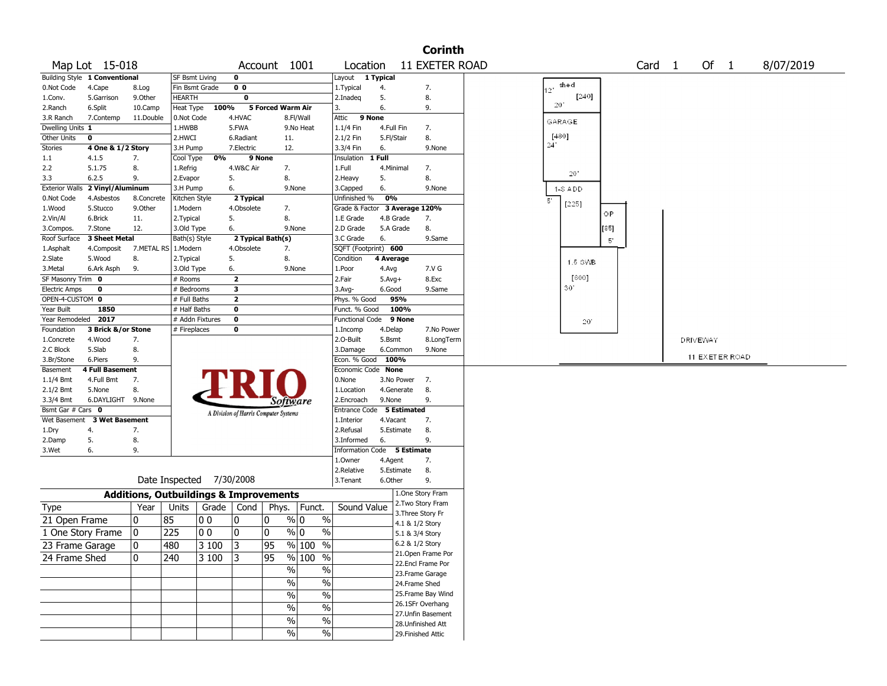# Corinth

Map Lot 15-018 | Account 1001 | Location 11 EXETER ROAD | Card 1 Of 1 | 8/07/2019

| | | |
|---|---|---|
| Building Style **1 Conventional** | SF Bsmt Living **0** | Layout **1 Typical** |
| 0.Not Code 4.Cape 8.Log | Fin Bsmt Grade **0 0** | 1.Typical 4. 7. |
| 1.Conv. 5.Garrison 9.Other | HEARTH **0** | 2.Inadeq 5. 8. |
| 2.Ranch 6.Split 10.Camp | Heat Type **100% 5 Forced Warm Air** | 3. 6. 9. |
| 3.R Ranch 7.Contemp 11.Double | 0.Not Code 4.HVAC 8.Fl/Wall | Attic **9 None** |
| Dwelling Units **1** | 1.HWBB 5.FWA 9.No Heat | 1.1/4 Fin 4.Full Fin 7. |
| Other Units **0** | 2.HWCI 6.Radiant 11. | 2.1/2 Fin 5.Fl/Stair 8. |
| Stories **4 One & 1/2 Story** | 3.H Pump 7.Electric 12. | 3.3/4 Fin 6. 9.None |
| 1.1 4.1.5 7. | Cool Type **0% 9 None** | Insulation **1 Full** |
| 2.2 5.1.75 8. | 1.Refrig 4.W&C Air 7. | 1.Full 4.Minimal 7. |
| 3.3 6.2.5 9. | 2.Evapor 5. 8. | 2.Heavy 5. 8. |
| Exterior Walls **2 Vinyl/Aluminum** | 3.H Pump 6. 9.None | 3.Capped 6. 9.None |
| 0.Not Code 4.Asbestos 8.Concrete | Kitchen Style **2 Typical** | Unfinished % **0%** |
| 1.Wood 5.Stucco 9.Other | 1.Modern 4.Obsolete 7. | Grade & Factor **3 Average 120%** |
| 2.Vin/Al 6.Brick 11. | 2.Typical 5. 8. | 1.E Grade 4.B Grade 7. |
| 3.Compos. 7.Stone 12. | 3.Old Type 6. 9.None | 2.D Grade 5.A Grade 8. |
| Roof Surface **3 Sheet Metal** | Bath(s) Style **2 Typical Bath(s)** | 3.C Grade 6. 9.Same |
| 1.Asphalt 4.Composit 7.METAL RS | 1.Modern 4.Obsolete 7. | SQFT (Footprint) **600** |
| 2.Slate 5.Wood 8. | 2.Typical 5. 8. | Condition **4 Average** |
| 3.Metal 6.Ark Asph 9. | 3.Old Type 6. 9.None | 1.Poor 4.Avg 7.V G |
| SF Masonry Trim **0** | # Rooms **2** | 2.Fair 5.Avg+ 8.Exc |
| Electric Amps **0** | # Bedrooms **3** | 3.Avg- 6.Good 9.Same |
| OPEN-4-CUSTOM **0** | # Full Baths **2** | Phys. % Good **95%** |
| Year Built **1850** | # Half Baths **0** | Funct. % Good **100%** |
| Year Remodeled **2017** | # Addn Fixtures **0** | Functional Code **9 None** |
| Foundation **3 Brick &/or Stone** | # Fireplaces **0** | 1.Incomp 4.Delap 7.No Power |
| 1.Concrete 4.Wood 7. | | 2.O-Built 5.Bsmt 8.LongTerm |
| 2.C Block 5.Slab 8. | | 3.Damage 6.Common 9.None |
| 3.Br/Stone 6.Piers 9. | | Econ. % Good **100%** |
| Basement **4 Full Basement** | | Economic Code **None** |
| 1.1/4 Bmt 4.Full Bmt 7. | | 0.None 3.No Power 7. |
| 2.1/2 Bmt 5.None 8. | | 1.Location 4.Generate 8. |
| 3.3/4 Bmt 6.DAYLIGHT 9.None | | 2.Encroach 9.None 9. |
| Bsmt Gar # Cars **0** | | Entrance Code **5 Estimated** |
| Wet Basement **3 Wet Basement** | | 1.Interior 4.Vacant 7. |
| 1.Dry 4. 7. | | 2.Refusal 5.Estimate 8. |
| 2.Damp 5. 8. | | 3.Informed 6. 9. |
| 3.Wet 6. 9. | | Information Code **5 Estimate** |
| | | 1.Owner 4.Agent 7. |
| | | 2.Relative 5.Estimate 8. |
| Date Inspected 7/30/2008 | | 3.Tenant 6.Other 9. |

TRIO Software — A Division of Harris Computer Systems

## Additions, Outbuildings & Improvements

| Type | Year | Units | Grade | Cond | Phys. | Funct. | Sound Value |
|---|---|---|---|---|---|---|---|
| 21 Open Frame | 0 | 85 | 0 0 | 0 | 0 % | 0 % | |
| 1 One Story Frame | 0 | 225 | 0 0 | 0 | 0 % | 0 % | |
| 23 Frame Garage | 0 | 480 | 3 100 | 3 | 95 % | 100 % | |
| 24 Frame Shed | 0 | 240 | 3 100 | 3 | 95 % | 100 % | |
| | | | | | % | % | |
| | | | | | % | % | |
| | | | | | % | % | |
| | | | | | % | % | |
| | | | | | % | % | |
| | | | | | % | % | |

1.One Story Fram
2.Two Story Fram
3.Three Story Fr
4.1 & 1/2 Story
5.1 & 3/4 Story
6.2 & 1/2 Story
21.Open Frame Por
22.Encl Frame Por
23.Frame Garage
24.Frame Shed
25.Frame Bay Wind
26.1SFr Overhang
27.Unfin Basement
28.Unfinished Att
29.Finished Attic

shed
12'
[240]
20'
GARAGE
[480]
24'
20'
1-S ADD
5'
[225]
OP
[85]
5'
1.5 SWB
[600]
30'
20'
DRIVEWAY
11 EXETER ROAD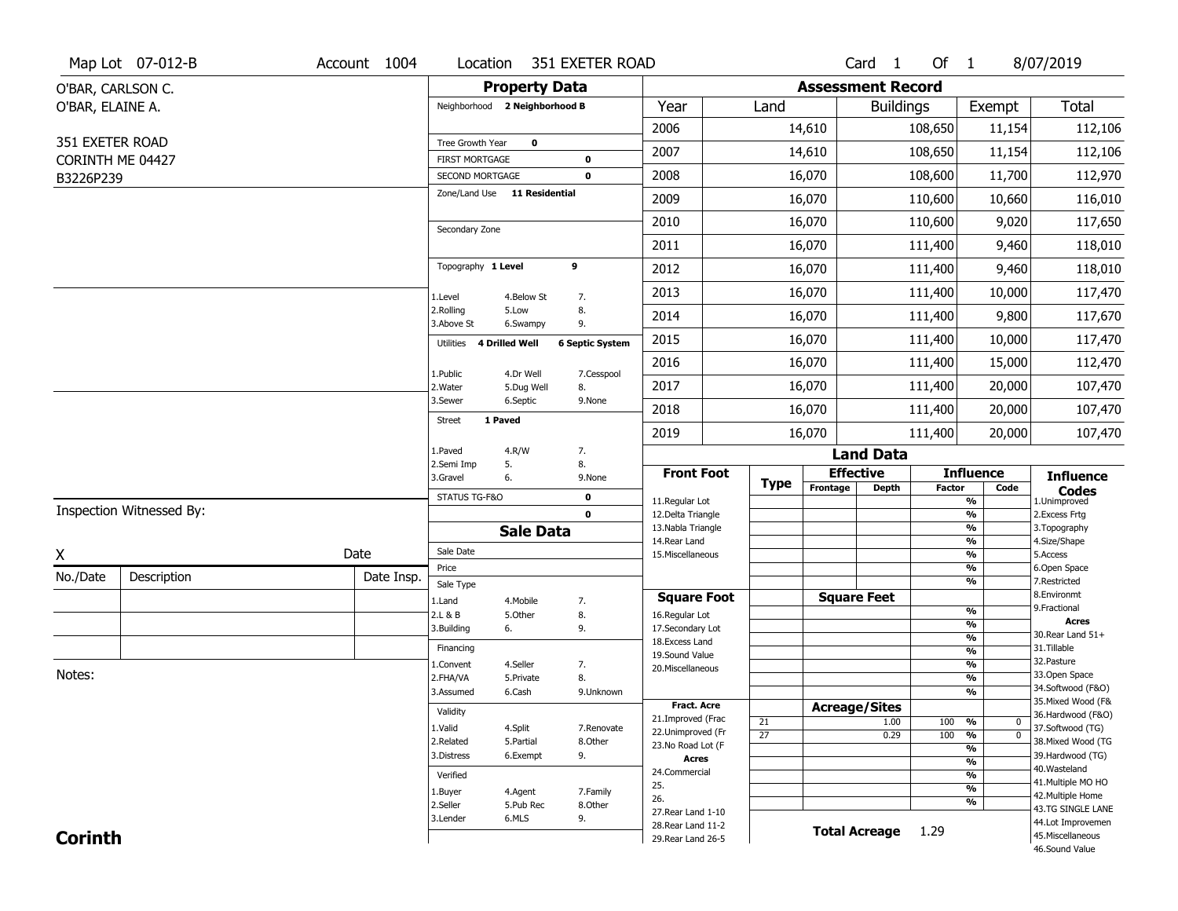Map Lot 07-012-B | Account 1004 | Location 351 EXETER ROAD | Card 1 Of 1 | 8/07/2019

O'BAR, CARLSON C.
O'BAR, ELAINE A.

351 EXETER ROAD
CORINTH ME 04427
B3226P239

## Property Data

Neighborhood **2 Neighborhood B**

Tree Growth Year **0**
FIRST MORTGAGE **0**
SECOND MORTGAGE **0**
Zone/Land Use **11 Residential**

Secondary Zone

Topography **1 Level** **9**

1.Level 4.Below St 7.
2.Rolling 5.Low 8.
3.Above St 6.Swampy 9.

Utilities **4 Drilled Well** **6 Septic System**

1.Public 4.Dr Well 7.Cesspool
2.Water 5.Dug Well 8.
3.Sewer 6.Septic 9.None

Street **1 Paved**

1.Paved 4.R/W 7.
2.Semi Imp 5. 8.
3.Gravel 6. 9.None

STATUS TG-F&O **0**
**0**

## Assessment Record

| Year | Land | Buildings | Exempt | Total |
|---|---|---|---|---|
| 2006 | 14,610 | 108,650 | 11,154 | 112,106 |
| 2007 | 14,610 | 108,650 | 11,154 | 112,106 |
| 2008 | 16,070 | 108,600 | 11,700 | 112,970 |
| 2009 | 16,070 | 110,600 | 10,660 | 116,010 |
| 2010 | 16,070 | 110,600 | 9,020 | 117,650 |
| 2011 | 16,070 | 111,400 | 9,460 | 118,010 |
| 2012 | 16,070 | 111,400 | 9,460 | 118,010 |
| 2013 | 16,070 | 111,400 | 10,000 | 117,470 |
| 2014 | 16,070 | 111,400 | 9,800 | 117,670 |
| 2015 | 16,070 | 111,400 | 10,000 | 117,470 |
| 2016 | 16,070 | 111,400 | 15,000 | 112,470 |
| 2017 | 16,070 | 111,400 | 20,000 | 107,470 |
| 2018 | 16,070 | 111,400 | 20,000 | 107,470 |
| 2019 | 16,070 | 111,400 | 20,000 | 107,470 |

## Land Data

| Front Foot | Type | Effective Frontage | Effective Depth | Influence Factor | Influence Code |
|---|---|---|---|---|---|
| 11.Regular Lot | | | | % | |
| 12.Delta Triangle | | | | % | |
| 13.Nabla Triangle | | | | % | |
| 14.Rear Land | | | | % | |
| 15.Miscellaneous | | | | % | |
| | | | | % | |
| | | | | % | |
| **Square Foot** | | **Square Feet** | | | |
| 16.Regular Lot | | | | % | |
| 17.Secondary Lot | | | | % | |
| 18.Excess Land | | | | % | |
| 19.Sound Value | | | | % | |
| 20.Miscellaneous | | | | % | |
| | | | | % | |
| | | | | % | |
| **Fract. Acre** | | **Acreage/Sites** | | | |
| 21.Improved (Frac | 21 | | 1.00 | 100 % | 0 |
| 22.Unimproved (Fr | 27 | | 0.29 | 100 % | 0 |
| 23.No Road Lot (F | | | | % | |
| **Acres** | | | | % | |
| 24.Commercial | | | | % | |
| 25. | | | | % | |
| 26. | | | | % | |
| 27.Rear Land 1-10 | | | | | |
| 28.Rear Land 11-2 | | | | | |
| 29.Rear Land 26-5 | | | | | |

**Total Acreage** 1.29

**Influence Codes**
1.Unimproved
2.Excess Frtg
3.Topography
4.Size/Shape
5.Access
6.Open Space
7.Restricted
8.Environmt
9.Fractional

**Acres**
30.Rear Land 51+
31.Tillable
32.Pasture
33.Open Space
34.Softwood (F&O)
35.Mixed Wood (F&
36.Hardwood (F&O)
37.Softwood (TG)
38.Mixed Wood (TG
39.Hardwood (TG)
40.Wasteland
41.Multiple MO HO
42.Multiple Home
43.TG SINGLE LANE
44.Lot Improvemen
45.Miscellaneous
46.Sound Value

## Sale Data

Sale Date
Price
Sale Type

1.Land 4.Mobile 7.
2.L & B 5.Other 8.
3.Building 6. 9.

Financing

1.Convent 4.Seller 7.
2.FHA/VA 5.Private 8.
3.Assumed 6.Cash 9.Unknown

Validity

1.Valid 4.Split 7.Renovate
2.Related 5.Partial 8.Other
3.Distress 6.Exempt 9.

Verified

1.Buyer 4.Agent 7.Family
2.Seller 5.Pub Rec 8.Other
3.Lender 6.MLS 9.

Inspection Witnessed By:

X Date

| No./Date | Description | Date Insp. |
|---|---|---|
| | | |
| | | |
| | | |

Notes:

**Corinth**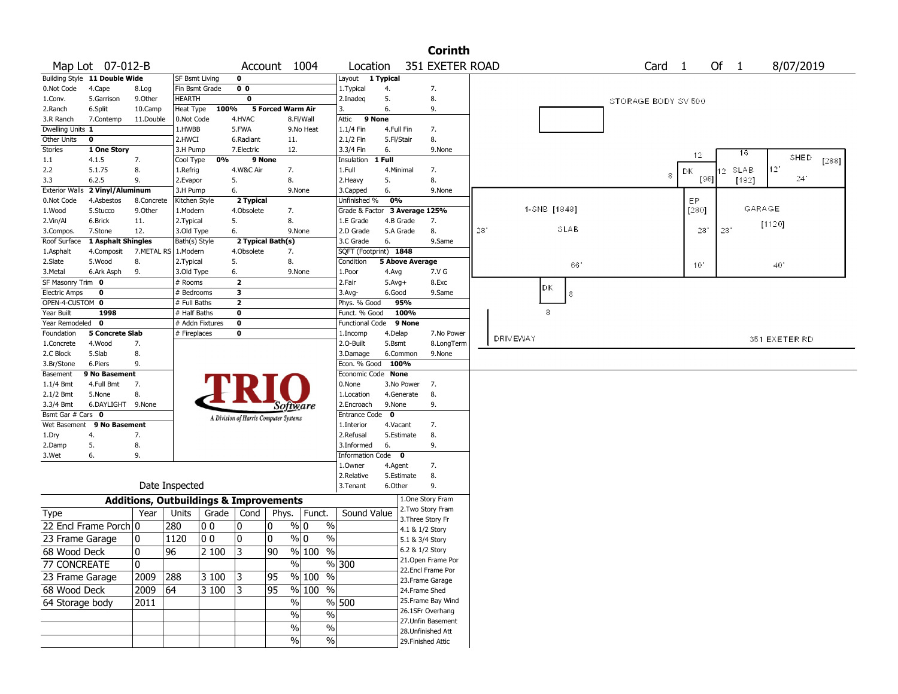# Corinth

Map Lot 07-012-B | Account 1004 | Location 351 EXETER ROAD | Card 1 Of 1 | 8/07/2019

| | | | | | | | | | | | |
|---|---|---|---|---|---|---|---|---|---|---|---|
| Building Style | **11 Double Wide** | | SF Bsmt Living | **0** | | | Layout | **1 Typical** | | | |
| 0.Not Code | 4.Cape | 8.Log | Fin Bsmt Grade | **0 0** | | | 1.Typical | 4. | 7. | | |
| 1.Conv. | 5.Garrison | 9.Other | HEARTH | **0** | | | 2.Inadeq | 5. | 8. | | |
| 2.Ranch | 6.Split | 10.Camp | Heat Type | **100%** | **5 Forced Warm Air** | | 3. | 6. | 9. | | |
| 3.R Ranch | 7.Contemp | 11.Double | 0.Not Code | 4.HVAC | 8.Fl/Wall | | Attic | **9 None** | | | |
| Dwelling Units | **1** | | 1.HWBB | 5.FWA | 9.No Heat | | 1.1/4 Fin | 4.Full Fin | 7. | | |
| Other Units | **0** | | 2.HWCI | 6.Radiant | 11. | | 2.1/2 Fin | 5.Fl/Stair | 8. | | |
| Stories | **1 One Story** | | 3.H Pump | 7.Electric | 12. | | 3.3/4 Fin | 6. | 9.None | | |
| 1.1 | 4.1.5 | 7. | Cool Type | **0%** | **9 None** | | Insulation | **1 Full** | | | |
| 2.2 | 5.1.75 | 8. | 1.Refrig | 4.W&C Air | 7. | | 1.Full | 4.Minimal | 7. | | |
| 3.3 | 6.2.5 | 9. | 2.Evapor | 5. | 8. | | 2.Heavy | 5. | 8. | | |
| Exterior Walls | **2 Vinyl/Aluminum** | | 3.H Pump | 6. | 9.None | | 3.Capped | 6. | 9.None | | |
| 0.Not Code | 4.Asbestos | 8.Concrete | Kitchen Style | **2 Typical** | | | Unfinished % | **0%** | | | |
| 1.Wood | 5.Stucco | 9.Other | 1.Modern | 4.Obsolete | 7. | | Grade & Factor | **3 Average 125%** | | | |
| 2.Vin/Al | 6.Brick | 11. | 2.Typical | 5. | 8. | | 1.E Grade | 4.B Grade | 7. | | |
| 3.Compos. | 7.Stone | 12. | 3.Old Type | 6. | 9.None | | 2.D Grade | 5.A Grade | 8. | | |
| Roof Surface | **1 Asphalt Shingles** | | Bath(s) Style | **2 Typical Bath(s)** | | | 3.C Grade | 6. | 9.Same | | |
| 1.Asphalt | 4.Composit | 7.METAL RS | 1.Modern | 4.Obsolete | 7. | | SQFT (Footprint) | **1848** | | | |
| 2.Slate | 5.Wood | 8. | 2.Typical | 5. | 8. | | Condition | **5 Above Average** | | | |
| 3.Metal | 6.Ark Asph | 9. | 3.Old Type | 6. | 9.None | | 1.Poor | 4.Avg | 7.V G | | |
| SF Masonry Trim | **0** | | # Rooms | **2** | | | 2.Fair | 5.Avg+ | 8.Exc | | |
| Electric Amps | **0** | | # Bedrooms | **3** | | | 3.Avg- | 6.Good | 9.Same | | |
| OPEN-4-CUSTOM | **0** | | # Full Baths | **2** | | | Phys. % Good | **95%** | | | |
| Year Built | **1998** | | # Half Baths | **0** | | | Funct. % Good | **100%** | | | |
| Year Remodeled | **0** | | # Addn Fixtures | **0** | | | Functional Code | **9 None** | | | |
| Foundation | **5 Concrete Slab** | | # Fireplaces | **0** | | | 1.Incomp | 4.Delap | 7.No Power | | |
| 1.Concrete | 4.Wood | 7. | | | | | 2.O-Built | 5.Bsmt | 8.LongTerm | | |
| 2.C Block | 5.Slab | 8. | | | | | 3.Damage | 6.Common | 9.None | | |
| 3.Br/Stone | 6.Piers | 9. | | | | | Econ. % Good | **100%** | | | |
| Basement | **9 No Basement** | | | | | | Economic Code | **None** | | | |
| 1.1/4 Bmt | 4.Full Bmt | 7. | | | | | 0.None | 3.No Power | 7. | | |
| 2.1/2 Bmt | 5.None | 8. | | | | | 1.Location | 4.Generate | 8. | | |
| 3.3/4 Bmt | 6.DAYLIGHT | 9.None | | | | | 2.Encroach | 9.None | 9. | | |
| Bsmt Gar # Cars | **0** | | | | | | Entrance Code | **0** | | | |
| Wet Basement | **9 No Basement** | | | | | | 1.Interior | 4.Vacant | 7. | | |
| 1.Dry | 4. | 7. | | | | | 2.Refusal | 5.Estimate | 8. | | |
| 2.Damp | 5. | 8. | | | | | 3.Informed | 6. | 9. | | |
| 3.Wet | 6. | 9. | | | | | Information Code | **0** | | | |
| | | | | | | | 1.Owner | 4.Agent | 7. | | |
| | | | | | | | 2.Relative | 5.Estimate | 8. | | |
| | Date Inspected | | | | | | 3.Tenant | 6.Other | 9. | | |

TRIO Software
A Division of Harris Computer Systems

## Additions, Outbuildings & Improvements

| Type | Year | Units | Grade | Cond | Phys. | Funct. | Sound Value |
|---|---|---|---|---|---|---|---|
| 22 Encl Frame Porch | 0 | 280 | 0 0 | 0 | 0 % | 0 % | |
| 23 Frame Garage | 0 | 1120 | 0 0 | 0 | 0 % | 0 % | |
| 68 Wood Deck | 0 | 96 | 2 100 | 3 | 90 % | 100 % | |
| 77 CONCREATE | 0 | | | | % | % | 300 |
| 23 Frame Garage | 2009 | 288 | 3 100 | 3 | 95 % | 100 % | |
| 68 Wood Deck | 2009 | 64 | 3 100 | 3 | 95 % | 100 % | |
| 64 Storage body | 2011 | | | | % | % | 500 |
| | | | | | % | % | |
| | | | | | % | % | |
| | | | | | % | % | |

1.One Story Fram
2.Two Story Fram
3.Three Story Fr
4.1 & 1/2 Story
5.1 & 3/4 Story
6.2 & 1/2 Story
21.Open Frame Por
22.Encl Frame Por
23.Frame Garage
24.Frame Shed
25.Frame Bay Wind
26.1SFr Overhang
27.Unfin Basement
28.Unfinished Att
29.Finished Attic

STORAGE BODY SV 500
12
16
SHED [288]
8
DK [96]
12 SLAB [192]
12'
24'
1-SNB [1848]
EP [280]
GARAGE
[1120]
28'
SLAB
28'
28'
66'
10'
40'
DK
8
8
DRIVEWAY
351 EXETER RD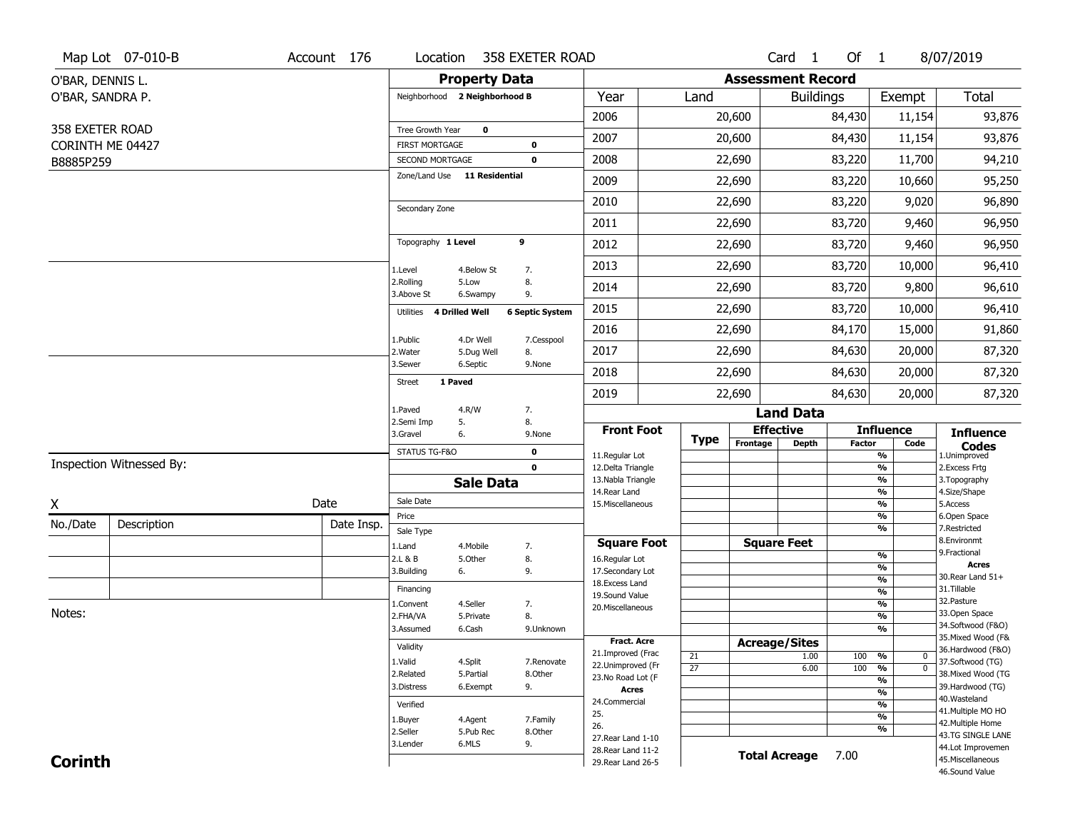Map Lot 07-010-B | Account 176 | Location 358 EXETER ROAD | Card 1 Of 1 | 8/07/2019

O'BAR, DENNIS L.
O'BAR, SANDRA P.

358 EXETER ROAD
CORINTH ME 04427
B8885P259

## Property Data

Neighborhood **2 Neighborhood B**

Tree Growth Year **0**
FIRST MORTGAGE **0**
SECOND MORTGAGE **0**
Zone/Land Use **11 Residential**

Secondary Zone

Topography **1 Level** **9**

| | | |
|---|---|---|
| 1.Level | 4.Below St | 7. |
| 2.Rolling | 5.Low | 8. |
| 3.Above St | 6.Swampy | 9. |

Utilities **4 Drilled Well** **6 Septic System**

| | | |
|---|---|---|
| 1.Public | 4.Dr Well | 7.Cesspool |
| 2.Water | 5.Dug Well | 8. |
| 3.Sewer | 6.Septic | 9.None |

Street **1 Paved**

| | | |
|---|---|---|
| 1.Paved | 4.R/W | 7. |
| 2.Semi Imp | 5. | 8. |
| 3.Gravel | 6. | 9.None |

STATUS TG-F&O **0**
**0**

## Sale Data

Sale Date
Price
Sale Type

| | | |
|---|---|---|
| 1.Land | 4.Mobile | 7. |
| 2.L & B | 5.Other | 8. |
| 3.Building | 6. | 9. |

Financing

| | | |
|---|---|---|
| 1.Convent | 4.Seller | 7. |
| 2.FHA/VA | 5.Private | 8. |
| 3.Assumed | 6.Cash | 9.Unknown |

Validity

| | | |
|---|---|---|
| 1.Valid | 4.Split | 7.Renovate |
| 2.Related | 5.Partial | 8.Other |
| 3.Distress | 6.Exempt | 9. |

Verified

| | | |
|---|---|---|
| 1.Buyer | 4.Agent | 7.Family |
| 2.Seller | 5.Pub Rec | 8.Other |
| 3.Lender | 6.MLS | 9. |

## Assessment Record

| Year | Land | Buildings | Exempt | Total |
|---|---|---|---|---|
| 2006 | 20,600 | 84,430 | 11,154 | 93,876 |
| 2007 | 20,600 | 84,430 | 11,154 | 93,876 |
| 2008 | 22,690 | 83,220 | 11,700 | 94,210 |
| 2009 | 22,690 | 83,220 | 10,660 | 95,250 |
| 2010 | 22,690 | 83,220 | 9,020 | 96,890 |
| 2011 | 22,690 | 83,720 | 9,460 | 96,950 |
| 2012 | 22,690 | 83,720 | 9,460 | 96,950 |
| 2013 | 22,690 | 83,720 | 10,000 | 96,410 |
| 2014 | 22,690 | 83,720 | 9,800 | 96,610 |
| 2015 | 22,690 | 83,720 | 10,000 | 96,410 |
| 2016 | 22,690 | 84,170 | 15,000 | 91,860 |
| 2017 | 22,690 | 84,630 | 20,000 | 87,320 |
| 2018 | 22,690 | 84,630 | 20,000 | 87,320 |
| 2019 | 22,690 | 84,630 | 20,000 | 87,320 |

## Land Data

| Front Foot | Type | Effective Frontage | Effective Depth | Influence Factor | Influence Code |
|---|---|---|---|---|---|
| 11.Regular Lot | | | | % | |
| 12.Delta Triangle | | | | % | |
| 13.Nabla Triangle | | | | % | |
| 14.Rear Land | | | | % | |
| 15.Miscellaneous | | | | % | |

| Square Foot | Square Feet | Influence Factor | Influence Code |
|---|---|---|---|
| 16.Regular Lot | | % | |
| 17.Secondary Lot | | % | |
| 18.Excess Land | | % | |
| 19.Sound Value | | % | |
| 20.Miscellaneous | | % | |

| Fract. Acre | Type | Acreage/Sites | Influence Factor | Influence Code |
|---|---|---|---|---|
| 21.Improved (Frac | 21 | 1.00 | 100 % | 0 |
| 22.Unimproved (Fr | 27 | 6.00 | 100 % | 0 |
| 23.No Road Lot (F | | | % | |
| **Acres** | | | % | |
| 24.Commercial | | | % | |
| 25. | | | % | |
| 26. | | | % | |
| 27.Rear Land 1-10 | | | | |
| 28.Rear Land 11-2 | | | | |
| 29.Rear Land 26-5 | | | | |

**Total Acreage** 7.00

**Influence Codes**
1.Unimproved
2.Excess Frtg
3.Topography
4.Size/Shape
5.Access
6.Open Space
7.Restricted
8.Environmt
9.Fractional

**Acres**
30.Rear Land 51+
31.Tillable
32.Pasture
33.Open Space
34.Softwood (F&O)
35.Mixed Wood (F&
36.Hardwood (F&O)
37.Softwood (TG)
38.Mixed Wood (TG
39.Hardwood (TG)
40.Wasteland
41.Multiple MO HO
42.Multiple Home
43.TG SINGLE LANE
44.Lot Improvemen
45.Miscellaneous
46.Sound Value

Inspection Witnessed By:

X Date

| No./Date | Description | Date Insp. |
|---|---|---|
| | | |
| | | |
| | | |

Notes:

**Corinth**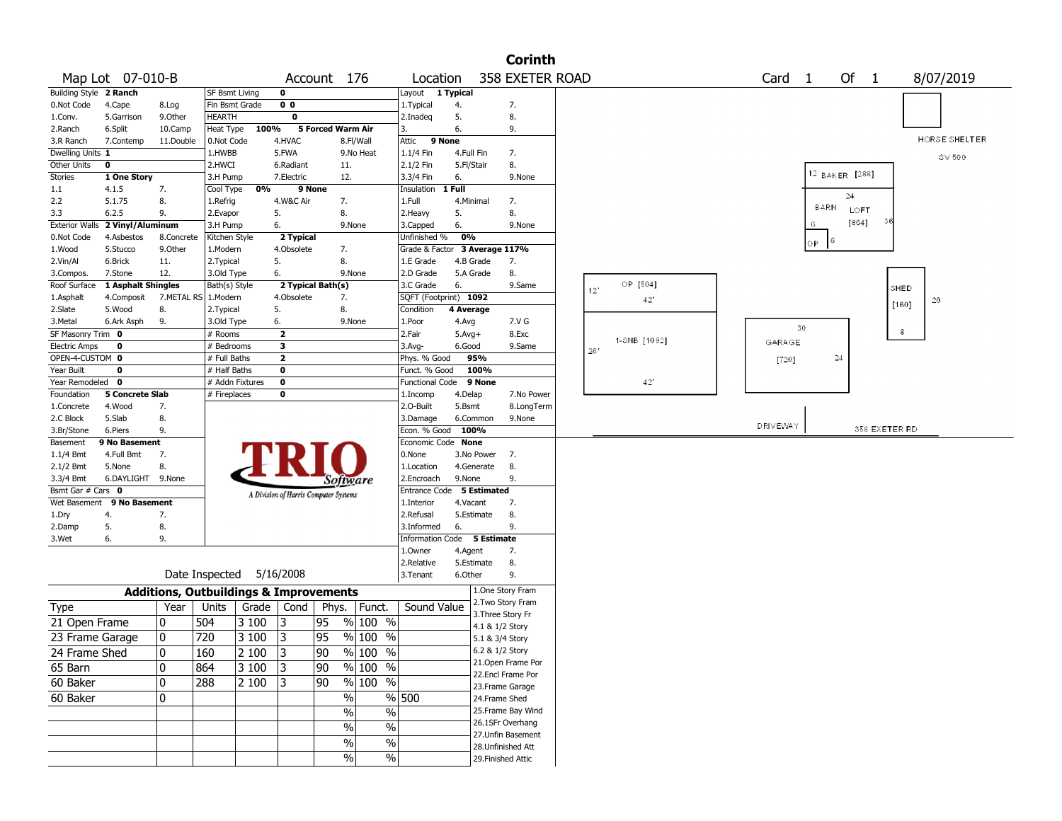# Corinth

Map Lot 07-010-B | Account 176 | Location 358 EXETER ROAD | Card 1 Of 1 | 8/07/2019

| Building Style | 2 Ranch | SF Bsmt Living | 0 | Layout | 1 Typical |
|---|---|---|---|---|---|
| 0.Not Code 4.Cape 8.Log | | Fin Bsmt Grade | 0 0 | 1.Typical 4. 7. | |
| 1.Conv. 5.Garrison 9.Other | | HEARTH | 0 | 2.Inadeq 5. 8. | |
| 2.Ranch 6.Split 10.Camp | | Heat Type 100% | 5 Forced Warm Air | 3. 6. 9. | |
| 3.R Ranch 7.Contemp 11.Double | | 0.Not Code 4.HVAC 8.Fl/Wall | | Attic | 9 None |
| Dwelling Units | 1 | 1.HWBB 5.FWA 9.No Heat | | 1.1/4 Fin 4.Full Fin 7. | |
| Other Units | 0 | 2.HWCI 6.Radiant 11. | | 2.1/2 Fin 5.Fl/Stair 8. | |
| Stories | 1 One Story | 3.H Pump 7.Electric 12. | | 3.3/4 Fin 6. 9.None | |
| 1.1 4.1.5 7. | | Cool Type 0% | 9 None | Insulation | 1 Full |
| 2.2 5.1.75 8. | | 1.Refrig 4.W&C Air 7. | | 1.Full 4.Minimal 7. | |
| 3.3 6.2.5 9. | | 2.Evapor 5. 8. | | 2.Heavy 5. 8. | |
| Exterior Walls | 2 Vinyl/Aluminum | 3.H Pump 6. 9.None | | 3.Capped 6. 9.None | |
| 0.Not Code 4.Asbestos 8.Concrete | | Kitchen Style | 2 Typical | Unfinished % | 0% |
| 1.Wood 5.Stucco 9.Other | | 1.Modern 4.Obsolete 7. | | Grade & Factor | 3 Average 117% |
| 2.Vin/Al 6.Brick 11. | | 2.Typical 5. 8. | | 1.E Grade 4.B Grade 7. | |
| 3.Compos. 7.Stone 12. | | 3.Old Type 6. 9.None | | 2.D Grade 5.A Grade 8. | |
| Roof Surface | 1 Asphalt Shingles | Bath(s) Style | 2 Typical Bath(s) | 3.C Grade 6. 9.Same | |
| 1.Asphalt 4.Composit 7.METAL RS | | 1.Modern 4.Obsolete 7. | | SQFT (Footprint) | 1092 |
| 2.Slate 5.Wood 8. | | 2.Typical 5. 8. | | Condition | 4 Average |
| 3.Metal 6.Ark Asph 9. | | 3.Old Type 6. 9.None | | 1.Poor 4.Avg 7.V G | |
| SF Masonry Trim | 0 | # Rooms | 2 | 2.Fair 5.Avg+ 8.Exc | |
| Electric Amps | 0 | # Bedrooms | 3 | 3.Avg- 6.Good 9.Same | |
| OPEN-4-CUSTOM | 0 | # Full Baths | 2 | Phys. % Good | 95% |
| Year Built | 0 | # Half Baths | 0 | Funct. % Good | 100% |
| Year Remodeled | 0 | # Addn Fixtures | 0 | Functional Code | 9 None |
| Foundation | 5 Concrete Slab | # Fireplaces | 0 | 1.Incomp 4.Delap 7.No Power | |
| 1.Concrete 4.Wood 7. | | | | 2.O-Built 5.Bsmt 8.LongTerm | |
| 2.C Block 5.Slab 8. | | | | 3.Damage 6.Common 9.None | |
| 3.Br/Stone 6.Piers 9. | | | | Econ. % Good | 100% |
| Basement | 9 No Basement | | | Economic Code | None |
| 1.1/4 Bmt 4.Full Bmt 7. | | | | 0.None 3.No Power 7. | |
| 2.1/2 Bmt 5.None 8. | | | | 1.Location 4.Generate 8. | |
| 3.3/4 Bmt 6.DAYLIGHT 9.None | | | | 2.Encroach 9.None 9. | |
| Bsmt Gar # Cars | 0 | | | Entrance Code | 5 Estimated |
| Wet Basement | 9 No Basement | | | 1.Interior 4.Vacant 7. | |
| 1.Dry 4. 7. | | | | 2.Refusal 5.Estimate 8. | |
| 2.Damp 5. 8. | | | | 3.Informed 6. 9. | |
| 3.Wet 6. 9. | | | | Information Code | 5 Estimate |
| | | | | 1.Owner 4.Agent 7. | |
| | | | | 2.Relative 5.Estimate 8. | |
| Date Inspected | 5/16/2008 | | | 3.Tenant 6.Other 9. | |

TRIO Software — A Division of Harris Computer Systems

## Additions, Outbuildings & Improvements

| Type | Year | Units | Grade | Cond | Phys. | Funct. | Sound Value |
|---|---|---|---|---|---|---|---|
| 21 Open Frame | 0 | 504 | 3 100 | 3 | 95 % | 100 % | |
| 23 Frame Garage | 0 | 720 | 3 100 | 3 | 95 % | 100 % | |
| 24 Frame Shed | 0 | 160 | 2 100 | 3 | 90 % | 100 % | |
| 65 Barn | 0 | 864 | 3 100 | 3 | 90 % | 100 % | |
| 60 Baker | 0 | 288 | 2 100 | 3 | 90 % | 100 % | |
| 60 Baker | 0 | | | | % | % | 500 |
| | | | | | % | % | |
| | | | | | % | % | |
| | | | | | % | % | |
| | | | | | % | % | |

1.One Story Fram
2.Two Story Fram
3.Three Story Fr
4.1 & 1/2 Story
5.1 & 3/4 Story
6.2 & 1/2 Story
21.Open Frame Por
22.Encl Frame Por
23.Frame Garage
24.Frame Shed
25.Frame Bay Wind
26.1SFr Overhang
27.Unfin Basement
28.Unfinished Att
29.Finished Attic

Sketch labels: OP [504] 12' 42'; 1-SNB [1092] 26' 42'; GARAGE [720] 30 24; HORSE SHELTER SV 500; 12 BAKER [288]; BARN LOFT [864] 24 36 6; OP 6; SHED [160] 20 8; DRIVEWAY; 358 EXETER RD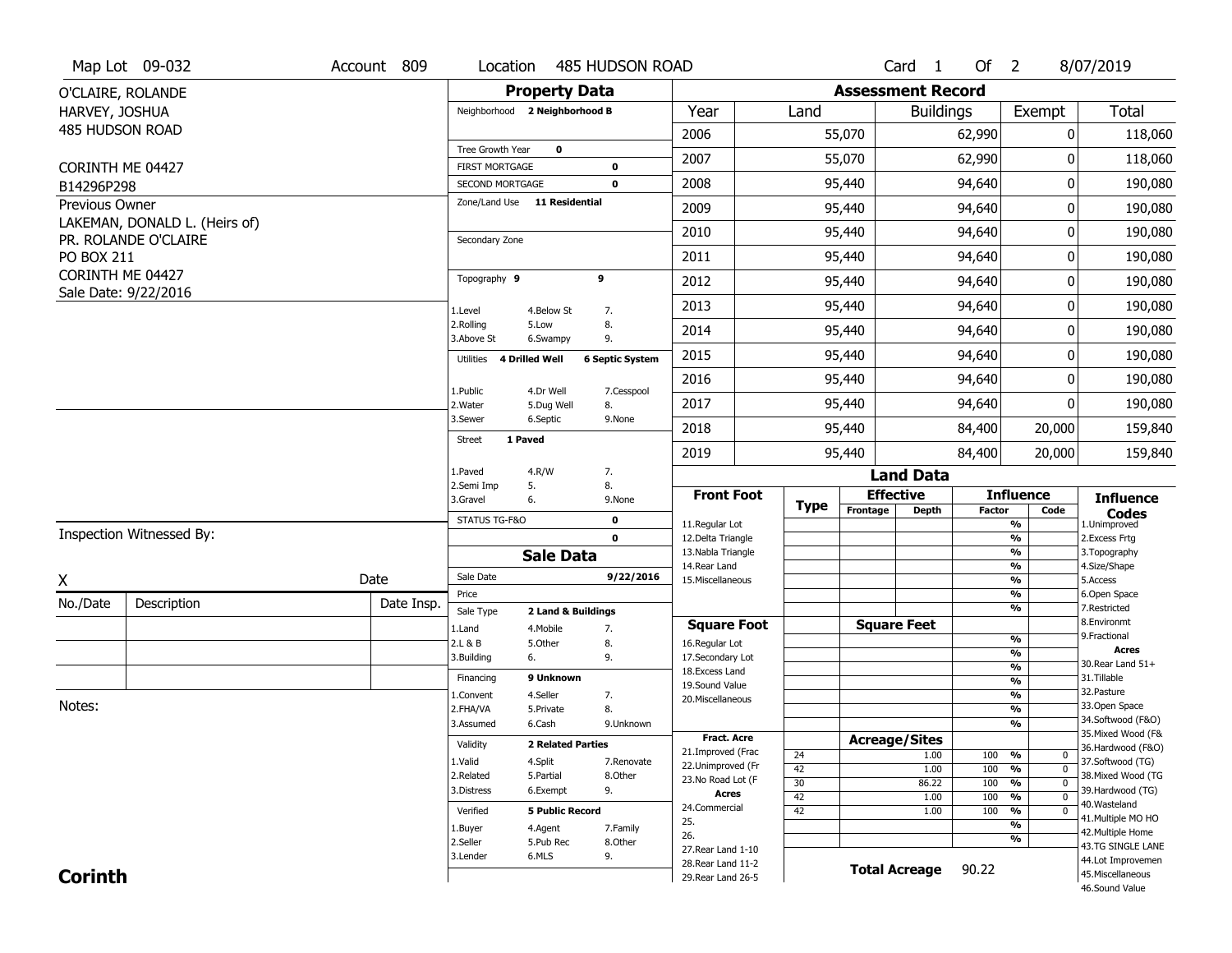Map Lot 09-032 | Account 809 | Location 485 HUDSON ROAD | Card 1 Of 2 | 8/07/2019

O'CLAIRE, ROLANDE
HARVEY, JOSHUA
485 HUDSON ROAD

CORINTH ME 04427
B14296P298

Previous Owner
LAKEMAN, DONALD L. (Heirs of)
PR. ROLANDE O'CLAIRE
PO BOX 211
CORINTH ME 04427
Sale Date: 9/22/2016

## Property Data

Neighborhood **2 Neighborhood B**

| | |
|---|---|
| Tree Growth Year | 0 |
| FIRST MORTGAGE | 0 |
| SECOND MORTGAGE | 0 |
| Zone/Land Use | 11 Residential |
| Secondary Zone | |
| Topography | 9 9 |

1.Level 4.Below St 7.
2.Rolling 5.Low 8.
3.Above St 6.Swampy 9.

Utilities **4 Drilled Well** **6 Septic System**

1.Public 4.Dr Well 7.Cesspool
2.Water 5.Dug Well 8.
3.Sewer 6.Septic 9.None

Street **1 Paved**

1.Paved 4.R/W 7.
2.Semi Imp 5. 8.
3.Gravel 6. 9.None

STATUS TG-F&O 0
0

## Sale Data

| | |
|---|---|
| Sale Date | 9/22/2016 |
| Price | |
| Sale Type | 2 Land & Buildings |

1.Land 4.Mobile 7.
2.L & B 5.Other 8.
3.Building 6. 9.

Financing **9 Unknown**

1.Convent 4.Seller 7.
2.FHA/VA 5.Private 8.
3.Assumed 6.Cash 9.Unknown

Validity **2 Related Parties**

1.Valid 4.Split 7.Renovate
2.Related 5.Partial 8.Other
3.Distress 6.Exempt 9.

Verified **5 Public Record**

1.Buyer 4.Agent 7.Family
2.Seller 5.Pub Rec 8.Other
3.Lender 6.MLS 9.

## Assessment Record

| Year | Land | Buildings | Exempt | Total |
|---|---|---|---|---|
| 2006 | 55,070 | 62,990 | 0 | 118,060 |
| 2007 | 55,070 | 62,990 | 0 | 118,060 |
| 2008 | 95,440 | 94,640 | 0 | 190,080 |
| 2009 | 95,440 | 94,640 | 0 | 190,080 |
| 2010 | 95,440 | 94,640 | 0 | 190,080 |
| 2011 | 95,440 | 94,640 | 0 | 190,080 |
| 2012 | 95,440 | 94,640 | 0 | 190,080 |
| 2013 | 95,440 | 94,640 | 0 | 190,080 |
| 2014 | 95,440 | 94,640 | 0 | 190,080 |
| 2015 | 95,440 | 94,640 | 0 | 190,080 |
| 2016 | 95,440 | 94,640 | 0 | 190,080 |
| 2017 | 95,440 | 94,640 | 0 | 190,080 |
| 2018 | 95,440 | 84,400 | 20,000 | 159,840 |
| 2019 | 95,440 | 84,400 | 20,000 | 159,840 |

## Land Data

Front Foot: 11.Regular Lot, 12.Delta Triangle, 13.Nabla Triangle, 14.Rear Land, 15.Miscellaneous

Square Foot: 16.Regular Lot, 17.Secondary Lot, 18.Excess Land, 19.Sound Value, 20.Miscellaneous

Fract. Acre: 21.Improved (Frac, 22.Unimproved (Fr, 23.No Road Lot (F

Acres: 24.Commercial, 25., 26., 27.Rear Land 1-10, 28.Rear Land 11-2, 29.Rear Land 26-5

### Acreage/Sites

| Type | Acreage/Sites | Factor | Code |
|---|---|---|---|
| 24 | 1.00 | 100 % | 0 |
| 42 | 1.00 | 100 % | 0 |
| 30 | 86.22 | 100 % | 0 |
| 42 | 1.00 | 100 % | 0 |
| 42 | 1.00 | 100 % | 0 |

**Total Acreage** 90.22

### Influence Codes

1.Unimproved
2.Excess Frtg
3.Topography
4.Size/Shape
5.Access
6.Open Space
7.Restricted
8.Environmt
9.Fractional

**Acres**

30.Rear Land 51+
31.Tillable
32.Pasture
33.Open Space
34.Softwood (F&O)
35.Mixed Wood (F&
36.Hardwood (F&O)
37.Softwood (TG)
38.Mixed Wood (TG
39.Hardwood (TG)
40.Wasteland
41.Multiple MO HO
42.Multiple Home
43.TG SINGLE LANE
44.Lot Improvemen
45.Miscellaneous
46.Sound Value

Inspection Witnessed By:

X Date

| No./Date | Description | Date Insp. |
|---|---|---|
| | | |
| | | |
| | | |

Notes:

**Corinth**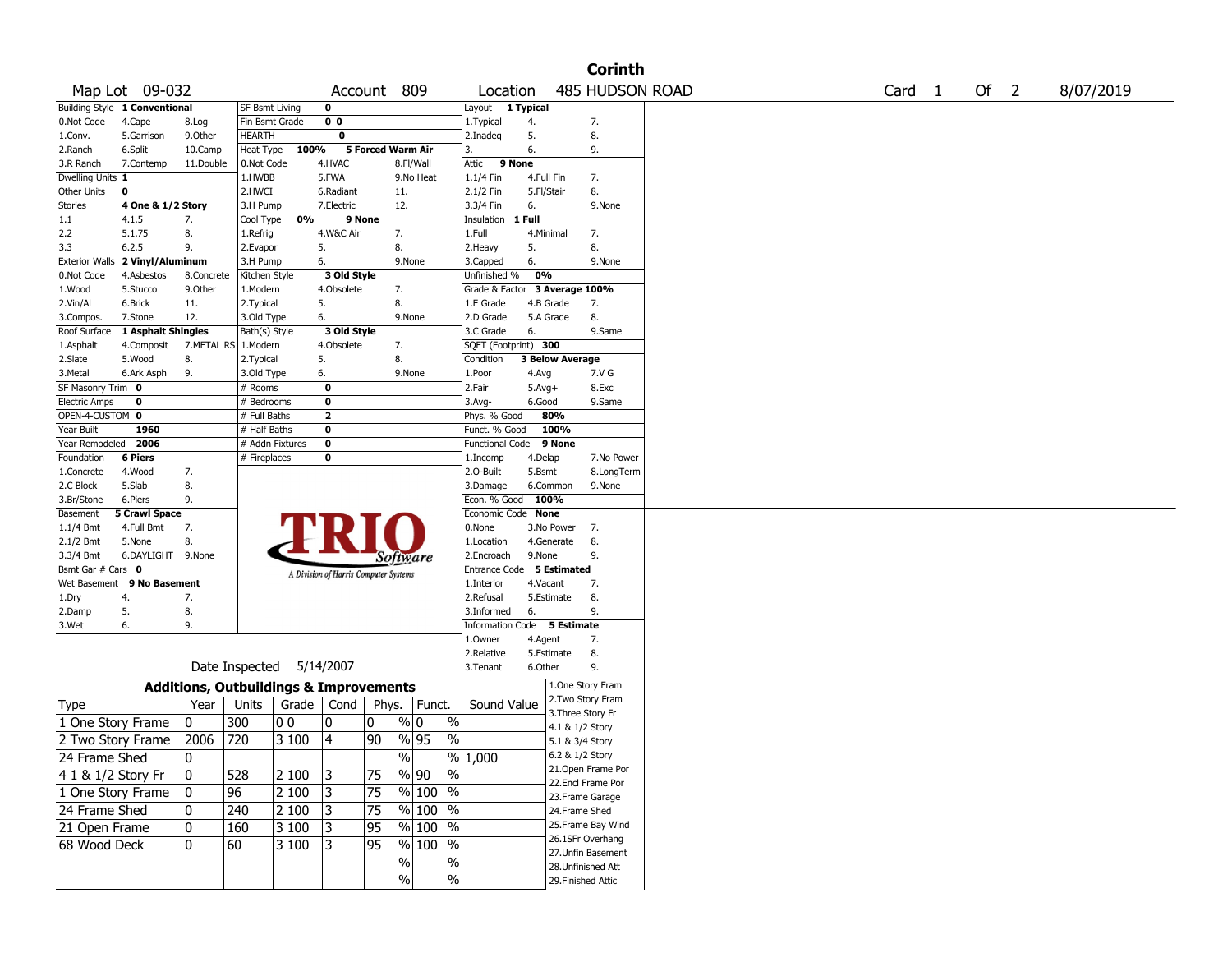# Corinth

**Map Lot** 09-032 **Account** 809 **Location** 485 HUDSON ROAD **Card** 1 **Of** 2 8/07/2019

| Building Style | 1 Conventional | | SF Bsmt Living | 0 | | Layout | 1 Typical | |
|---|---|---|---|---|---|---|---|---|
| 0.Not Code | 4.Cape | 8.Log | Fin Bsmt Grade | 0 0 | | 1.Typical | 4. | 7. |
| 1.Conv. | 5.Garrison | 9.Other | HEARTH | 0 | | 2.Inadeq | 5. | 8. |
| 2.Ranch | 6.Split | 10.Camp | Heat Type 100% | 5 Forced Warm Air | | 3. | 6. | 9. |
| 3.R Ranch | 7.Contemp | 11.Double | 0.Not Code | 4.HVAC | 8.Fl/Wall | Attic | 9 None | |
| Dwelling Units | 1 | | 1.HWBB | 5.FWA | 9.No Heat | 1.1/4 Fin | 4.Full Fin | 7. |
| Other Units | 0 | | 2.HWCI | 6.Radiant | 11. | 2.1/2 Fin | 5.Fl/Stair | 8. |
| Stories | 4 One & 1/2 Story | | 3.H Pump | 7.Electric | 12. | 3.3/4 Fin | 6. | 9.None |
| 1.1 | 4.1.5 | 7. | Cool Type 0% | 9 None | | Insulation | 1 Full | |
| 2.2 | 5.1.75 | 8. | 1.Refrig | 4.W&C Air | 7. | 1.Full | 4.Minimal | 7. |
| 3.3 | 6.2.5 | 9. | 2.Evapor | 5. | 8. | 2.Heavy | 5. | 8. |
| Exterior Walls | 2 Vinyl/Aluminum | | 3.H Pump | 6. | 9.None | 3.Capped | 6. | 9.None |
| 0.Not Code | 4.Asbestos | 8.Concrete | Kitchen Style | 3 Old Style | | Unfinished % | 0% | |
| 1.Wood | 5.Stucco | 9.Other | 1.Modern | 4.Obsolete | 7. | Grade & Factor | 3 Average 100% | |
| 2.Vin/Al | 6.Brick | 11. | 2.Typical | 5. | 8. | 1.E Grade | 4.B Grade | 7. |
| 3.Compos. | 7.Stone | 12. | 3.Old Type | 6. | 9.None | 2.D Grade | 5.A Grade | 8. |
| Roof Surface | 1 Asphalt Shingles | | Bath(s) Style | 3 Old Style | | 3.C Grade | 6. | 9.Same |
| 1.Asphalt | 4.Composit | 7.METAL RS | 1.Modern | 4.Obsolete | 7. | SQFT (Footprint) | 300 | |
| 2.Slate | 5.Wood | 8. | 2.Typical | 5. | 8. | Condition | 3 Below Average | |
| 3.Metal | 6.Ark Asph | 9. | 3.Old Type | 6. | 9.None | 1.Poor | 4.Avg | 7.V G |
| SF Masonry Trim | 0 | | # Rooms | 0 | | 2.Fair | 5.Avg+ | 8.Exc |
| Electric Amps | 0 | | # Bedrooms | 0 | | 3.Avg- | 6.Good | 9.Same |
| OPEN-4-CUSTOM | 0 | | # Full Baths | 2 | | Phys. % Good | 80% | |
| Year Built | 1960 | | # Half Baths | 0 | | Funct. % Good | 100% | |
| Year Remodeled | 2006 | | # Addn Fixtures | 0 | | Functional Code | 9 None | |
| Foundation | 6 Piers | | # Fireplaces | 0 | | 1.Incomp | 4.Delap | 7.No Power |
| 1.Concrete | 4.Wood | 7. | | | | 2.O-Built | 5.Bsmt | 8.LongTerm |
| 2.C Block | 5.Slab | 8. | | | | 3.Damage | 6.Common | 9.None |
| 3.Br/Stone | 6.Piers | 9. | | | | Econ. % Good | 100% | |
| Basement | 5 Crawl Space | | | | | Economic Code | None | |
| 1.1/4 Bmt | 4.Full Bmt | 7. | | | | 0.None | 3.No Power | 7. |
| 2.1/2 Bmt | 5.None | 8. | | | | 1.Location | 4.Generate | 8. |
| 3.3/4 Bmt | 6.DAYLIGHT | 9.None | | | | 2.Encroach | 9.None | 9. |
| Bsmt Gar # Cars | 0 | | | | | Entrance Code | 5 Estimated | |
| Wet Basement | 9 No Basement | | | | | 1.Interior | 4.Vacant | 7. |
| 1.Dry | 4. | 7. | | | | 2.Refusal | 5.Estimate | 8. |
| 2.Damp | 5. | 8. | | | | 3.Informed | 6. | 9. |
| 3.Wet | 6. | 9. | | | | Information Code | 5 Estimate | |
| | | | | | | 1.Owner | 4.Agent | 7. |
| | | | | | | 2.Relative | 5.Estimate | 8. |
| | | | Date Inspected | 5/14/2007 | | 3.Tenant | 6.Other | 9. |

## Additions, Outbuildings & Improvements

| Type | Year | Units | Grade | Cond | Phys. | Funct. | Sound Value |
|---|---|---|---|---|---|---|---|
| 1 One Story Frame | 0 | 300 | 0 0 | 0 | 0 % | 0 % | |
| 2 Two Story Frame | 2006 | 720 | 3 100 | 4 | 90 % | 95 % | |
| 24 Frame Shed | 0 | | | | % | % | 1,000 |
| 4 1 & 1/2 Story Fr | 0 | 528 | 2 100 | 3 | 75 % | 90 % | |
| 1 One Story Frame | 0 | 96 | 2 100 | 3 | 75 % | 100 % | |
| 24 Frame Shed | 0 | 240 | 2 100 | 3 | 75 % | 100 % | |
| 21 Open Frame | 0 | 160 | 3 100 | 3 | 95 % | 100 % | |
| 68 Wood Deck | 0 | 60 | 3 100 | 3 | 95 % | 100 % | |
| | | | | | % | % | |
| | | | | | % | % | |

1.One Story Fram, 2.Two Story Fram, 3.Three Story Fr, 4.1 & 1/2 Story, 5.1 & 3/4 Story, 6.2 & 1/2 Story, 21.Open Frame Por, 22.Encl Frame Por, 23.Frame Garage, 24.Frame Shed, 25.Frame Bay Wind, 26.1SFr Overhang, 27.Unfin Basement, 28.Unfinished Att, 29.Finished Attic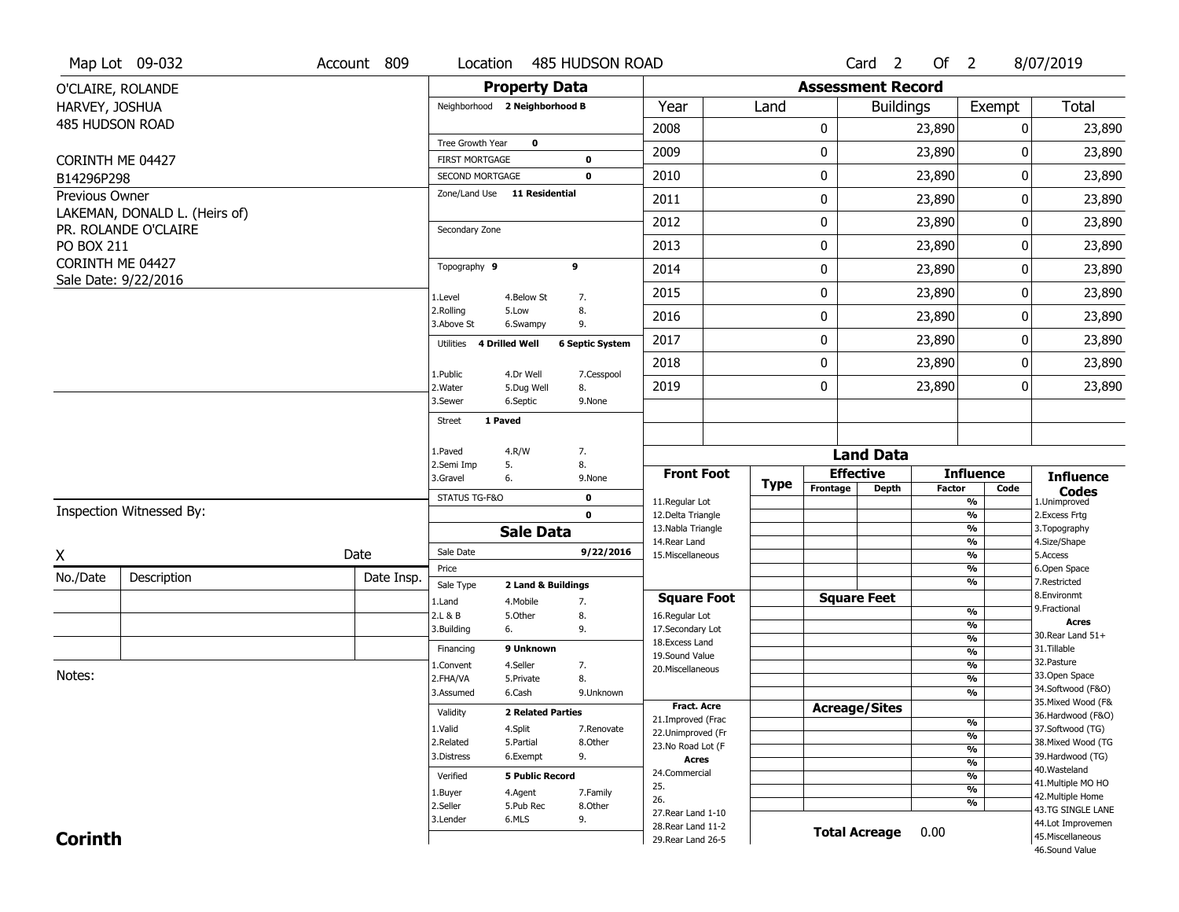Map Lot 09-032 | Account 809 | Location 485 HUDSON ROAD | Card 2 Of 2 | 8/07/2019

O'CLAIRE, ROLANDE
HARVEY, JOSHUA
485 HUDSON ROAD

CORINTH ME 04427
B14296P298

Previous Owner
LAKEMAN, DONALD L. (Heirs of)
PR. ROLANDE O'CLAIRE
PO BOX 211
CORINTH ME 04427
Sale Date: 9/22/2016

## Property Data

Neighborhood **2 Neighborhood B**

Tree Growth Year **0**
FIRST MORTGAGE **0**
SECOND MORTGAGE **0**
Zone/Land Use **11 Residential**

Secondary Zone

Topography **9** **9**

1.Level 4.Below St 7.
2.Rolling 5.Low 8.
3.Above St 6.Swampy 9.

Utilities **4 Drilled Well** **6 Septic System**

1.Public 4.Dr Well 7.Cesspool
2.Water 5.Dug Well 8.
3.Sewer 6.Septic 9.None

Street **1 Paved**

1.Paved 4.R/W 7.
2.Semi Imp 5. 8.
3.Gravel 6. 9.None

STATUS TG-F&O **0**
**0**

## Assessment Record

| Year | Land | Buildings | Exempt | Total |
|---|---|---|---|---|
| 2008 | 0 | 23,890 | 0 | 23,890 |
| 2009 | 0 | 23,890 | 0 | 23,890 |
| 2010 | 0 | 23,890 | 0 | 23,890 |
| 2011 | 0 | 23,890 | 0 | 23,890 |
| 2012 | 0 | 23,890 | 0 | 23,890 |
| 2013 | 0 | 23,890 | 0 | 23,890 |
| 2014 | 0 | 23,890 | 0 | 23,890 |
| 2015 | 0 | 23,890 | 0 | 23,890 |
| 2016 | 0 | 23,890 | 0 | 23,890 |
| 2017 | 0 | 23,890 | 0 | 23,890 |
| 2018 | 0 | 23,890 | 0 | 23,890 |
| 2019 | 0 | 23,890 | 0 | 23,890 |

## Land Data

| Front Foot | Type | Effective Frontage | Effective Depth | Influence Factor | Influence Code |
|---|---|---|---|---|---|
| 11.Regular Lot | | | | % | |
| 12.Delta Triangle | | | | % | |
| 13.Nabla Triangle | | | | % | |
| 14.Rear Land | | | | % | |
| 15.Miscellaneous | | | | % | |
| | | | | % | |
| | | | | % | |
| **Square Foot** | | **Square Feet** | | | |
| 16.Regular Lot | | | | % | |
| 17.Secondary Lot | | | | % | |
| 18.Excess Land | | | | % | |
| 19.Sound Value | | | | % | |
| 20.Miscellaneous | | | | % | |
| | | | | % | |
| | | | | % | |
| **Fract. Acre** | | **Acreage/Sites** | | | |
| 21.Improved (Frac | | | | % | |
| 22.Unimproved (Fr | | | | % | |
| 23.No Road Lot (F | | | | % | |
| **Acres** | | | | % | |
| 24.Commercial | | | | % | |
| 25. | | | | % | |
| 26. | | | | % | |
| 27.Rear Land 1-10 | | | | | |
| 28.Rear Land 11-2 | | **Total Acreage** | 0.00 | | |
| 29.Rear Land 26-5 | | | | | |

**Influence Codes**
1.Unimproved
2.Excess Frtg
3.Topography
4.Size/Shape
5.Access
6.Open Space
7.Restricted
8.Environmt
9.Fractional

**Acres**
30.Rear Land 51+
31.Tillable
32.Pasture
33.Open Space
34.Softwood (F&O)
35.Mixed Wood (F&
36.Hardwood (F&O)
37.Softwood (TG)
38.Mixed Wood (TG
39.Hardwood (TG)
40.Wasteland
41.Multiple MO HO
42.Multiple Home
43.TG SINGLE LANE
44.Lot Improvemen
45.Miscellaneous
46.Sound Value

## Sale Data

Sale Date **9/22/2016**
Price
Sale Type **2 Land & Buildings**

1.Land 4.Mobile 7.
2.L & B 5.Other 8.
3.Building 6. 9.

Financing **9 Unknown**

1.Convent 4.Seller 7.
2.FHA/VA 5.Private 8.
3.Assumed 6.Cash 9.Unknown

Validity **2 Related Parties**

1.Valid 4.Split 7.Renovate
2.Related 5.Partial 8.Other
3.Distress 6.Exempt 9.

Verified **5 Public Record**

1.Buyer 4.Agent 7.Family
2.Seller 5.Pub Rec 8.Other
3.Lender 6.MLS 9.

Inspection Witnessed By:

X Date

| No./Date | Description | Date Insp. |
|---|---|---|
| | | |
| | | |
| | | |

Notes:

**Corinth**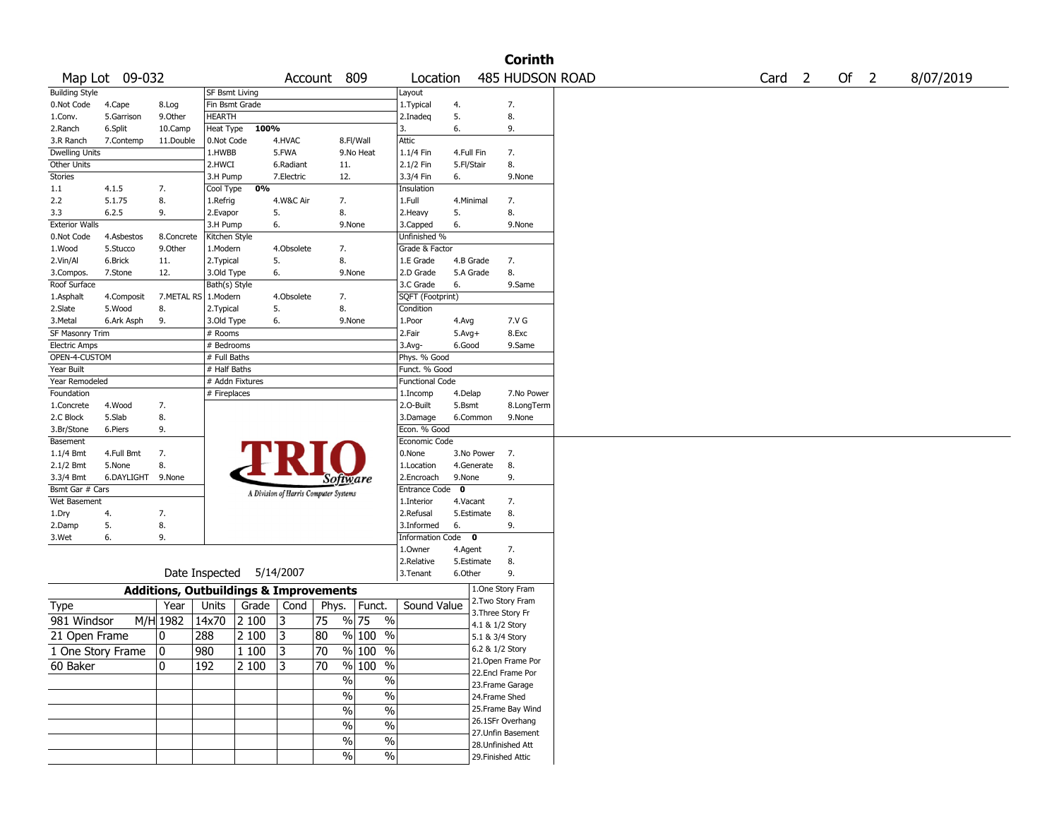# Corinth

Map Lot 09-032 | Account 809 | Location 485 HUDSON ROAD | Card 2 Of 2 | 8/07/2019

| | | | | | | | | | | |
|---|---|---|---|---|---|---|---|---|---|---|
| **Building Style** | | | **SF Bsmt Living** | | | | **Layout** | | | |
| 0.Not Code | 4.Cape | 8.Log | **Fin Bsmt Grade** | | | | 1.Typical | 4. | 7. | |
| 1.Conv. | 5.Garrison | 9.Other | **HEARTH** | | | | 2.Inadeq | 5. | 8. | |
| 2.Ranch | 6.Split | 10.Camp | **Heat Type 100%** | | | | 3. | 6. | 9. | |
| 3.R Ranch | 7.Contemp | 11.Double | 0.Not Code | 4.HVAC | 8.Fl/Wall | | **Attic** | | | |
| **Dwelling Units** | | | 1.HWBB | 5.FWA | 9.No Heat | | 1.1/4 Fin | 4.Full Fin | 7. | |
| **Other Units** | | | 2.HWCI | 6.Radiant | 11. | | 2.1/2 Fin | 5.Fl/Stair | 8. | |
| **Stories** | | | 3.H Pump | 7.Electric | 12. | | 3.3/4 Fin | 6. | 9.None | |
| 1.1 | 4.1.5 | 7. | **Cool Type 0%** | | | | **Insulation** | | | |
| 2.2 | 5.1.75 | 8. | 1.Refrig | 4.W&C Air | 7. | | 1.Full | 4.Minimal | 7. | |
| 3.3 | 6.2.5 | 9. | 2.Evapor | 5. | 8. | | 2.Heavy | 5. | 8. | |
| **Exterior Walls** | | | 3.H Pump | 6. | 9.None | | 3.Capped | 6. | 9.None | |
| 0.Not Code | 4.Asbestos | 8.Concrete | **Kitchen Style** | | | | **Unfinished %** | | | |
| 1.Wood | 5.Stucco | 9.Other | 1.Modern | 4.Obsolete | 7. | | **Grade & Factor** | | | |
| 2.Vin/Al | 6.Brick | 11. | 2.Typical | 5. | 8. | | 1.E Grade | 4.B Grade | 7. | |
| 3.Compos. | 7.Stone | 12. | 3.Old Type | 6. | 9.None | | 2.D Grade | 5.A Grade | 8. | |
| **Roof Surface** | | | **Bath(s) Style** | | | | 3.C Grade | 6. | 9.Same | |
| 1.Asphalt | 4.Composit | 7.METAL RS | 1.Modern | 4.Obsolete | 7. | | **SQFT (Footprint)** | | | |
| 2.Slate | 5.Wood | 8. | 2.Typical | 5. | 8. | | **Condition** | | | |
| 3.Metal | 6.Ark Asph | 9. | 3.Old Type | 6. | 9.None | | 1.Poor | 4.Avg | 7.V G | |
| **SF Masonry Trim** | | | **# Rooms** | | | | 2.Fair | 5.Avg+ | 8.Exc | |
| **Electric Amps** | | | **# Bedrooms** | | | | 3.Avg- | 6.Good | 9.Same | |
| **OPEN-4-CUSTOM** | | | **# Full Baths** | | | | **Phys. % Good** | | | |
| **Year Built** | | | **# Half Baths** | | | | **Funct. % Good** | | | |
| **Year Remodeled** | | | **# Addn Fixtures** | | | | **Functional Code** | | | |
| **Foundation** | | | **# Fireplaces** | | | | 1.Incomp | 4.Delap | 7.No Power | |
| 1.Concrete | 4.Wood | 7. | | | | | 2.O-Built | 5.Bsmt | 8.LongTerm | |
| 2.C Block | 5.Slab | 8. | | | | | 3.Damage | 6.Common | 9.None | |
| 3.Br/Stone | 6.Piers | 9. | | | | | **Econ. % Good** | | | |
| **Basement** | | | | | | | **Economic Code** | | | |
| 1.1/4 Bmt | 4.Full Bmt | 7. | | | | | 0.None | 3.No Power | 7. | |
| 2.1/2 Bmt | 5.None | 8. | | | | | 1.Location | 4.Generate | 8. | |
| 3.3/4 Bmt | 6.DAYLIGHT | 9.None | | | | | 2.Encroach | 9.None | 9. | |
| **Bsmt Gar # Cars** | | | | | | | **Entrance Code 0** | | | |
| **Wet Basement** | | | | | | | 1.Interior | 4.Vacant | 7. | |
| 1.Dry | 4. | 7. | | | | | 2.Refusal | 5.Estimate | 8. | |
| 2.Damp | 5. | 8. | | | | | 3.Informed | 6. | 9. | |
| 3.Wet | 6. | 9. | | | | | **Information Code 0** | | | |
| | | | | | | | 1.Owner | 4.Agent | 7. | |
| | | | | | | | 2.Relative | 5.Estimate | 8. | |
| | | | Date Inspected 5/14/2007 | | | | 3.Tenant | 6.Other | 9. | |

TRIO Software — A Division of Harris Computer Systems

## Additions, Outbuildings & Improvements

| Type | Year | Units | Grade | Cond | Phys. | Funct. | Sound Value |
|---|---|---|---|---|---|---|---|
| 981 Windsor M/H | 1982 | 14x70 | 2 100 | 3 | 75 % | 75 % | |
| 21 Open Frame | 0 | 288 | 2 100 | 3 | 80 % | 100 % | |
| 1 One Story Frame | 0 | 980 | 1 100 | 3 | 70 % | 100 % | |
| 60 Baker | 0 | 192 | 2 100 | 3 | 70 % | 100 % | |
| | | | | | % | % | |
| | | | | | % | % | |
| | | | | | % | % | |
| | | | | | % | % | |
| | | | | | % | % | |
| | | | | | % | % | |

1.One Story Fram
2.Two Story Fram
3.Three Story Fr
4.1 & 1/2 Story
5.1 & 3/4 Story
6.2 & 1/2 Story
21.Open Frame Por
22.Encl Frame Por
23.Frame Garage
24.Frame Shed
25.Frame Bay Wind
26.1SFr Overhang
27.Unfin Basement
28.Unfinished Att
29.Finished Attic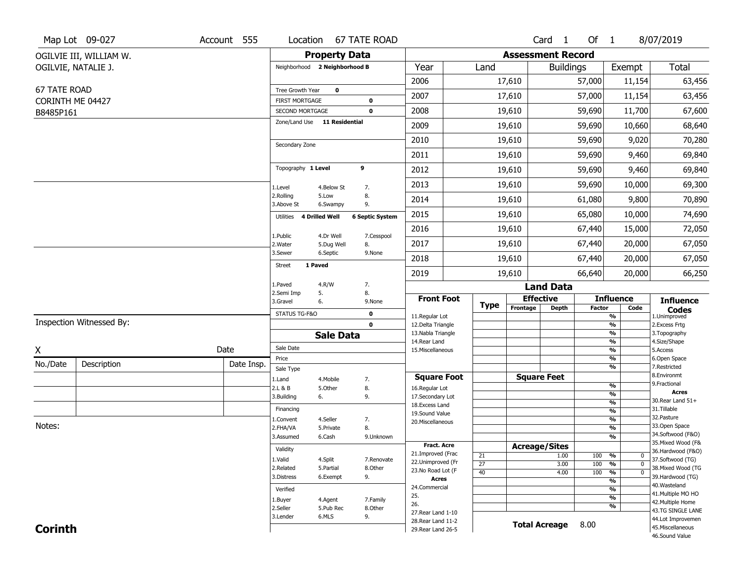Map Lot 09-027 | Account 555 | Location 67 TATE ROAD | Card 1 Of 1 | 8/07/2019

OGILVIE III, WILLIAM W.
OGILVIE, NATALIE J.

67 TATE ROAD
CORINTH ME 04427
B8485P161

## Property Data

Neighborhood 2 Neighborhood B

Tree Growth Year 0
FIRST MORTGAGE 0
SECOND MORTGAGE 0
Zone/Land Use 11 Residential

Secondary Zone

Topography 1 Level 9

1.Level 4.Below St 7.
2.Rolling 5.Low 8.
3.Above St 6.Swampy 9.

Utilities 4 Drilled Well 6 Septic System

1.Public 4.Dr Well 7.Cesspool
2.Water 5.Dug Well 8.
3.Sewer 6.Septic 9.None

Street 1 Paved

1.Paved 4.R/W 7.
2.Semi Imp 5. 8.
3.Gravel 6. 9.None

STATUS TG-F&O 0
0

## Assessment Record

| Year | Land | Buildings | Exempt | Total |
|---|---|---|---|---|
| 2006 | 17,610 | 57,000 | 11,154 | 63,456 |
| 2007 | 17,610 | 57,000 | 11,154 | 63,456 |
| 2008 | 19,610 | 59,690 | 11,700 | 67,600 |
| 2009 | 19,610 | 59,690 | 10,660 | 68,640 |
| 2010 | 19,610 | 59,690 | 9,020 | 70,280 |
| 2011 | 19,610 | 59,690 | 9,460 | 69,840 |
| 2012 | 19,610 | 59,690 | 9,460 | 69,840 |
| 2013 | 19,610 | 59,690 | 10,000 | 69,300 |
| 2014 | 19,610 | 61,080 | 9,800 | 70,890 |
| 2015 | 19,610 | 65,080 | 10,000 | 74,690 |
| 2016 | 19,610 | 67,440 | 15,000 | 72,050 |
| 2017 | 19,610 | 67,440 | 20,000 | 67,050 |
| 2018 | 19,610 | 67,440 | 20,000 | 67,050 |
| 2019 | 19,610 | 66,640 | 20,000 | 66,250 |

## Land Data

| Front Foot | Type | Effective Frontage | Effective Depth | Influence Factor | Influence Code |
|---|---|---|---|---|---|
| 11.Regular Lot | | | | % | |
| 12.Delta Triangle | | | | % | |
| 13.Nabla Triangle | | | | % | |
| 14.Rear Land | | | | % | |
| 15.Miscellaneous | | | | % | |
| | | | | % | |
| | | | | % | |

| Square Foot | Type | Square Feet | Factor | Code |
|---|---|---|---|---|
| 16.Regular Lot | | | % | |
| 17.Secondary Lot | | | % | |
| 18.Excess Land | | | % | |
| 19.Sound Value | | | % | |
| 20.Miscellaneous | | | % | |
| | | | % | |
| | | | % | |

| Fract. Acre | Type | Acreage/Sites | Factor | Code |
|---|---|---|---|---|
| 21.Improved (Frac | 21 | 1.00 | 100 % | 0 |
| 22.Unimproved (Fr | 27 | 3.00 | 100 % | 0 |
| 23.No Road Lot (F | 40 | 4.00 | 100 % | 0 |
| **Acres** | | | % | |
| 24.Commercial | | | % | |
| 25. | | | % | |
| 26. | | | % | |
| 27.Rear Land 1-10 | | | | |
| 28.Rear Land 11-2 | | | | |
| 29.Rear Land 26-5 | | | | |

**Total Acreage** 8.00

**Influence Codes**
1.Unimproved
2.Excess Frtg
3.Topography
4.Size/Shape
5.Access
6.Open Space
7.Restricted
8.Environmt
9.Fractional

**Acres**
30.Rear Land 51+
31.Tillable
32.Pasture
33.Open Space
34.Softwood (F&O)
35.Mixed Wood (F&
36.Hardwood (F&O)
37.Softwood (TG)
38.Mixed Wood (TG
39.Hardwood (TG)
40.Wasteland
41.Multiple MO HO
42.Multiple Home
43.TG SINGLE LANE
44.Lot Improvemen
45.Miscellaneous
46.Sound Value

## Sale Data

Sale Date
Price
Sale Type
1.Land 4.Mobile 7.
2.L & B 5.Other 8.
3.Building 6. 9.

Financing
1.Convent 4.Seller 7.
2.FHA/VA 5.Private 8.
3.Assumed 6.Cash 9.Unknown

Validity
1.Valid 4.Split 7.Renovate
2.Related 5.Partial 8.Other
3.Distress 6.Exempt 9.

Verified
1.Buyer 4.Agent 7.Family
2.Seller 5.Pub Rec 8.Other
3.Lender 6.MLS 9.

Inspection Witnessed By:

X Date

| No./Date | Description | Date Insp. |
|---|---|---|
| | | |
| | | |
| | | |

Notes:

**Corinth**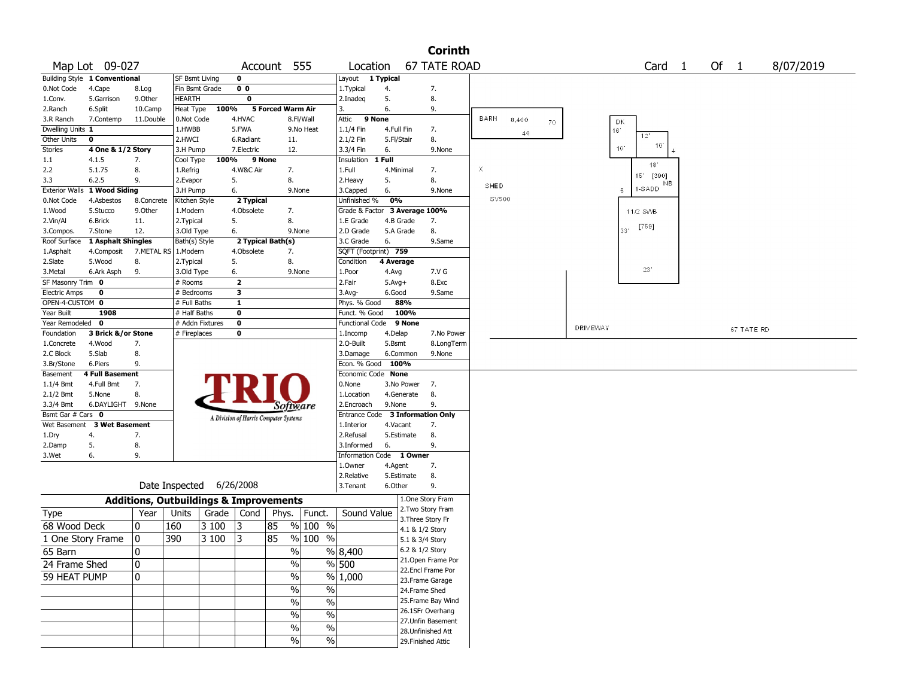# Corinth

**Map Lot** 09-027 **Account** 555 **Location** 67 TATE ROAD **Card** 1 **Of** 1 8/07/2019

| Building Style | 1 Conventional | | SF Bsmt Living | 0 | | Layout | 1 Typical | |
|---|---|---|---|---|---|---|---|---|
| 0.Not Code | 4.Cape | 8.Log | Fin Bsmt Grade | 0 0 | | 1.Typical | 4. | 7. |
| 1.Conv. | 5.Garrison | 9.Other | HEARTH | 0 | | 2.Inadeq | 5. | 8. |
| 2.Ranch | 6.Split | 10.Camp | Heat Type 100% | 5 Forced Warm Air | | 3. | 6. | 9. |
| 3.R Ranch | 7.Contemp | 11.Double | 0.Not Code | 4.HVAC | 8.Fl/Wall | Attic | 9 None | |
| Dwelling Units | 1 | | 1.HWBB | 5.FWA | 9.No Heat | 1.1/4 Fin | 4.Full Fin | 7. |
| Other Units | 0 | | 2.HWCI | 6.Radiant | 11. | 2.1/2 Fin | 5.Fl/Stair | 8. |
| Stories | 4 One & 1/2 Story | | 3.H Pump | 7.Electric | 12. | 3.3/4 Fin | 6. | 9.None |
| 1.1 | 4.1.5 | 7. | Cool Type 100% | 9 None | | Insulation | 1 Full | |
| 2.2 | 5.1.75 | 8. | 1.Refrig | 4.W&C Air | 7. | 1.Full | 4.Minimal | 7. |
| 3.3 | 6.2.5 | 9. | 2.Evapor | 5. | 8. | 2.Heavy | 5. | 8. |
| Exterior Walls | 1 Wood Siding | | 3.H Pump | 6. | 9.None | 3.Capped | 6. | 9.None |
| 0.Not Code | 4.Asbestos | 8.Concrete | Kitchen Style | 2 Typical | | Unfinished % | 0% | |
| 1.Wood | 5.Stucco | 9.Other | 1.Modern | 4.Obsolete | 7. | Grade & Factor | 3 Average 100% | |
| 2.Vin/Al | 6.Brick | 11. | 2.Typical | 5. | 8. | 1.E Grade | 4.B Grade | 7. |
| 3.Compos. | 7.Stone | 12. | 3.Old Type | 6. | 9.None | 2.D Grade | 5.A Grade | 8. |
| Roof Surface | 1 Asphalt Shingles | | Bath(s) Style | 2 Typical Bath(s) | | 3.C Grade | 6. | 9.Same |
| 1.Asphalt | 4.Composit | 7.METAL RS | 1.Modern | 4.Obsolete | 7. | SQFT (Footprint) | 759 | |
| 2.Slate | 5.Wood | 8. | 2.Typical | 5. | 8. | Condition | 4 Average | |
| 3.Metal | 6.Ark Asph | 9. | 3.Old Type | 6. | 9.None | 1.Poor | 4.Avg | 7.V G |
| SF Masonry Trim | 0 | | # Rooms | 2 | | 2.Fair | 5.Avg+ | 8.Exc |
| Electric Amps | 0 | | # Bedrooms | 3 | | 3.Avg- | 6.Good | 9.Same |
| OPEN-4-CUSTOM | 0 | | # Full Baths | 1 | | Phys. % Good | 88% | |
| Year Built | 1908 | | # Half Baths | 0 | | Funct. % Good | 100% | |
| Year Remodeled | 0 | | # Addn Fixtures | 0 | | Functional Code | 9 None | |
| Foundation | 3 Brick &/or Stone | | # Fireplaces | 0 | | 1.Incomp | 4.Delap | 7.No Power |
| 1.Concrete | 4.Wood | 7. | | | | 2.O-Built | 5.Bsmt | 8.LongTerm |
| 2.C Block | 5.Slab | 8. | | | | 3.Damage | 6.Common | 9.None |
| 3.Br/Stone | 6.Piers | 9. | | | | Econ. % Good | 100% | |
| Basement | 4 Full Basement | | | | | Economic Code | None | |
| 1.1/4 Bmt | 4.Full Bmt | 7. | | | | 0.None | 3.No Power | 7. |
| 2.1/2 Bmt | 5.None | 8. | | | | 1.Location | 4.Generate | 8. |
| 3.3/4 Bmt | 6.DAYLIGHT | 9.None | | | | 2.Encroach | 9.None | 9. |
| Bsmt Gar # Cars | 0 | | | | | Entrance Code | 3 Information Only | |
| Wet Basement | 3 Wet Basement | | | | | 1.Interior | 4.Vacant | 7. |
| 1.Dry | 4. | 7. | | | | 2.Refusal | 5.Estimate | 8. |
| 2.Damp | 5. | 8. | | | | 3.Informed | 6. | 9. |
| 3.Wet | 6. | 9. | | | | Information Code | 1 Owner | |
| | | | | | | 1.Owner | 4.Agent | 7. |
| | | | | | | 2.Relative | 5.Estimate | 8. |
| Date Inspected | 6/26/2008 | | | | | 3.Tenant | 6.Other | 9. |

TRIO Software — A Division of Harris Computer Systems

## Additions, Outbuildings & Improvements

| Type | Year | Units | Grade | Cond | Phys. | Funct. | Sound Value |
|---|---|---|---|---|---|---|---|
| 68 Wood Deck | 0 | 160 | 3 100 | 3 | 85 % | 100 % | |
| 1 One Story Frame | 0 | 390 | 3 100 | 3 | 85 % | 100 % | |
| 65 Barn | 0 | | | | % | % | 8,400 |
| 24 Frame Shed | 0 | | | | % | % | 500 |
| 59 HEAT PUMP | 0 | | | | % | % | 1,000 |
| | | | | | % | % | |
| | | | | | % | % | |
| | | | | | % | % | |
| | | | | | % | % | |
| | | | | | % | % | |

1.One Story Fram, 2.Two Story Fram, 3.Three Story Fr, 4.1 & 1/2 Story, 5.1 & 3/4 Story, 6.2 & 1/2 Story, 21.Open Frame Por, 22.Encl Frame Por, 23.Frame Garage, 24.Frame Shed, 25.Frame Bay Wind, 26.1SFr Overhang, 27.Unfin Basement, 28.Unfinished Att, 29.Finished Attic

Sketch: BARN 8,400 70 40; SHED SV500; DK 16' 10' 12' 10' 4; 18' 15' [390] NB 1-SADD 5; 1 1/2 SWB 33' [759] 23'; DRIVEWAY; 67 TATE RD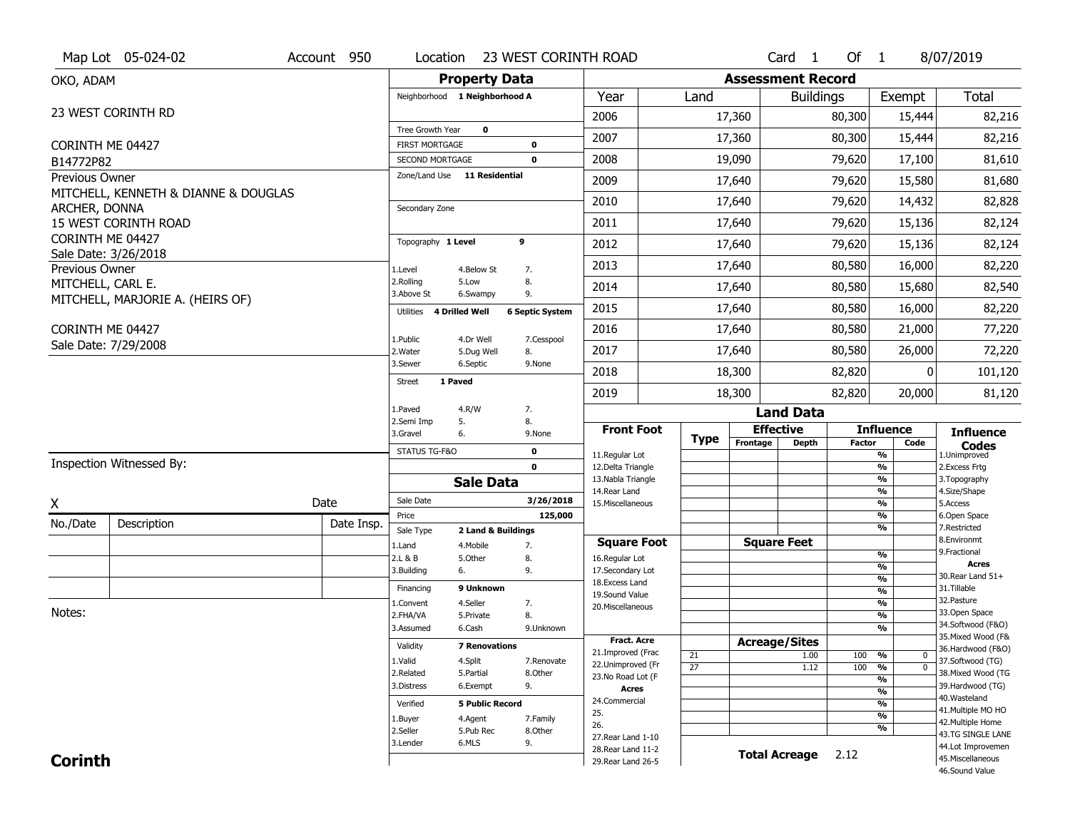Map Lot 05-024-02 | Account 950 | Location 23 WEST CORINTH ROAD | Card 1 Of 1 | 8/07/2019

OKO, ADAM

23 WEST CORINTH RD

CORINTH ME 04427
B14772P82

Previous Owner
MITCHELL, KENNETH & DIANNE & DOUGLAS
ARCHER, DONNA
15 WEST CORINTH ROAD
CORINTH ME 04427
Sale Date: 3/26/2018

Previous Owner
MITCHELL, CARL E.
MITCHELL, MARJORIE A. (HEIRS OF)

CORINTH ME 04427
Sale Date: 7/29/2008

Inspection Witnessed By:

X ______________________ Date

| No./Date | Description | Date Insp. |
|---|---|---|
| | | |
| | | |
| | | |

Notes:

## Property Data

Neighborhood **1 Neighborhood A**

Tree Growth Year **0**
FIRST MORTGAGE **0**
SECOND MORTGAGE **0**
Zone/Land Use **11 Residential**

Secondary Zone

Topography **1 Level** **9**

1.Level 4.Below St 7.
2.Rolling 5.Low 8.
3.Above St 6.Swampy 9.

Utilities **4 Drilled Well** **6 Septic System**

1.Public 4.Dr Well 7.Cesspool
2.Water 5.Dug Well 8.
3.Sewer 6.Septic 9.None

Street **1 Paved**

1.Paved 4.R/W 7.
2.Semi Imp 5. 8.
3.Gravel 6. 9.None

STATUS TG-F&O **0**
**0**

## Sale Data

Sale Date **3/26/2018**
Price **125,000**
Sale Type **2 Land & Buildings**

1.Land 4.Mobile 7.
2.L & B 5.Other 8.
3.Building 6. 9.

Financing **9 Unknown**

1.Convent 4.Seller 7.
2.FHA/VA 5.Private 8.
3.Assumed 6.Cash 9.Unknown

Validity **7 Renovations**

1.Valid 4.Split 7.Renovate
2.Related 5.Partial 8.Other
3.Distress 6.Exempt 9.

Verified **5 Public Record**

1.Buyer 4.Agent 7.Family
2.Seller 5.Pub Rec 8.Other
3.Lender 6.MLS 9.

## Assessment Record

| Year | Land | Buildings | Exempt | Total |
|---|---|---|---|---|
| 2006 | 17,360 | 80,300 | 15,444 | 82,216 |
| 2007 | 17,360 | 80,300 | 15,444 | 82,216 |
| 2008 | 19,090 | 79,620 | 17,100 | 81,610 |
| 2009 | 17,640 | 79,620 | 15,580 | 81,680 |
| 2010 | 17,640 | 79,620 | 14,432 | 82,828 |
| 2011 | 17,640 | 79,620 | 15,136 | 82,124 |
| 2012 | 17,640 | 79,620 | 15,136 | 82,124 |
| 2013 | 17,640 | 80,580 | 16,000 | 82,220 |
| 2014 | 17,640 | 80,580 | 15,680 | 82,540 |
| 2015 | 17,640 | 80,580 | 16,000 | 82,220 |
| 2016 | 17,640 | 80,580 | 21,000 | 77,220 |
| 2017 | 17,640 | 80,580 | 26,000 | 72,220 |
| 2018 | 18,300 | 82,820 | 0 | 101,120 |
| 2019 | 18,300 | 82,820 | 20,000 | 81,120 |

## Land Data

| | Type | Effective Frontage | Effective Depth | Influence Factor | Influence Code |
|---|---|---|---|---|---|
| **Front Foot** | | | | | |
| 11.Regular Lot | | | | % | |
| 12.Delta Triangle | | | | % | |
| 13.Nabla Triangle | | | | % | |
| 14.Rear Land | | | | % | |
| 15.Miscellaneous | | | | % | |
| **Square Foot** | | **Square Feet** | | | |
| 16.Regular Lot | | | | % | |
| 17.Secondary Lot | | | | % | |
| 18.Excess Land | | | | % | |
| 19.Sound Value | | | | % | |
| 20.Miscellaneous | | | | % | |
| **Fract. Acre** | | **Acreage/Sites** | | | |
| 21.Improved (Frac | 21 | | 1.00 | 100 % | 0 |
| 22.Unimproved (Fr | 27 | | 1.12 | 100 % | 0 |
| 23.No Road Lot (F | | | | % | |
| **Acres** | | | | % | |
| 24.Commercial | | | | % | |
| 25. | | | | % | |
| 26. | | | | % | |
| 27.Rear Land 1-10 | | | | | |
| 28.Rear Land 11-2 | | | | | |
| 29.Rear Land 26-5 | | | | | |

**Total Acreage** 2.12

**Influence Codes**
1.Unimproved
2.Excess Frtg
3.Topography
4.Size/Shape
5.Access
6.Open Space
7.Restricted
8.Environmt
9.Fractional

**Acres**
30.Rear Land 51+
31.Tillable
32.Pasture
33.Open Space
34.Softwood (F&O)
35.Mixed Wood (F&
36.Hardwood (F&O)
37.Softwood (TG)
38.Mixed Wood (TG
39.Hardwood (TG)
40.Wasteland
41.Multiple MO HO
42.Multiple Home
43.TG SINGLE LANE
44.Lot Improvemen
45.Miscellaneous
46.Sound Value

**Corinth**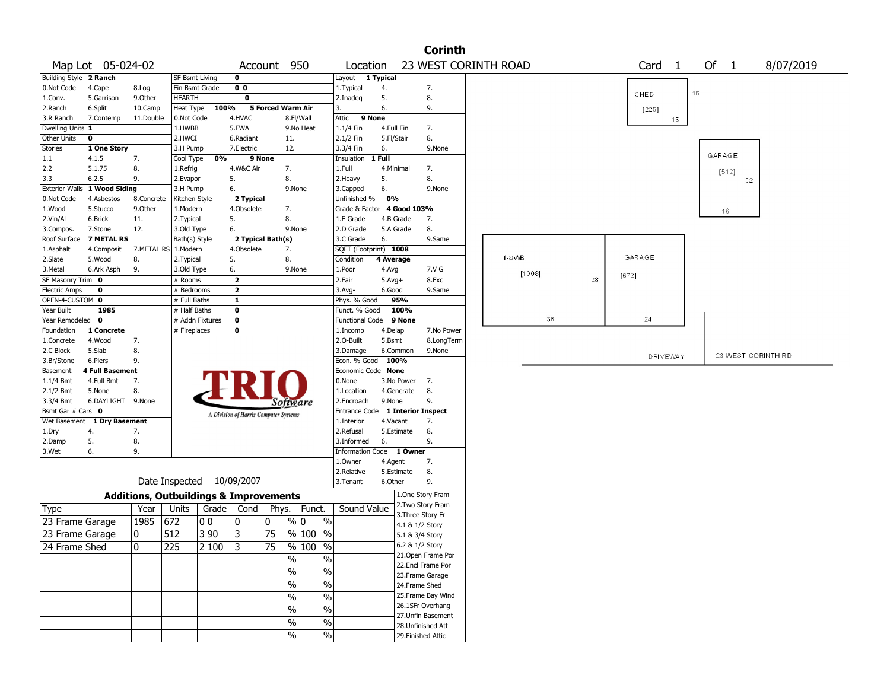# Corinth

Map Lot 05-024-02 | Account 950 | Location 23 WEST CORINTH ROAD | Card 1 Of 1 | 8/07/2019

| | | | | | | | | | | |
|---|---|---|---|---|---|---|---|---|---|---|
| Building Style **2 Ranch** | | | SF Bsmt Living **0** | | | | Layout **1 Typical** | | | |
| 0.Not Code | 4.Cape | 8.Log | Fin Bsmt Grade **0 0** | | | | 1.Typical | 4. | 7. | |
| 1.Conv. | 5.Garrison | 9.Other | HEARTH **0** | | | | 2.Inadeq | 5. | 8. | |
| 2.Ranch | 6.Split | 10.Camp | Heat Type **100%** | **5 Forced Warm Air** | | | 3. | 6. | 9. | |
| 3.R Ranch | 7.Contemp | 11.Double | 0.Not Code | 4.HVAC | 8.Fl/Wall | | Attic **9 None** | | | |
| Dwelling Units **1** | | | 1.HWBB | 5.FWA | 9.No Heat | | 1.1/4 Fin | 4.Full Fin | 7. | |
| Other Units **0** | | | 2.HWCI | 6.Radiant | 11. | | 2.1/2 Fin | 5.Fl/Stair | 8. | |
| Stories **1 One Story** | | | 3.H Pump | 7.Electric | 12. | | 3.3/4 Fin | 6. | 9.None | |
| 1.1 | 4.1.5 | 7. | Cool Type **0%** | **9 None** | | | Insulation **1 Full** | | | |
| 2.2 | 5.1.75 | 8. | 1.Refrig | 4.W&C Air | 7. | | 1.Full | 4.Minimal | 7. | |
| 3.3 | 6.2.5 | 9. | 2.Evapor | 5. | 8. | | 2.Heavy | 5. | 8. | |
| Exterior Walls **1 Wood Siding** | | | 3.H Pump | 6. | 9.None | | 3.Capped | 6. | 9.None | |
| 0.Not Code | 4.Asbestos | 8.Concrete | Kitchen Style **2 Typical** | | | | Unfinished % **0%** | | | |
| 1.Wood | 5.Stucco | 9.Other | 1.Modern | 4.Obsolete | 7. | | Grade & Factor **4 Good 103%** | | | |
| 2.Vin/Al | 6.Brick | 11. | 2.Typical | 5. | 8. | | 1.E Grade | 4.B Grade | 7. | |
| 3.Compos. | 7.Stone | 12. | 3.Old Type | 6. | 9.None | | 2.D Grade | 5.A Grade | 8. | |
| Roof Surface **7 METAL RS** | | | Bath(s) Style **2 Typical Bath(s)** | | | | 3.C Grade | 6. | 9.Same | |
| 1.Asphalt | 4.Composit | 7.METAL RS | 1.Modern | 4.Obsolete | 7. | | SQFT (Footprint) **1008** | | | |
| 2.Slate | 5.Wood | 8. | 2.Typical | 5. | 8. | | Condition **4 Average** | | | |
| 3.Metal | 6.Ark Asph | 9. | 3.Old Type | 6. | 9.None | | 1.Poor | 4.Avg | 7.V G | |
| SF Masonry Trim **0** | | | # Rooms **2** | | | | 2.Fair | 5.Avg+ | 8.Exc | |
| Electric Amps **0** | | | # Bedrooms **2** | | | | 3.Avg- | 6.Good | 9.Same | |
| OPEN-4-CUSTOM **0** | | | # Full Baths **1** | | | | Phys. % Good **95%** | | | |
| Year Built **1985** | | | # Half Baths **0** | | | | Funct. % Good **100%** | | | |
| Year Remodeled **0** | | | # Addn Fixtures **0** | | | | Functional Code **9 None** | | | |
| Foundation **1 Concrete** | | | # Fireplaces **0** | | | | 1.Incomp | 4.Delap | 7.No Power | |
| 1.Concrete | 4.Wood | 7. | | | | | 2.O-Built | 5.Bsmt | 8.LongTerm | |
| 2.C Block | 5.Slab | 8. | | | | | 3.Damage | 6.Common | 9.None | |
| 3.Br/Stone | 6.Piers | 9. | | | | | Econ. % Good **100%** | | | |
| Basement **4 Full Basement** | | | | | | | Economic Code **None** | | | |
| 1.1/4 Bmt | 4.Full Bmt | 7. | | | | | 0.None | 3.No Power | 7. | |
| 2.1/2 Bmt | 5.None | 8. | | | | | 1.Location | 4.Generate | 8. | |
| 3.3/4 Bmt | 6.DAYLIGHT | 9.None | | | | | 2.Encroach | 9.None | 9. | |
| Bsmt Gar # Cars **0** | | | | | | | Entrance Code **1 Interior Inspect** | | | |
| Wet Basement **1 Dry Basement** | | | | | | | 1.Interior | 4.Vacant | 7. | |
| 1.Dry | 4. | 7. | | | | | 2.Refusal | 5.Estimate | 8. | |
| 2.Damp | 5. | 8. | | | | | 3.Informed | 6. | 9. | |
| 3.Wet | 6. | 9. | | | | | Information Code **1 Owner** | | | |
| | | | | | | | 1.Owner | 4.Agent | 7. | |
| | | | | | | | 2.Relative | 5.Estimate | 8. | |
| Date Inspected 10/09/2007 | | | | | | | 3.Tenant | 6.Other | 9. | |

TRIO Software — A Division of Harris Computer Systems

## Additions, Outbuildings & Improvements

| Type | Year | Units | Grade | Cond | Phys. | Funct. | Sound Value |
|---|---|---|---|---|---|---|---|
| 23 Frame Garage | 1985 | 672 | 0 0 | 0 | 0 % | 0 % | |
| 23 Frame Garage | 0 | 512 | 3 90 | 3 | 75 % | 100 % | |
| 24 Frame Shed | 0 | 225 | 2 100 | 3 | 75 % | 100 % | |
| | | | | | % | % | |
| | | | | | % | % | |
| | | | | | % | % | |
| | | | | | % | % | |
| | | | | | % | % | |
| | | | | | % | % | |
| | | | | | % | % | |

1.One Story Fram
2.Two Story Fram
3.Three Story Fr
4.1 & 1/2 Story
5.1 & 3/4 Story
6.2 & 1/2 Story
21.Open Frame Por
22.Encl Frame Por
23.Frame Garage
24.Frame Shed
25.Frame Bay Wind
26.1SFr Overhang
27.Unfin Basement
28.Unfinished Att
29.Finished Attic

SHED [225] 15 15
GARAGE [512] 32 16
1-SWB [1008] 28 36
GARAGE [672] 24
DRIVEWAY
23 WEST CORINTH RD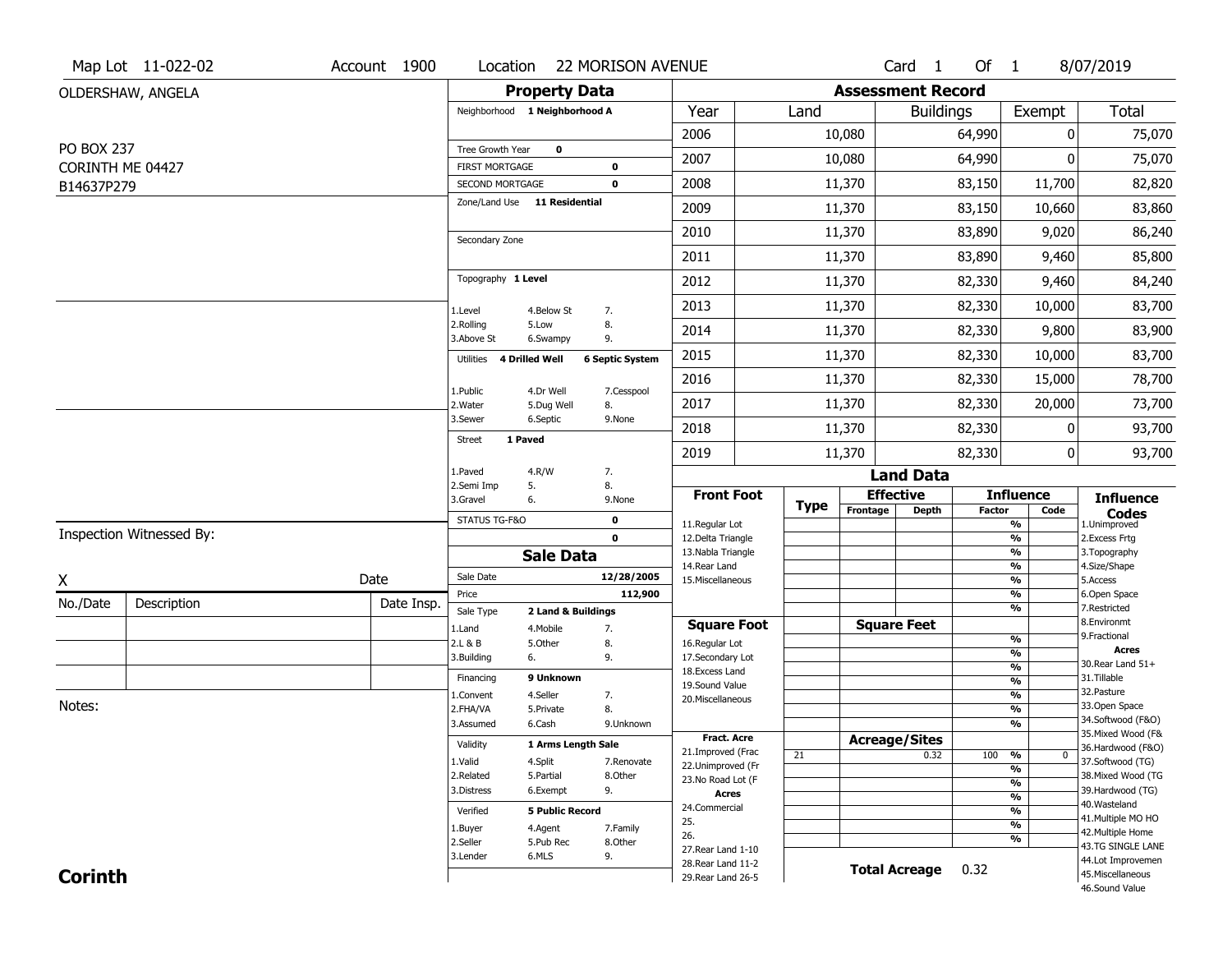Map Lot 11-022-02 | Account 1900 | Location 22 MORISON AVENUE | Card 1 Of 1 | 8/07/2019

OLDERSHAW, ANGELA

PO BOX 237
CORINTH ME 04427
B14637P279

## Property Data

Neighborhood **1 Neighborhood A**

Tree Growth Year **0**

FIRST MORTGAGE **0**

SECOND MORTGAGE **0**

Zone/Land Use **11 Residential**

Secondary Zone

Topography **1 Level**

1.Level 4.Below St 7.
2.Rolling 5.Low 8.
3.Above St 6.Swampy 9.

Utilities **4 Drilled Well** **6 Septic System**

1.Public 4.Dr Well 7.Cesspool
2.Water 5.Dug Well 8.
3.Sewer 6.Septic 9.None

Street **1 Paved**

1.Paved 4.R/W 7.
2.Semi Imp 5. 8.
3.Gravel 6. 9.None

STATUS TG-F&O **0**

**0**

## Assessment Record

| Year | Land | Buildings | Exempt | Total |
|---|---|---|---|---|
| 2006 | 10,080 | 64,990 | 0 | 75,070 |
| 2007 | 10,080 | 64,990 | 0 | 75,070 |
| 2008 | 11,370 | 83,150 | 11,700 | 82,820 |
| 2009 | 11,370 | 83,150 | 10,660 | 83,860 |
| 2010 | 11,370 | 83,890 | 9,020 | 86,240 |
| 2011 | 11,370 | 83,890 | 9,460 | 85,800 |
| 2012 | 11,370 | 82,330 | 9,460 | 84,240 |
| 2013 | 11,370 | 82,330 | 10,000 | 83,700 |
| 2014 | 11,370 | 82,330 | 9,800 | 83,900 |
| 2015 | 11,370 | 82,330 | 10,000 | 83,700 |
| 2016 | 11,370 | 82,330 | 15,000 | 78,700 |
| 2017 | 11,370 | 82,330 | 20,000 | 73,700 |
| 2018 | 11,370 | 82,330 | 0 | 93,700 |
| 2019 | 11,370 | 82,330 | 0 | 93,700 |

## Land Data

| Front Foot | Type | Effective Frontage | Effective Depth | Influence Factor | Influence Code |
|---|---|---|---|---|---|
| 11.Regular Lot | | | | % | |
| 12.Delta Triangle | | | | % | |
| 13.Nabla Triangle | | | | % | |
| 14.Rear Land | | | | % | |
| 15.Miscellaneous | | | | % | |
| | | | | % | |
| | | | | % | |
| **Square Foot** | | **Square Feet** | | | |
| 16.Regular Lot | | | | % | |
| 17.Secondary Lot | | | | % | |
| 18.Excess Land | | | | % | |
| 19.Sound Value | | | | % | |
| 20.Miscellaneous | | | | % | |
| | | | | % | |
| | | | | % | |
| **Fract. Acre** | | **Acreage/Sites** | | | |
| 21.Improved (Frac | 21 | | 0.32 | 100 % | 0 |
| 22.Unimproved (Fr | | | | % | |
| 23.No Road Lot (F | | | | % | |
| **Acres** | | | | % | |
| 24.Commercial | | | | % | |
| 25. | | | | % | |
| 26. | | | | % | |
| 27.Rear Land 1-10 | | | | | |
| 28.Rear Land 11-2 | | | | | |
| 29.Rear Land 26-5 | | | | | |

**Total Acreage** 0.32

**Influence Codes**
1.Unimproved
2.Excess Frtg
3.Topography
4.Size/Shape
5.Access
6.Open Space
7.Restricted
8.Environmt
9.Fractional

**Acres**
30.Rear Land 51+
31.Tillable
32.Pasture
33.Open Space
34.Softwood (F&O)
35.Mixed Wood (F&
36.Hardwood (F&O)
37.Softwood (TG)
38.Mixed Wood (TG
39.Hardwood (TG)
40.Wasteland
41.Multiple MO HO
42.Multiple Home
43.TG SINGLE LANE
44.Lot Improvemen
45.Miscellaneous
46.Sound Value

## Sale Data

Sale Date **12/28/2005**

Price **112,900**

Sale Type **2 Land & Buildings**

1.Land 4.Mobile 7.
2.L & B 5.Other 8.
3.Building 6. 9.

Financing **9 Unknown**

1.Convent 4.Seller 7.
2.FHA/VA 5.Private 8.
3.Assumed 6.Cash 9.Unknown

Validity **1 Arms Length Sale**

1.Valid 4.Split 7.Renovate
2.Related 5.Partial 8.Other
3.Distress 6.Exempt 9.

Verified **5 Public Record**

1.Buyer 4.Agent 7.Family
2.Seller 5.Pub Rec 8.Other
3.Lender 6.MLS 9.

Inspection Witnessed By:

X Date

| No./Date | Description | Date Insp. |
|---|---|---|
| | | |
| | | |
| | | |

Notes:

**Corinth**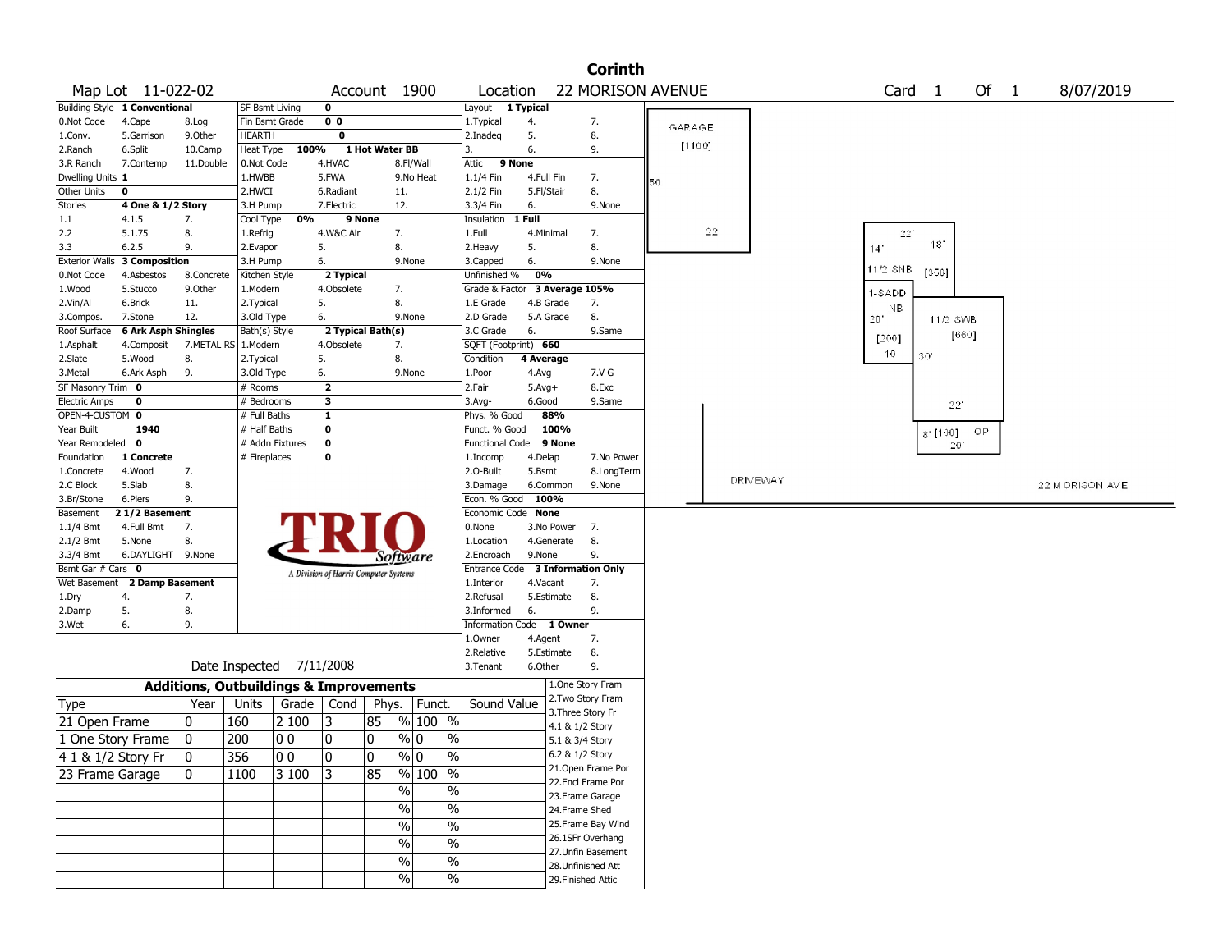# Corinth

**Map Lot** 11-022-02 **Account** 1900 **Location** 22 MORISON AVENUE **Card** 1 **Of** 1 8/07/2019

| | | | | | | | | | | |
|---|---|---|---|---|---|---|---|---|---|---|
| Building Style | 1 Conventional | | SF Bsmt Living | 0 | | | Layout | 1 Typical | | |
| 0.Not Code | 4.Cape | 8.Log | Fin Bsmt Grade | 0 0 | | | 1.Typical | 4. | 7. | |
| 1.Conv. | 5.Garrison | 9.Other | HEARTH | 0 | | | 2.Inadeq | 5. | 8. | |
| 2.Ranch | 6.Split | 10.Camp | Heat Type | 100% | 1 Hot Water BB | | 3. | 6. | 9. | |
| 3.R Ranch | 7.Contemp | 11.Double | 0.Not Code | 4.HVAC | 8.Fl/Wall | | Attic | 9 None | | |
| Dwelling Units | 1 | | 1.HWBB | 5.FWA | 9.No Heat | | 1.1/4 Fin | 4.Full Fin | 7. | |
| Other Units | 0 | | 2.HWCI | 6.Radiant | 11. | | 2.1/2 Fin | 5.Fl/Stair | 8. | |
| Stories | 4 One & 1/2 Story | | 3.H Pump | 7.Electric | 12. | | 3.3/4 Fin | 6. | 9.None | |
| 1.1 | 4.1.5 | 7. | Cool Type | 0% | 9 None | | Insulation | 1 Full | | |
| 2.2 | 5.1.75 | 8. | 1.Refrig | 4.W&C Air | 7. | | 1.Full | 4.Minimal | 7. | |
| 3.3 | 6.2.5 | 9. | 2.Evapor | 5. | 8. | | 2.Heavy | 5. | 8. | |
| Exterior Walls | 3 Composition | | 3.H Pump | 6. | 9.None | | 3.Capped | 6. | 9.None | |
| 0.Not Code | 4.Asbestos | 8.Concrete | Kitchen Style | 2 Typical | | | Unfinished % | 0% | | |
| 1.Wood | 5.Stucco | 9.Other | 1.Modern | 4.Obsolete | 7. | | Grade & Factor | 3 Average 105% | | |
| 2.Vin/Al | 6.Brick | 11. | 2.Typical | 5. | 8. | | 1.E Grade | 4.B Grade | 7. | |
| 3.Compos. | 7.Stone | 12. | 3.Old Type | 6. | 9.None | | 2.D Grade | 5.A Grade | 8. | |
| Roof Surface | 6 Ark Asph Shingles | | Bath(s) Style | 2 Typical Bath(s) | | | 3.C Grade | 6. | 9.Same | |
| 1.Asphalt | 4.Composit | 7.METAL RS | 1.Modern | 4.Obsolete | 7. | | SQFT (Footprint) | 660 | | |
| 2.Slate | 5.Wood | 8. | 2.Typical | 5. | 8. | | Condition | 4 Average | | |
| 3.Metal | 6.Ark Asph | 9. | 3.Old Type | 6. | 9.None | | 1.Poor | 4.Avg | 7.V G | |
| SF Masonry Trim | 0 | | # Rooms | 2 | | | 2.Fair | 5.Avg+ | 8.Exc | |
| Electric Amps | 0 | | # Bedrooms | 3 | | | 3.Avg- | 6.Good | 9.Same | |
| OPEN-4-CUSTOM | 0 | | # Full Baths | 1 | | | Phys. % Good | 88% | | |
| Year Built | 1940 | | # Half Baths | 0 | | | Funct. % Good | 100% | | |
| Year Remodeled | 0 | | # Addn Fixtures | 0 | | | Functional Code | 9 None | | |
| Foundation | 1 Concrete | | # Fireplaces | 0 | | | 1.Incomp | 4.Delap | 7.No Power | |
| 1.Concrete | 4.Wood | 7. | | | | | 2.O-Built | 5.Bsmt | 8.LongTerm | |
| 2.C Block | 5.Slab | 8. | | | | | 3.Damage | 6.Common | 9.None | |
| 3.Br/Stone | 6.Piers | 9. | | | | | Econ. % Good | 100% | | |
| Basement | 2 1/2 Basement | | | | | | Economic Code | None | | |
| 1.1/4 Bmt | 4.Full Bmt | 7. | | | | | 0.None | 3.No Power | 7. | |
| 2.1/2 Bmt | 5.None | 8. | | | | | 1.Location | 4.Generate | 8. | |
| 3.3/4 Bmt | 6.DAYLIGHT | 9.None | | | | | 2.Encroach | 9.None | 9. | |
| Bsmt Gar # Cars | 0 | | | | | | Entrance Code | 3 Information Only | | |
| Wet Basement | 2 Damp Basement | | | | | | 1.Interior | 4.Vacant | 7. | |
| 1.Dry | 4. | 7. | | | | | 2.Refusal | 5.Estimate | 8. | |
| 2.Damp | 5. | 8. | | | | | 3.Informed | 6. | 9. | |
| 3.Wet | 6. | 9. | | | | | Information Code | 1 Owner | | |
| | | | | | | | 1.Owner | 4.Agent | 7. | |
| | | | | | | | 2.Relative | 5.Estimate | 8. | |
| | Date Inspected | 7/11/2008 | | | | | 3.Tenant | 6.Other | 9. | |

TRIO Software — A Division of Harris Computer Systems

## Additions, Outbuildings & Improvements

| Type | Year | Units | Grade | Cond | Phys. | Funct. | Sound Value |
|---|---|---|---|---|---|---|---|
| 21 Open Frame | 0 | 160 | 2 100 | 3 | 85 % | 100 % | |
| 1 One Story Frame | 0 | 200 | 0 0 | 0 | 0 % | 0 % | |
| 4 1 & 1/2 Story Fr | 0 | 356 | 0 0 | 0 | 0 % | 0 % | |
| 23 Frame Garage | 0 | 1100 | 3 100 | 3 | 85 % | 100 % | |
| | | | | | % | % | |
| | | | | | % | % | |
| | | | | | % | % | |
| | | | | | % | % | |
| | | | | | % | % | |
| | | | | | % | % | |

1.One Story Fram
2.Two Story Fram
3.Three Story Fr
4.1 & 1/2 Story
5.1 & 3/4 Story
6.2 & 1/2 Story
21.Open Frame Por
22.Encl Frame Por
23.Frame Garage
24.Frame Shed
25.Frame Bay Wind
26.1SFr Overhang
27.Unfin Basement
28.Unfinished Att
29.Finished Attic

GARAGE [1100] 50 22

22' 18' 14' 11/2 SNB [356] 1-SADD NB 20' [200] 10 11/2 SWB [660] 30' 22' 8' [100] OP 20'

DRIVEWAY

22 MORISON AVE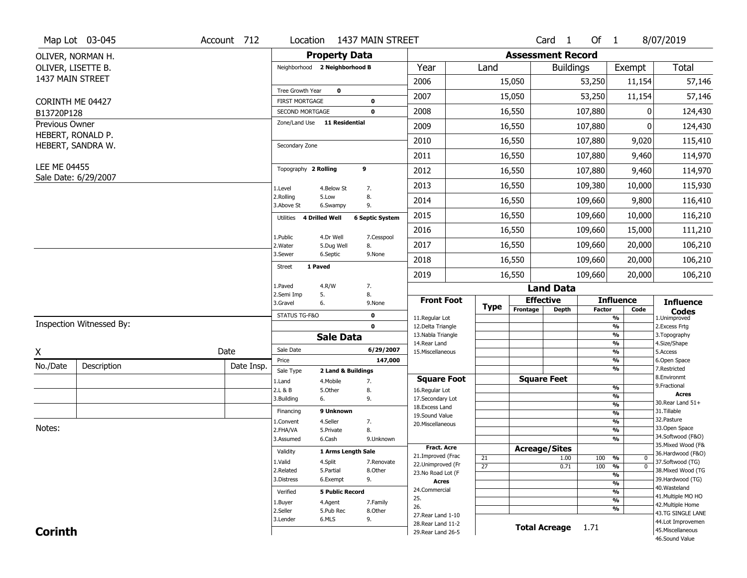Map Lot 03-045 | Account 712 | Location 1437 MAIN STREET | Card 1 Of 1 | 8/07/2019

OLIVER, NORMAN H.
OLIVER, LISETTE B.
1437 MAIN STREET

CORINTH ME 04427
B13720P128

Previous Owner
HEBERT, RONALD P.
HEBERT, SANDRA W.

LEE ME 04455
Sale Date: 6/29/2007

## Property Data

Neighborhood **2 Neighborhood B**

Tree Growth Year **0**
FIRST MORTGAGE **0**
SECOND MORTGAGE **0**
Zone/Land Use **11 Residential**

Secondary Zone

Topography **2 Rolling** **9**

1.Level 4.Below St 7.
2.Rolling 5.Low 8.
3.Above St 6.Swampy 9.

Utilities **4 Drilled Well** **6 Septic System**

1.Public 4.Dr Well 7.Cesspool
2.Water 5.Dug Well 8.
3.Sewer 6.Septic 9.None

Street **1 Paved**

1.Paved 4.R/W 7.
2.Semi Imp 5. 8.
3.Gravel 6. 9.None

STATUS TG-F&O **0**
**0**

## Sale Data

Sale Date **6/29/2007**
Price **147,000**
Sale Type **2 Land & Buildings**

1.Land 4.Mobile 7.
2.L & B 5.Other 8.
3.Building 6. 9.

Financing **9 Unknown**

1.Convent 4.Seller 7.
2.FHA/VA 5.Private 8.
3.Assumed 6.Cash 9.Unknown

Validity **1 Arms Length Sale**

1.Valid 4.Split 7.Renovate
2.Related 5.Partial 8.Other
3.Distress 6.Exempt 9.

Verified **5 Public Record**

1.Buyer 4.Agent 7.Family
2.Seller 5.Pub Rec 8.Other
3.Lender 6.MLS 9.

## Assessment Record

| Year | Land | Buildings | Exempt | Total |
|---|---|---|---|---|
| 2006 | 15,050 | 53,250 | 11,154 | 57,146 |
| 2007 | 15,050 | 53,250 | 11,154 | 57,146 |
| 2008 | 16,550 | 107,880 | 0 | 124,430 |
| 2009 | 16,550 | 107,880 | 0 | 124,430 |
| 2010 | 16,550 | 107,880 | 9,020 | 115,410 |
| 2011 | 16,550 | 107,880 | 9,460 | 114,970 |
| 2012 | 16,550 | 107,880 | 9,460 | 114,970 |
| 2013 | 16,550 | 109,380 | 10,000 | 115,930 |
| 2014 | 16,550 | 109,660 | 9,800 | 116,410 |
| 2015 | 16,550 | 109,660 | 10,000 | 116,210 |
| 2016 | 16,550 | 109,660 | 15,000 | 111,210 |
| 2017 | 16,550 | 109,660 | 20,000 | 106,210 |
| 2018 | 16,550 | 109,660 | 20,000 | 106,210 |
| 2019 | 16,550 | 109,660 | 20,000 | 106,210 |

## Land Data

| Front Foot | Type | Effective Frontage | Effective Depth | Influence Factor | Influence Code |
|---|---|---|---|---|---|
| 11.Regular Lot | | | | % | |
| 12.Delta Triangle | | | | % | |
| 13.Nabla Triangle | | | | % | |
| 14.Rear Land | | | | % | |
| 15.Miscellaneous | | | | % | |
| | | | | % | |
| | | | | % | |
| **Square Foot** | | **Square Feet** | | | |
| 16.Regular Lot | | | | % | |
| 17.Secondary Lot | | | | % | |
| 18.Excess Land | | | | % | |
| 19.Sound Value | | | | % | |
| 20.Miscellaneous | | | | % | |
| | | | | % | |
| | | | | % | |
| **Fract. Acre** | | **Acreage/Sites** | | | |
| 21.Improved (Frac | 21 | | 1.00 | 100 % | 0 |
| 22.Unimproved (Fr | 27 | | 0.71 | 100 % | 0 |
| 23.No Road Lot (F | | | | % | |
| **Acres** | | | | % | |
| 24.Commercial | | | | % | |
| 25. | | | | % | |
| 26. | | | | % | |
| 27.Rear Land 1-10 | | | | | |
| 28.Rear Land 11-2 | | | | | |
| 29.Rear Land 26-5 | | | | | |

**Total Acreage** 1.71

**Influence Codes**
1.Unimproved
2.Excess Frtg
3.Topography
4.Size/Shape
5.Access
6.Open Space
7.Restricted
8.Environmt
9.Fractional

**Acres**
30.Rear Land 51+
31.Tillable
32.Pasture
33.Open Space
34.Softwood (F&O)
35.Mixed Wood (F&
36.Hardwood (F&O)
37.Softwood (TG)
38.Mixed Wood (TG
39.Hardwood (TG)
40.Wasteland
41.Multiple MO HO
42.Multiple Home
43.TG SINGLE LANE
44.Lot Improvemen
45.Miscellaneous
46.Sound Value

Inspection Witnessed By:

X Date

| No./Date | Description | Date Insp. |
|---|---|---|
| | | |
| | | |
| | | |

Notes:

**Corinth**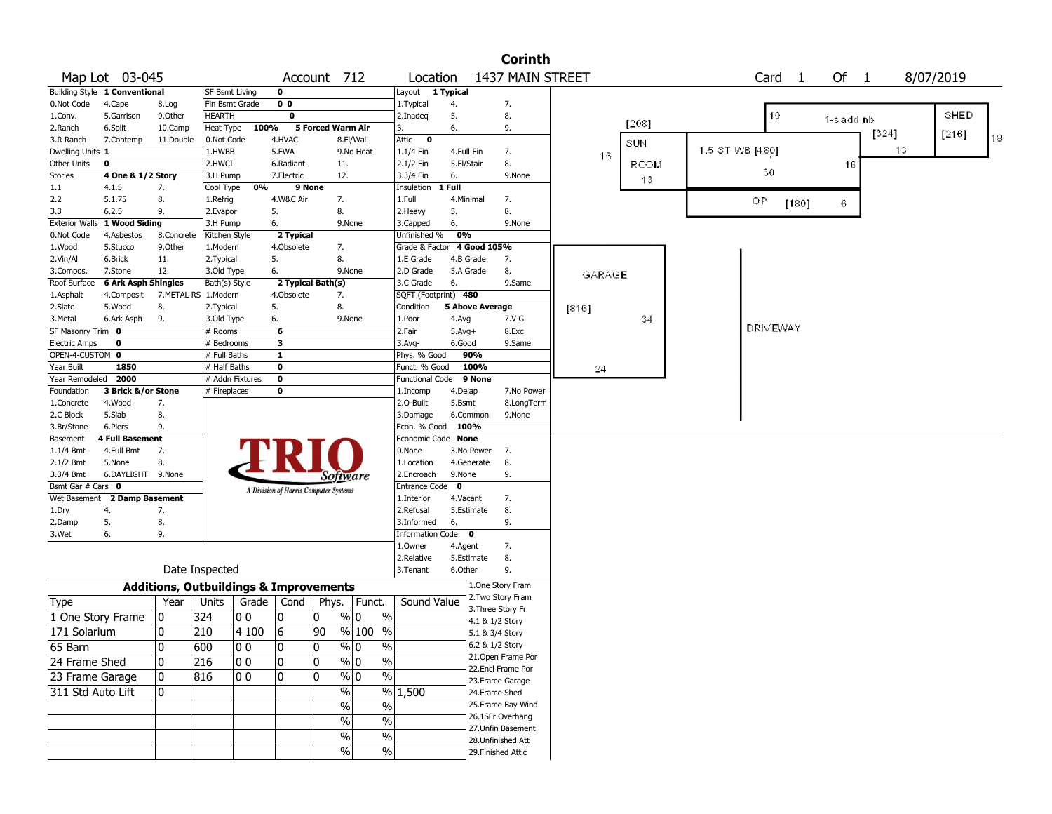# Corinth

Map Lot 03-045 | Account 712 | Location 1437 MAIN STREET | Card 1 Of 1 | 8/07/2019

| | | |
|---|---|---|
| Building Style | 1 Conventional | |
| 0.Not Code | 4.Cape | 8.Log |
| 1.Conv. | 5.Garrison | 9.Other |
| 2.Ranch | 6.Split | 10.Camp |
| 3.R Ranch | 7.Contemp | 11.Double |
| Dwelling Units | 1 | |
| Other Units | 0 | |
| Stories | 4 One & 1/2 Story | |
| 1.1 | 4.1.5 | 7. |
| 2.2 | 5.1.75 | 8. |
| 3.3 | 6.2.5 | 9. |
| Exterior Walls | 1 Wood Siding | |
| 0.Not Code | 4.Asbestos | 8.Concrete |
| 1.Wood | 5.Stucco | 9.Other |
| 2.Vin/Al | 6.Brick | 11. |
| 3.Compos. | 7.Stone | 12. |
| Roof Surface | 6 Ark Asph Shingles | |
| 1.Asphalt | 4.Composit | 7.METAL RS |
| 2.Slate | 5.Wood | 8. |
| 3.Metal | 6.Ark Asph | 9. |
| SF Masonry Trim | 0 | |
| Electric Amps | 0 | |
| OPEN-4-CUSTOM | 0 | |
| Year Built | 1850 | |
| Year Remodeled | 2000 | |
| Foundation | 3 Brick &/or Stone | |
| 1.Concrete | 4.Wood | 7. |
| 2.C Block | 5.Slab | 8. |
| 3.Br/Stone | 6.Piers | 9. |
| Basement | 4 Full Basement | |
| 1.1/4 Bmt | 4.Full Bmt | 7. |
| 2.1/2 Bmt | 5.None | 8. |
| 3.3/4 Bmt | 6.DAYLIGHT | 9.None |
| Bsmt Gar # Cars | 0 | |
| Wet Basement | 2 Damp Basement | |
| 1.Dry | 4. | 7. |
| 2.Damp | 5. | 8. |
| 3.Wet | 6. | 9. |

| | | |
|---|---|---|
| SF Bsmt Living | 0 | |
| Fin Bsmt Grade | 0 0 | |
| HEARTH | 0 | |
| Heat Type | 100% | 5 Forced Warm Air |
| 0.Not Code | 4.HVAC | 8.Fl/Wall |
| 1.HWBB | 5.FWA | 9.No Heat |
| 2.HWCI | 6.Radiant | 11. |
| 3.H Pump | 7.Electric | 12. |
| Cool Type | 0% | 9 None |
| 1.Refrig | 4.W&C Air | 7. |
| 2.Evapor | 5. | 8. |
| 3.H Pump | 6. | 9.None |
| Kitchen Style | 2 Typical | |
| 1.Modern | 4.Obsolete | 7. |
| 2.Typical | 5. | 8. |
| 3.Old Type | 6. | 9.None |
| Bath(s) Style | 2 Typical Bath(s) | |
| 1.Modern | 4.Obsolete | 7. |
| 2.Typical | 5. | 8. |
| 3.Old Type | 6. | 9.None |
| # Rooms | 6 | |
| # Bedrooms | 3 | |
| # Full Baths | 1 | |
| # Half Baths | 0 | |
| # Addn Fixtures | 0 | |
| # Fireplaces | 0 | |

| | | |
|---|---|---|
| Layout | 1 Typical | |
| 1.Typical | 4. | 7. |
| 2.Inadeq | 5. | 8. |
| 3. | 6. | 9. |
| Attic | 0 | |
| 1.1/4 Fin | 4.Full Fin | 7. |
| 2.1/2 Fin | 5.Fl/Stair | 8. |
| 3.3/4 Fin | 6. | 9.None |
| Insulation | 1 Full | |
| 1.Full | 4.Minimal | 7. |
| 2.Heavy | 5. | 8. |
| 3.Capped | 6. | 9.None |
| Unfinished % | 0% | |
| Grade & Factor | 4 Good 105% | |
| 1.E Grade | 4.B Grade | 7. |
| 2.D Grade | 5.A Grade | 8. |
| 3.C Grade | 6. | 9.Same |
| SQFT (Footprint) | 480 | |
| Condition | 5 Above Average | |
| 1.Poor | 4.Avg | 7.V G |
| 2.Fair | 5.Avg+ | 8.Exc |
| 3.Avg- | 6.Good | 9.Same |
| Phys. % Good | 90% | |
| Funct. % Good | 100% | |
| Functional Code | 9 None | |
| 1.Incomp | 4.Delap | 7.No Power |
| 2.O-Built | 5.Bsmt | 8.LongTerm |
| 3.Damage | 6.Common | 9.None |
| Econ. % Good | 100% | |
| Economic Code | None | |
| 0.None | 3.No Power | 7. |
| 1.Location | 4.Generate | 8. |
| 2.Encroach | 9.None | 9. |
| Entrance Code | 0 | |
| 1.Interior | 4.Vacant | 7. |
| 2.Refusal | 5.Estimate | 8. |
| 3.Informed | 6. | 9. |
| Information Code | 0 | |
| 1.Owner | 4.Agent | 7. |
| 2.Relative | 5.Estimate | 8. |
| 3.Tenant | 6.Other | 9. |

TRIO Software — A Division of Harris Computer Systems

Date Inspected

## Additions, Outbuildings & Improvements

| Type | Year | Units | Grade | Cond | Phys. | Funct. | Sound Value |
|---|---|---|---|---|---|---|---|
| 1 One Story Frame | 0 | 324 | 0 0 | 0 | 0 % | 0 % | |
| 171 Solarium | 0 | 210 | 4 100 | 6 | 90 % | 100 % | |
| 65 Barn | 0 | 600 | 0 0 | 0 | 0 % | 0 % | |
| 24 Frame Shed | 0 | 216 | 0 0 | 0 | 0 % | 0 % | |
| 23 Frame Garage | 0 | 816 | 0 0 | 0 | 0 % | 0 % | |
| 311 Std Auto Lift | 0 | | | | % | % | 1,500 |
| | | | | | % | % | |
| | | | | | % | % | |
| | | | | | % | % | |
| | | | | | % | % | |

1.One Story Fram
2.Two Story Fram
3.Three Story Fr
4.1 & 1/2 Story
5.1 & 3/4 Story
6.2 & 1/2 Story
21.Open Frame Por
22.Encl Frame Por
23.Frame Garage
24.Frame Shed
25.Frame Bay Wind
26.1SFr Overhang
27.Unfin Basement
28.Unfinished Att
29.Finished Attic

SUN ROOM [208] 16 13
1.5 ST WB [480] 30 16
10 1-s add nb [324] 13
SHED [216] 18
OP [180] 6
GARAGE [816] 34 24
DRIVEWAY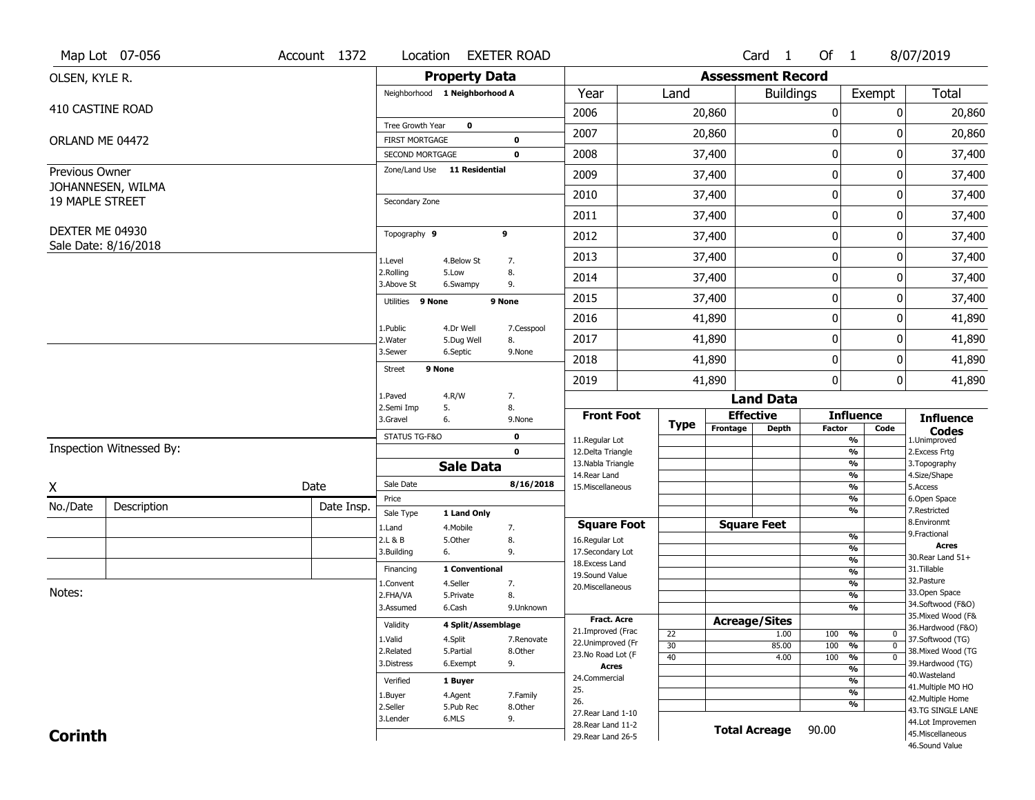Map Lot 07-056 | Account 1372 | Location EXETER ROAD | Card 1 Of 1 | 8/07/2019

OLSEN, KYLE R.

410 CASTINE ROAD

ORLAND ME 04472

Previous Owner
JOHANNESEN, WILMA
19 MAPLE STREET

DEXTER ME 04930
Sale Date: 8/16/2018

## Property Data

Neighborhood **1 Neighborhood A**

Tree Growth Year **0**
FIRST MORTGAGE **0**
SECOND MORTGAGE **0**

Zone/Land Use **11 Residential**

Secondary Zone

Topography **9** **9**

1.Level 4.Below St 7.
2.Rolling 5.Low 8.
3.Above St 6.Swampy 9.

Utilities **9 None** **9 None**

1.Public 4.Dr Well 7.Cesspool
2.Water 5.Dug Well 8.
3.Sewer 6.Septic 9.None

Street **9 None**

1.Paved 4.R/W 7.
2.Semi Imp 5. 8.
3.Gravel 6. 9.None

STATUS TG-F&O **0**
**0**

## Sale Data

Sale Date **8/16/2018**
Price
Sale Type **1 Land Only**

1.Land 4.Mobile 7.
2.L & B 5.Other 8.
3.Building 6. 9.

Financing **1 Conventional**

1.Convent 4.Seller 7.
2.FHA/VA 5.Private 8.
3.Assumed 6.Cash 9.Unknown

Validity **4 Split/Assemblage**

1.Valid 4.Split 7.Renovate
2.Related 5.Partial 8.Other
3.Distress 6.Exempt 9.

Verified **1 Buyer**

1.Buyer 4.Agent 7.Family
2.Seller 5.Pub Rec 8.Other
3.Lender 6.MLS 9.

## Assessment Record

| Year | Land | Buildings | Exempt | Total |
|---|---|---|---|---|
| 2006 | 20,860 | 0 | 0 | 20,860 |
| 2007 | 20,860 | 0 | 0 | 20,860 |
| 2008 | 37,400 | 0 | 0 | 37,400 |
| 2009 | 37,400 | 0 | 0 | 37,400 |
| 2010 | 37,400 | 0 | 0 | 37,400 |
| 2011 | 37,400 | 0 | 0 | 37,400 |
| 2012 | 37,400 | 0 | 0 | 37,400 |
| 2013 | 37,400 | 0 | 0 | 37,400 |
| 2014 | 37,400 | 0 | 0 | 37,400 |
| 2015 | 37,400 | 0 | 0 | 37,400 |
| 2016 | 41,890 | 0 | 0 | 41,890 |
| 2017 | 41,890 | 0 | 0 | 41,890 |
| 2018 | 41,890 | 0 | 0 | 41,890 |
| 2019 | 41,890 | 0 | 0 | 41,890 |

## Land Data

| Front Foot | Type | Effective Frontage | Effective Depth | Influence Factor | Influence Code |
|---|---|---|---|---|---|
| 11.Regular Lot | | | | % | |
| 12.Delta Triangle | | | | % | |
| 13.Nabla Triangle | | | | % | |
| 14.Rear Land | | | | % | |
| 15.Miscellaneous | | | | % | |
| | | | | % | |
| | | | | % | |
| **Square Foot** | | **Square Feet** | | | |
| 16.Regular Lot | | | | % | |
| 17.Secondary Lot | | | | % | |
| 18.Excess Land | | | | % | |
| 19.Sound Value | | | | % | |
| 20.Miscellaneous | | | | % | |
| | | | | % | |
| | | | | % | |
| **Fract. Acre** | | **Acreage/Sites** | | | |
| 21.Improved (Frac | 22 | | 1.00 | 100 % | 0 |
| 22.Unimproved (Fr | 30 | | 85.00 | 100 % | 0 |
| 23.No Road Lot (F | 40 | | 4.00 | 100 % | 0 |
| **Acres** | | | | % | |
| 24.Commercial | | | | % | |
| 25. | | | | % | |
| 26. | | | | % | |
| 27.Rear Land 1-10 | | | | | |
| 28.Rear Land 11-2 | | | | | |
| 29.Rear Land 26-5 | | | | | |

**Total Acreage** 90.00

**Influence Codes**
1.Unimproved
2.Excess Frtg
3.Topography
4.Size/Shape
5.Access
6.Open Space
7.Restricted
8.Environmt
9.Fractional

**Acres**
30.Rear Land 51+
31.Tillable
32.Pasture
33.Open Space
34.Softwood (F&O)
35.Mixed Wood (F&
36.Hardwood (F&O)
37.Softwood (TG)
38.Mixed Wood (TG
39.Hardwood (TG)
40.Wasteland
41.Multiple MO HO
42.Multiple Home
43.TG SINGLE LANE
44.Lot Improvemen
45.Miscellaneous
46.Sound Value

Inspection Witnessed By:

X Date

| No./Date | Description | Date Insp. |
|---|---|---|
| | | |
| | | |
| | | |

Notes:

**Corinth**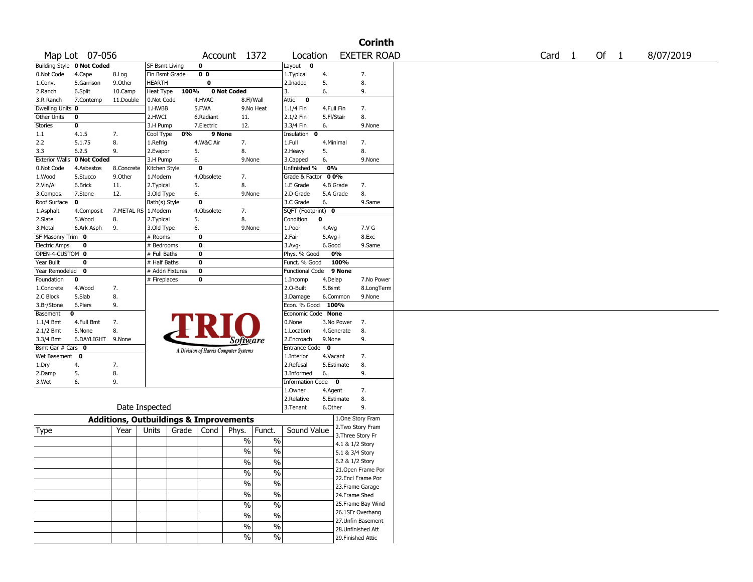# Corinth

Map Lot 07-056 | Account 1372 | Location EXETER ROAD | Card 1 Of 1 | 8/07/2019

| | | |
|---|---|---|
| Building Style **0 Not Coded** | | |
| 0.Not Code | 4.Cape | 8.Log |
| 1.Conv. | 5.Garrison | 9.Other |
| 2.Ranch | 6.Split | 10.Camp |
| 3.R Ranch | 7.Contemp | 11.Double |
| Dwelling Units **0** | | |
| Other Units **0** | | |
| Stories **0** | | |
| 1.1 | 4.1.5 | 7. |
| 2.2 | 5.1.75 | 8. |
| 3.3 | 6.2.5 | 9. |
| Exterior Walls **0 Not Coded** | | |
| 0.Not Code | 4.Asbestos | 8.Concrete |
| 1.Wood | 5.Stucco | 9.Other |
| 2.Vin/Al | 6.Brick | 11. |
| 3.Compos. | 7.Stone | 12. |
| Roof Surface **0** | | |
| 1.Asphalt | 4.Composit | 7.METAL RS |
| 2.Slate | 5.Wood | 8. |
| 3.Metal | 6.Ark Asph | 9. |
| SF Masonry Trim **0** | | |
| Electric Amps **0** | | |
| OPEN-4-CUSTOM **0** | | |
| Year Built **0** | | |
| Year Remodeled **0** | | |
| Foundation **0** | | |
| 1.Concrete | 4.Wood | 7. |
| 2.C Block | 5.Slab | 8. |
| 3.Br/Stone | 6.Piers | 9. |
| Basement **0** | | |
| 1.1/4 Bmt | 4.Full Bmt | 7. |
| 2.1/2 Bmt | 5.None | 8. |
| 3.3/4 Bmt | 6.DAYLIGHT | 9.None |
| Bsmt Gar # Cars **0** | | |
| Wet Basement **0** | | |
| 1.Dry | 4. | 7. |
| 2.Damp | 5. | 8. |
| 3.Wet | 6. | 9. |

| | | |
|---|---|---|
| SF Bsmt Living **0** | | |
| Fin Bsmt Grade **0 0** | | |
| HEARTH **0** | | |
| Heat Type **100%** **0 Not Coded** | | |
| 0.Not Code | 4.HVAC | 8.Fl/Wall |
| 1.HWBB | 5.FWA | 9.No Heat |
| 2.HWCI | 6.Radiant | 11. |
| 3.H Pump | 7.Electric | 12. |
| Cool Type **0%** **9 None** | | |
| 1.Refrig | 4.W&C Air | 7. |
| 2.Evapor | 5. | 8. |
| 3.H Pump | 6. | 9.None |
| Kitchen Style **0** | | |
| 1.Modern | 4.Obsolete | 7. |
| 2.Typical | 5. | 8. |
| 3.Old Type | 6. | 9.None |
| Bath(s) Style **0** | | |
| 1.Modern | 4.Obsolete | 7. |
| 2.Typical | 5. | 8. |
| 3.Old Type | 6. | 9.None |
| # Rooms **0** | | |
| # Bedrooms **0** | | |
| # Full Baths **0** | | |
| # Half Baths **0** | | |
| # Addn Fixtures **0** | | |
| # Fireplaces **0** | | |

TRIO Software — A Division of Harris Computer Systems

| | | |
|---|---|---|
| Layout **0** | | |
| 1.Typical | 4. | 7. |
| 2.Inadeq | 5. | 8. |
| 3. | 6. | 9. |
| Attic **0** | | |
| 1.1/4 Fin | 4.Full Fin | 7. |
| 2.1/2 Fin | 5.Fl/Stair | 8. |
| 3.3/4 Fin | 6. | 9.None |
| Insulation **0** | | |
| 1.Full | 4.Minimal | 7. |
| 2.Heavy | 5. | 8. |
| 3.Capped | 6. | 9.None |
| Unfinished % **0%** | | |
| Grade & Factor **0 0%** | | |
| 1.E Grade | 4.B Grade | 7. |
| 2.D Grade | 5.A Grade | 8. |
| 3.C Grade | 6. | 9.Same |
| SQFT (Footprint) **0** | | |
| Condition **0** | | |
| 1.Poor | 4.Avg | 7.V G |
| 2.Fair | 5.Avg+ | 8.Exc |
| 3.Avg- | 6.Good | 9.Same |
| Phys. % Good **0%** | | |
| Funct. % Good **100%** | | |
| Functional Code **9 None** | | |
| 1.Incomp | 4.Delap | 7.No Power |
| 2.O-Built | 5.Bsmt | 8.LongTerm |
| 3.Damage | 6.Common | 9.None |
| Econ. % Good **100%** | | |
| Economic Code **None** | | |
| 0.None | 3.No Power | 7. |
| 1.Location | 4.Generate | 8. |
| 2.Encroach | 9.None | 9. |
| Entrance Code **0** | | |
| 1.Interior | 4.Vacant | 7. |
| 2.Refusal | 5.Estimate | 8. |
| 3.Informed | 6. | 9. |
| Information Code **0** | | |
| 1.Owner | 4.Agent | 7. |
| 2.Relative | 5.Estimate | 8. |
| 3.Tenant | 6.Other | 9. |

Date Inspected

## Additions, Outbuildings & Improvements

| Type | Year | Units | Grade | Cond | Phys. | Funct. | Sound Value |
|---|---|---|---|---|---|---|---|
| | | | | | % | % | |
| | | | | | % | % | |
| | | | | | % | % | |
| | | | | | % | % | |
| | | | | | % | % | |
| | | | | | % | % | |
| | | | | | % | % | |
| | | | | | % | % | |
| | | | | | % | % | |
| | | | | | % | % | |

1.One Story Fram
2.Two Story Fram
3.Three Story Fr
4.1 & 1/2 Story
5.1 & 3/4 Story
6.2 & 1/2 Story
21.Open Frame Por
22.Encl Frame Por
23.Frame Garage
24.Frame Shed
25.Frame Bay Wind
26.1SFr Overhang
27.Unfin Basement
28.Unfinished Att
29.Finished Attic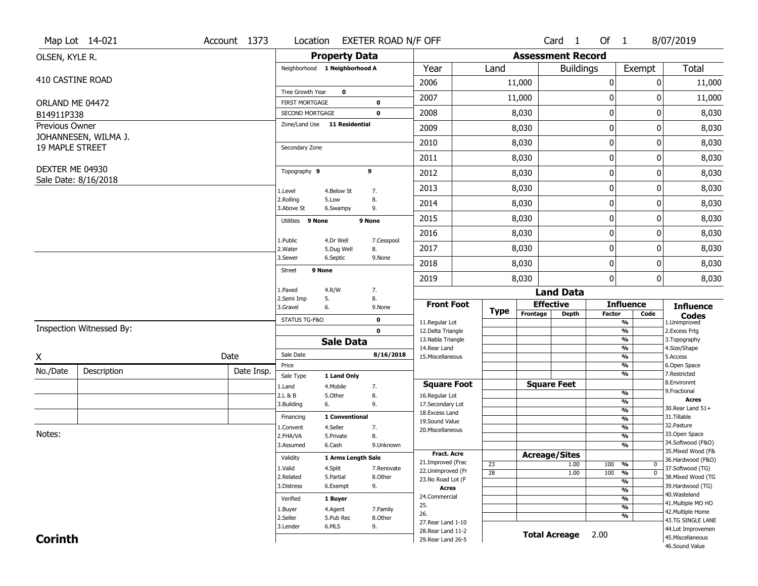Map Lot 14-021 | Account 1373 | Location EXETER ROAD N/F OFF | Card 1 Of 1 | 8/07/2019

OLSEN, KYLE R.

410 CASTINE ROAD

ORLAND ME 04472

B14911P338

Previous Owner

JOHANNESEN, WILMA J.

19 MAPLE STREET

DEXTER ME 04930

Sale Date: 8/16/2018

## Property Data

| | |
|---|---|
| Neighborhood | 1 Neighborhood A |
| Tree Growth Year | 0 |
| FIRST MORTGAGE | 0 |
| SECOND MORTGAGE | 0 |
| Zone/Land Use | 11 Residential |
| Secondary Zone | |
| Topography | 9 9 |
| Utilities | 9 None 9 None |
| Street | 9 None |
| STATUS TG-F&O | 0 |
| | 0 |

Topography: 1.Level 2.Rolling 3.Above St 4.Below St 5.Low 6.Swampy 7. 8. 9.

Utilities: 1.Public 2.Water 3.Sewer 4.Dr Well 5.Dug Well 6.Septic 7.Cesspool 8. 9.None

Street: 1.Paved 2.Semi Imp 3.Gravel 4.R/W 5. 6. 7. 8. 9.None

## Sale Data

| | |
|---|---|
| Sale Date | 8/16/2018 |
| Price | |
| Sale Type | 1 Land Only |
| Financing | 1 Conventional |
| Validity | 1 Arms Length Sale |
| Verified | 1 Buyer |

Sale Type: 1.Land 2.L & B 3.Building 4.Mobile 5.Other 6. 7. 8. 9.

Financing: 1.Convent 2.FHA/VA 3.Assumed 4.Seller 5.Private 6.Cash 7. 8. 9.Unknown

Validity: 1.Valid 2.Related 3.Distress 4.Split 5.Partial 6.Exempt 7.Renovate 8.Other 9.

Verified: 1.Buyer 2.Seller 3.Lender 4.Agent 5.Pub Rec 6.MLS 7.Family 8.Other 9.

## Assessment Record

| Year | Land | Buildings | Exempt | Total |
|---|---|---|---|---|
| 2006 | 11,000 | 0 | 0 | 11,000 |
| 2007 | 11,000 | 0 | 0 | 11,000 |
| 2008 | 8,030 | 0 | 0 | 8,030 |
| 2009 | 8,030 | 0 | 0 | 8,030 |
| 2010 | 8,030 | 0 | 0 | 8,030 |
| 2011 | 8,030 | 0 | 0 | 8,030 |
| 2012 | 8,030 | 0 | 0 | 8,030 |
| 2013 | 8,030 | 0 | 0 | 8,030 |
| 2014 | 8,030 | 0 | 0 | 8,030 |
| 2015 | 8,030 | 0 | 0 | 8,030 |
| 2016 | 8,030 | 0 | 0 | 8,030 |
| 2017 | 8,030 | 0 | 0 | 8,030 |
| 2018 | 8,030 | 0 | 0 | 8,030 |
| 2019 | 8,030 | 0 | 0 | 8,030 |

## Land Data

| Front Foot | Type | Effective Frontage | Effective Depth | Influence Factor | Influence Code |
|---|---|---|---|---|---|
| 11.Regular Lot | | | | % | |
| 12.Delta Triangle | | | | % | |
| 13.Nabla Triangle | | | | % | |
| 14.Rear Land | | | | % | |
| 15.Miscellaneous | | | | % | |
| | | | | % | |
| | | | | % | |
| **Square Foot** | | **Square Feet** | | | |
| 16.Regular Lot | | | | % | |
| 17.Secondary Lot | | | | % | |
| 18.Excess Land | | | | % | |
| 19.Sound Value | | | | % | |
| 20.Miscellaneous | | | | % | |
| | | | | % | |
| | | | | % | |
| **Fract. Acre** | | **Acreage/Sites** | | | |
| 21.Improved (Frac | 23 | | 1.00 | 100 % | 0 |
| 22.Unimproved (Fr | 28 | | 1.00 | 100 % | 0 |
| 23.No Road Lot (F | | | | % | |
| **Acres** | | | | % | |
| 24.Commercial | | | | % | |
| 25. | | | | % | |
| 26. | | | | % | |
| 27.Rear Land 1-10 | | | | | |
| 28.Rear Land 11-2 | | | | | |
| 29.Rear Land 26-5 | | | | | |

**Total Acreage** 2.00

**Influence Codes**

1.Unimproved
2.Excess Frtg
3.Topography
4.Size/Shape
5.Access
6.Open Space
7.Restricted
8.Environmt
9.Fractional

**Acres**

30.Rear Land 51+
31.Tillable
32.Pasture
33.Open Space
34.Softwood (F&O)
35.Mixed Wood (F&
36.Hardwood (F&O)
37.Softwood (TG)
38.Mixed Wood (TG
39.Hardwood (TG)
40.Wasteland
41.Multiple MO HO
42.Multiple Home
43.TG SINGLE LANE
44.Lot Improvemen
45.Miscellaneous
46.Sound Value

Inspection Witnessed By:

X Date

| No./Date | Description | Date Insp. |
|---|---|---|
| | | |
| | | |
| | | |

Notes:

**Corinth**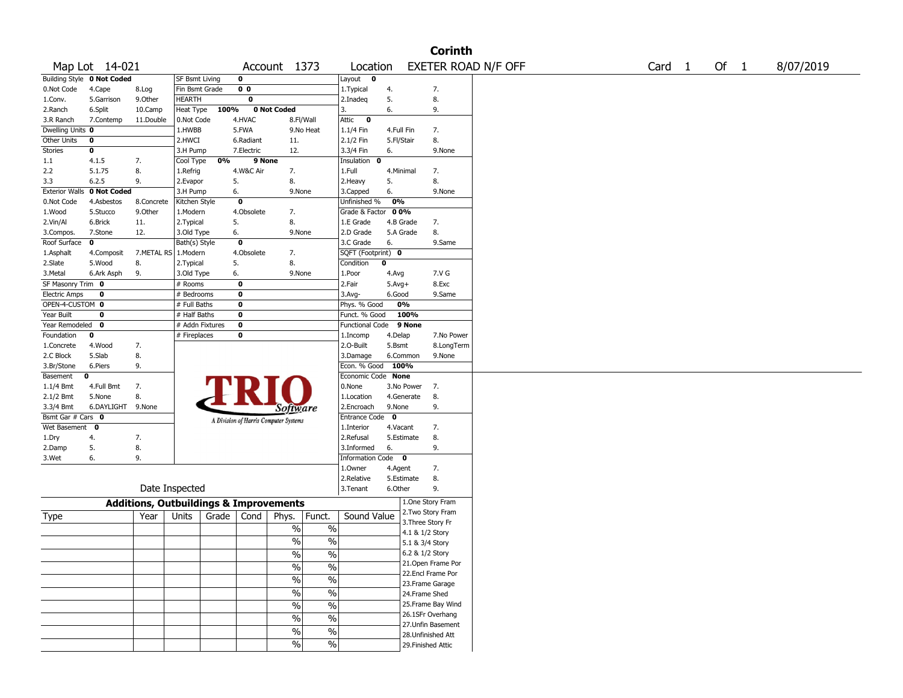# Corinth

Map Lot 14-021 | Account 1373 | Location EXETER ROAD N/F OFF | Card 1 Of 1 | 8/07/2019

| | | | | | | | | | |
|---|---|---|---|---|---|---|---|---|---|
| Building Style | 0 Not Coded | | SF Bsmt Living | 0 | | | Layout 0 | | |
| 0.Not Code | 4.Cape | 8.Log | Fin Bsmt Grade | 0 0 | | | 1.Typical | 4. | 7. |
| 1.Conv. | 5.Garrison | 9.Other | HEARTH | 0 | | | 2.Inadeq | 5. | 8. |
| 2.Ranch | 6.Split | 10.Camp | Heat Type | 100% | 0 Not Coded | | 3. | 6. | 9. |
| 3.R Ranch | 7.Contemp | 11.Double | 0.Not Code | 4.HVAC | 8.Fl/Wall | | Attic 0 | | |
| Dwelling Units | 0 | | 1.HWBB | 5.FWA | 9.No Heat | | 1.1/4 Fin | 4.Full Fin | 7. |
| Other Units | 0 | | 2.HWCI | 6.Radiant | 11. | | 2.1/2 Fin | 5.Fl/Stair | 8. |
| Stories | 0 | | 3.H Pump | 7.Electric | 12. | | 3.3/4 Fin | 6. | 9.None |
| 1.1 | 4.1.5 | 7. | Cool Type | 0% | 9 None | | Insulation 0 | | |
| 2.2 | 5.1.75 | 8. | 1.Refrig | 4.W&C Air | 7. | | 1.Full | 4.Minimal | 7. |
| 3.3 | 6.2.5 | 9. | 2.Evapor | 5. | 8. | | 2.Heavy | 5. | 8. |
| Exterior Walls | 0 Not Coded | | 3.H Pump | 6. | 9.None | | 3.Capped | 6. | 9.None |
| 0.Not Code | 4.Asbestos | 8.Concrete | Kitchen Style | 0 | | | Unfinished % | 0% | |
| 1.Wood | 5.Stucco | 9.Other | 1.Modern | 4.Obsolete | 7. | | Grade & Factor | 0 0% | |
| 2.Vin/Al | 6.Brick | 11. | 2.Typical | 5. | 8. | | 1.E Grade | 4.B Grade | 7. |
| 3.Compos. | 7.Stone | 12. | 3.Old Type | 6. | 9.None | | 2.D Grade | 5.A Grade | 8. |
| Roof Surface | 0 | | Bath(s) Style | 0 | | | 3.C Grade | 6. | 9.Same |
| 1.Asphalt | 4.Composit | 7.METAL RS | 1.Modern | 4.Obsolete | 7. | | SQFT (Footprint) 0 | | |
| 2.Slate | 5.Wood | 8. | 2.Typical | 5. | 8. | | Condition 0 | | |
| 3.Metal | 6.Ark Asph | 9. | 3.Old Type | 6. | 9.None | | 1.Poor | 4.Avg | 7.V G |
| SF Masonry Trim | 0 | | # Rooms | 0 | | | 2.Fair | 5.Avg+ | 8.Exc |
| Electric Amps | 0 | | # Bedrooms | 0 | | | 3.Avg- | 6.Good | 9.Same |
| OPEN-4-CUSTOM | 0 | | # Full Baths | 0 | | | Phys. % Good | 0% | |
| Year Built | 0 | | # Half Baths | 0 | | | Funct. % Good | 100% | |
| Year Remodeled | 0 | | # Addn Fixtures | 0 | | | Functional Code | 9 None | |
| Foundation | 0 | | # Fireplaces | 0 | | | 1.Incomp | 4.Delap | 7.No Power |
| 1.Concrete | 4.Wood | 7. | | | | | 2.O-Built | 5.Bsmt | 8.LongTerm |
| 2.C Block | 5.Slab | 8. | | | | | 3.Damage | 6.Common | 9.None |
| 3.Br/Stone | 6.Piers | 9. | | | | | Econ. % Good | 100% | |
| Basement | 0 | | | | | | Economic Code | None | |
| 1.1/4 Bmt | 4.Full Bmt | 7. | | | | | 0.None | 3.No Power | 7. |
| 2.1/2 Bmt | 5.None | 8. | | | | | 1.Location | 4.Generate | 8. |
| 3.3/4 Bmt | 6.DAYLIGHT | 9.None | | | | | 2.Encroach | 9.None | 9. |
| Bsmt Gar # Cars | 0 | | | | | | Entrance Code | 0 | |
| Wet Basement | 0 | | | | | | 1.Interior | 4.Vacant | 7. |
| 1.Dry | 4. | 7. | | | | | 2.Refusal | 5.Estimate | 8. |
| 2.Damp | 5. | 8. | | | | | 3.Informed | 6. | 9. |
| 3.Wet | 6. | 9. | | | | | Information Code | 0 | |
| | | | | | | | 1.Owner | 4.Agent | 7. |
| | | | | | | | 2.Relative | 5.Estimate | 8. |
| Date Inspected | | | | | | | 3.Tenant | 6.Other | 9. |

TRIO Software
A Division of Harris Computer Systems

## Additions, Outbuildings & Improvements

| Type | Year | Units | Grade | Cond | Phys. | Funct. | Sound Value | |
|---|---|---|---|---|---|---|---|---|
| | | | | | % | % | | 1.One Story Fram |
| | | | | | % | % | | 2.Two Story Fram |
| | | | | | % | % | | 3.Three Story Fr |
| | | | | | % | % | | 4.1 & 1/2 Story |
| | | | | | % | % | | 5.1 & 3/4 Story |
| | | | | | % | % | | 6.2 & 1/2 Story |
| | | | | | % | % | | 21.Open Frame Por |
| | | | | | % | % | | 22.Encl Frame Por |
| | | | | | % | % | | 23.Frame Garage |
| | | | | | % | % | | 24.Frame Shed |
| | | | | | | | | 25.Frame Bay Wind |
| | | | | | | | | 26.1SFr Overhang |
| | | | | | | | | 27.Unfin Basement |
| | | | | | | | | 28.Unfinished Att |
| | | | | | | | | 29.Finished Attic |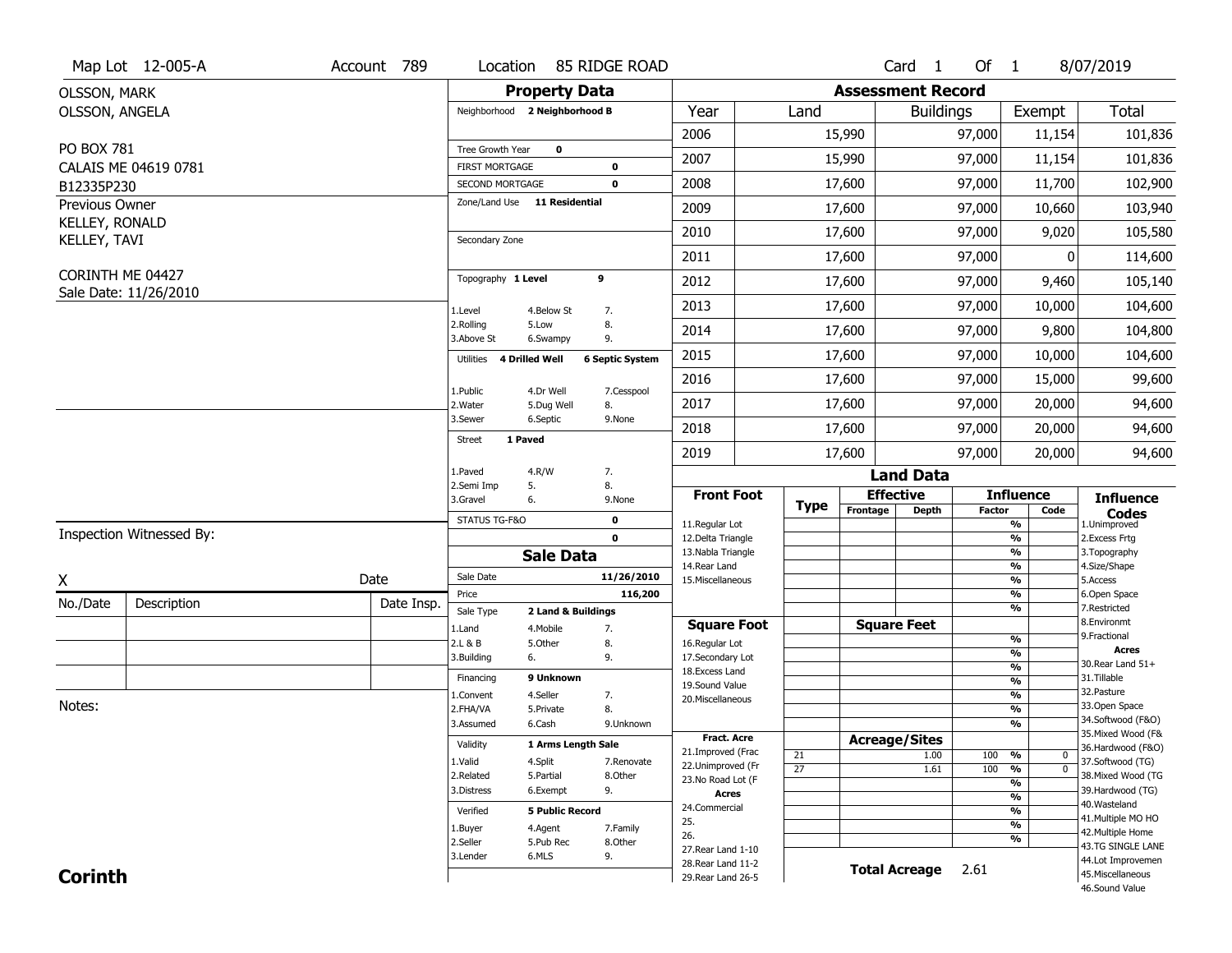Map Lot 12-005-A | Account 789 | Location 85 RIDGE ROAD | Card 1 Of 1 | 8/07/2019

OLSSON, MARK
OLSSON, ANGELA

PO BOX 781
CALAIS ME 04619 0781
B12335P230

Previous Owner
KELLEY, RONALD
KELLEY, TAVI

CORINTH ME 04427
Sale Date: 11/26/2010

## Property Data

Neighborhood **2 Neighborhood B**

| | |
|---|---|
| Tree Growth Year | 0 |
| FIRST MORTGAGE | 0 |
| SECOND MORTGAGE | 0 |
| Zone/Land Use | 11 Residential |
| Secondary Zone | |
| Topography | 1 Level 9 |
| Utilities | 4 Drilled Well 6 Septic System |
| Street | 1 Paved |
| STATUS TG-F&O | 0 |
| | 0 |

Topography: 1.Level 2.Rolling 3.Above St 4.Below St 5.Low 6.Swampy 7. 8. 9.

Utilities: 1.Public 2.Water 3.Sewer 4.Dr Well 5.Dug Well 6.Septic 7.Cesspool 8. 9.None

Street: 1.Paved 2.Semi Imp 3.Gravel 4.R/W 5. 6. 7. 8. 9.None

## Sale Data

| | |
|---|---|
| Sale Date | 11/26/2010 |
| Price | 116,200 |
| Sale Type | 2 Land & Buildings |
| Financing | 9 Unknown |
| Validity | 1 Arms Length Sale |
| Verified | 5 Public Record |

Sale Type: 1.Land 2.L & B 3.Building 4.Mobile 5.Other 6. 7. 8. 9.

Financing: 1.Convent 2.FHA/VA 3.Assumed 4.Seller 5.Private 6.Cash 7. 8. 9.Unknown

Validity: 1.Valid 2.Related 3.Distress 4.Split 5.Partial 6.Exempt 7.Renovate 8.Other 9.

Verified: 1.Buyer 2.Seller 3.Lender 4.Agent 5.Pub Rec 6.MLS 7.Family 8.Other 9.

## Assessment Record

| Year | Land | Buildings | Exempt | Total |
|---|---|---|---|---|
| 2006 | 15,990 | 97,000 | 11,154 | 101,836 |
| 2007 | 15,990 | 97,000 | 11,154 | 101,836 |
| 2008 | 17,600 | 97,000 | 11,700 | 102,900 |
| 2009 | 17,600 | 97,000 | 10,660 | 103,940 |
| 2010 | 17,600 | 97,000 | 9,020 | 105,580 |
| 2011 | 17,600 | 97,000 | 0 | 114,600 |
| 2012 | 17,600 | 97,000 | 9,460 | 105,140 |
| 2013 | 17,600 | 97,000 | 10,000 | 104,600 |
| 2014 | 17,600 | 97,000 | 9,800 | 104,800 |
| 2015 | 17,600 | 97,000 | 10,000 | 104,600 |
| 2016 | 17,600 | 97,000 | 15,000 | 99,600 |
| 2017 | 17,600 | 97,000 | 20,000 | 94,600 |
| 2018 | 17,600 | 97,000 | 20,000 | 94,600 |
| 2019 | 17,600 | 97,000 | 20,000 | 94,600 |

## Land Data

| Type | Effective Frontage | Effective Depth | Influence Factor | Influence Code |
|---|---|---|---|---|
| 21 | | 1.00 | 100 % | 0 |
| 27 | | 1.61 | 100 % | 0 |

Front Foot: 11.Regular Lot 12.Delta Triangle 13.Nabla Triangle 14.Rear Land 15.Miscellaneous

Square Foot: 16.Regular Lot 17.Secondary Lot 18.Excess Land 19.Sound Value 20.Miscellaneous

Fract. Acre: 21.Improved (Frac 22.Unimproved (Fr 23.No Road Lot (F

Acres: 24.Commercial 25. 26. 27.Rear Land 1-10 28.Rear Land 11-2 29.Rear Land 26-5

**Total Acreage** 2.61

Influence Codes: 1.Unimproved 2.Excess Frtg 3.Topography 4.Size/Shape 5.Access 6.Open Space 7.Restricted 8.Environmt 9.Fractional

Acres: 30.Rear Land 51+ 31.Tillable 32.Pasture 33.Open Space 34.Softwood (F&O) 35.Mixed Wood (F& 36.Hardwood (F&O) 37.Softwood (TG) 38.Mixed Wood (TG 39.Hardwood (TG) 40.Wasteland 41.Multiple MO HO 42.Multiple Home 43.TG SINGLE LANE 44.Lot Improvemen 45.Miscellaneous 46.Sound Value

Inspection Witnessed By:

X Date

| No./Date | Description | Date Insp. |
|---|---|---|
| | | |
| | | |
| | | |

Notes:

**Corinth**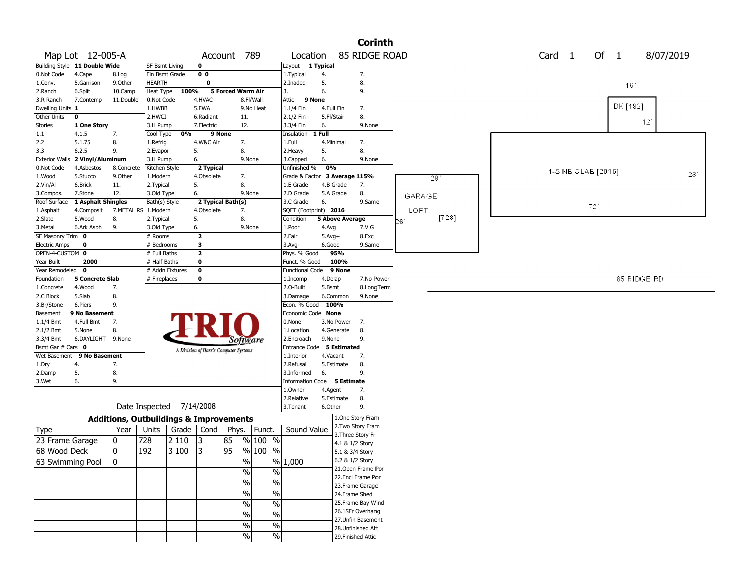# Corinth

Map Lot 12-005-A | Account 789 | Location 85 RIDGE ROAD | Card 1 Of 1 | 8/07/2019

| | | | | | | | | | | | |
|---|---|---|---|---|---|---|---|---|---|---|---|
| Building Style | **11 Double Wide** | | SF Bsmt Living | **0** | | | Layout | **1 Typical** | | | |
| 0.Not Code | 4.Cape | 8.Log | Fin Bsmt Grade | **0 0** | | | 1.Typical | 4. | | 7. | |
| 1.Conv. | 5.Garrison | 9.Other | HEARTH | **0** | | | 2.Inadeq | 5. | | 8. | |
| 2.Ranch | 6.Split | 10.Camp | Heat Type | **100%** | **5 Forced Warm Air** | | 3. | 6. | | 9. | |
| 3.R Ranch | 7.Contemp | 11.Double | 0.Not Code | 4.HVAC | 8.Fl/Wall | | Attic | **9 None** | | | |
| Dwelling Units | **1** | | 1.HWBB | 5.FWA | 9.No Heat | | 1.1/4 Fin | 4.Full Fin | | 7. | |
| Other Units | **0** | | 2.HWCI | 6.Radiant | 11. | | 2.1/2 Fin | 5.Fl/Stair | | 8. | |
| Stories | **1 One Story** | | 3.H Pump | 7.Electric | 12. | | 3.3/4 Fin | 6. | | 9.None | |
| 1.1 | 4.1.5 | 7. | Cool Type | **0%** | **9 None** | | Insulation | **1 Full** | | | |
| 2.2 | 5.1.75 | 8. | 1.Refrig | 4.W&C Air | 7. | | 1.Full | 4.Minimal | | 7. | |
| 3.3 | 6.2.5 | 9. | 2.Evapor | 5. | 8. | | 2.Heavy | 5. | | 8. | |
| Exterior Walls | **2 Vinyl/Aluminum** | | 3.H Pump | 6. | 9.None | | 3.Capped | 6. | | 9.None | |
| 0.Not Code | 4.Asbestos | 8.Concrete | Kitchen Style | **2 Typical** | | | Unfinished % | **0%** | | | |
| 1.Wood | 5.Stucco | 9.Other | 1.Modern | 4.Obsolete | 7. | | Grade & Factor | **3 Average 115%** | | | |
| 2.Vin/Al | 6.Brick | 11. | 2.Typical | 5. | 8. | | 1.E Grade | 4.B Grade | | 7. | |
| 3.Compos. | 7.Stone | 12. | 3.Old Type | 6. | 9.None | | 2.D Grade | 5.A Grade | | 8. | |
| Roof Surface | **1 Asphalt Shingles** | | Bath(s) Style | **2 Typical Bath(s)** | | | 3.C Grade | 6. | | 9.Same | |
| 1.Asphalt | 4.Composit | 7.METAL RS | 1.Modern | 4.Obsolete | 7. | | SQFT (Footprint) | **2016** | | | |
| 2.Slate | 5.Wood | 8. | 2.Typical | 5. | 8. | | Condition | **5 Above Average** | | | |
| 3.Metal | 6.Ark Asph | 9. | 3.Old Type | 6. | 9.None | | 1.Poor | 4.Avg | | 7.V G | |
| SF Masonry Trim | **0** | | # Rooms | **2** | | | 2.Fair | 5.Avg+ | | 8.Exc | |
| Electric Amps | **0** | | # Bedrooms | **3** | | | 3.Avg- | 6.Good | | 9.Same | |
| OPEN-4-CUSTOM | **0** | | # Full Baths | **2** | | | Phys. % Good | **95%** | | | |
| Year Built | **2000** | | # Half Baths | **0** | | | Funct. % Good | **100%** | | | |
| Year Remodeled | **0** | | # Addn Fixtures | **0** | | | Functional Code | **9 None** | | | |
| Foundation | **5 Concrete Slab** | | # Fireplaces | **0** | | | 1.Incomp | 4.Delap | | 7.No Power | |
| 1.Concrete | 4.Wood | 7. | | | | | 2.O-Built | 5.Bsmt | | 8.LongTerm | |
| 2.C Block | 5.Slab | 8. | | | | | 3.Damage | 6.Common | | 9.None | |
| 3.Br/Stone | 6.Piers | 9. | | | | | Econ. % Good | **100%** | | | |
| Basement | **9 No Basement** | | | | | | Economic Code | **None** | | | |
| 1.1/4 Bmt | 4.Full Bmt | 7. | | | | | 0.None | 3.No Power | | 7. | |
| 2.1/2 Bmt | 5.None | 8. | | | | | 1.Location | 4.Generate | | 8. | |
| 3.3/4 Bmt | 6.DAYLIGHT | 9.None | | | | | 2.Encroach | 9.None | | 9. | |
| Bsmt Gar # Cars | **0** | | | | | | Entrance Code | **5 Estimated** | | | |
| Wet Basement | **9 No Basement** | | | | | | 1.Interior | 4.Vacant | | 7. | |
| 1.Dry | 4. | 7. | | | | | 2.Refusal | 5.Estimate | | 8. | |
| 2.Damp | 5. | 8. | | | | | 3.Informed | 6. | | 9. | |
| 3.Wet | 6. | 9. | | | | | Information Code | **5 Estimate** | | | |
| | | | | | | | 1.Owner | 4.Agent | | 7. | |
| | | | | | | | 2.Relative | 5.Estimate | | 8. | |
| | | | Date Inspected | 7/14/2008 | | | 3.Tenant | 6.Other | | 9. | |

TRIO Software — A Division of Harris Computer Systems

## Additions, Outbuildings & Improvements

| Type | Year | Units | Grade | Cond | Phys. | Funct. | Sound Value |
|---|---|---|---|---|---|---|---|
| 23 Frame Garage | 0 | 728 | 2 110 | 3 | 85 % | 100 % | |
| 68 Wood Deck | 0 | 192 | 3 100 | 3 | 95 % | 100 % | |
| 63 Swimming Pool | 0 | | | | % | % | 1,000 |
| | | | | | % | % | |
| | | | | | % | % | |
| | | | | | % | % | |
| | | | | | % | % | |
| | | | | | % | % | |
| | | | | | % | % | |

1.One Story Fram
2.Two Story Fram
3.Three Story Fr
4.1 & 1/2 Story
5.1 & 3/4 Story
6.2 & 1/2 Story
21.Open Frame Por
22.Encl Frame Por
23.Frame Garage
24.Frame Shed
25.Frame Bay Wind
26.1SFr Overhang
27.Unfin Basement
28.Unfinished Att
29.Finished Attic

Sketch labels:
16'
DK [192]
12'
1-S NB SLAB [2016]
28'
72'
28'
GARAGE
LOFT
[728]
26'
85 RIDGE RD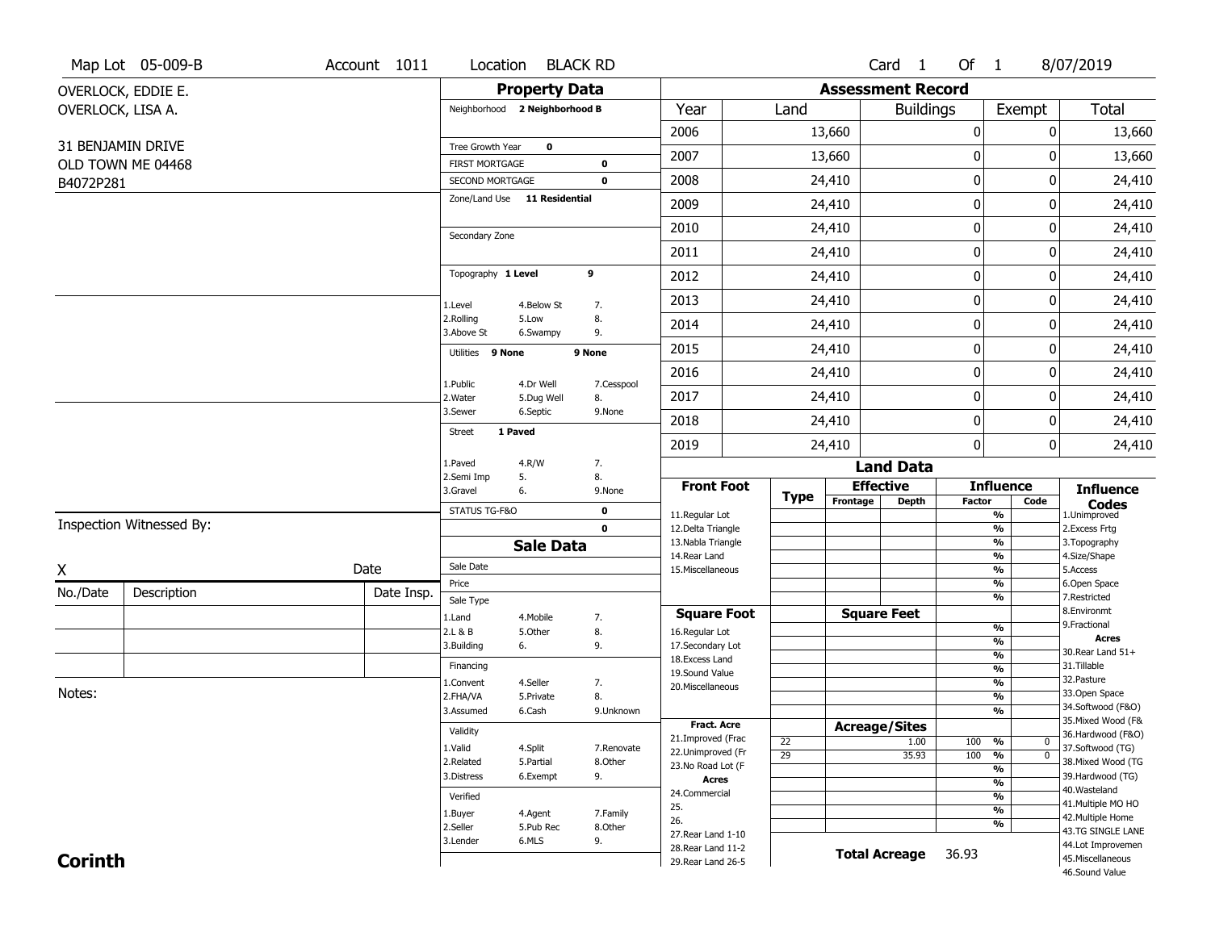Map Lot 05-009-B | Account 1011 | Location BLACK RD | Card 1 Of 1 | 8/07/2019

OVERLOCK, EDDIE E.
OVERLOCK, LISA A.

31 BENJAMIN DRIVE
OLD TOWN ME 04468
B4072P281

## Property Data

Neighborhood **2 Neighborhood B**

Tree Growth Year **0**
FIRST MORTGAGE **0**
SECOND MORTGAGE **0**
Zone/Land Use **11 Residential**

Secondary Zone

Topography **1 Level** **9**

1.Level 4.Below St 7.
2.Rolling 5.Low 8.
3.Above St 6.Swampy 9.

Utilities **9 None** **9 None**

1.Public 4.Dr Well 7.Cesspool
2.Water 5.Dug Well 8.
3.Sewer 6.Septic 9.None

Street **1 Paved**

1.Paved 4.R/W 7.
2.Semi Imp 5. 8.
3.Gravel 6. 9.None

STATUS TG-F&O **0**
**0**

## Assessment Record

| Year | Land | Buildings | Exempt | Total |
|---|---|---|---|---|
| 2006 | 13,660 | 0 | 0 | 13,660 |
| 2007 | 13,660 | 0 | 0 | 13,660 |
| 2008 | 24,410 | 0 | 0 | 24,410 |
| 2009 | 24,410 | 0 | 0 | 24,410 |
| 2010 | 24,410 | 0 | 0 | 24,410 |
| 2011 | 24,410 | 0 | 0 | 24,410 |
| 2012 | 24,410 | 0 | 0 | 24,410 |
| 2013 | 24,410 | 0 | 0 | 24,410 |
| 2014 | 24,410 | 0 | 0 | 24,410 |
| 2015 | 24,410 | 0 | 0 | 24,410 |
| 2016 | 24,410 | 0 | 0 | 24,410 |
| 2017 | 24,410 | 0 | 0 | 24,410 |
| 2018 | 24,410 | 0 | 0 | 24,410 |
| 2019 | 24,410 | 0 | 0 | 24,410 |

Inspection Witnessed By:

X Date

| No./Date | Description | Date Insp. |
|---|---|---|
| | | |
| | | |
| | | |

Notes:

## Sale Data

Sale Date
Price
Sale Type

1.Land 4.Mobile 7.
2.L & B 5.Other 8.
3.Building 6. 9.

Financing

1.Convent 4.Seller 7.
2.FHA/VA 5.Private 8.
3.Assumed 6.Cash 9.Unknown

Validity

1.Valid 4.Split 7.Renovate
2.Related 5.Partial 8.Other
3.Distress 6.Exempt 9.

Verified

1.Buyer 4.Agent 7.Family
2.Seller 5.Pub Rec 8.Other
3.Lender 6.MLS 9.

## Land Data

| Front Foot | Type | Effective Frontage | Effective Depth | Influence Factor | Influence Code |
|---|---|---|---|---|---|
| 11.Regular Lot | | | | % | |
| 12.Delta Triangle | | | | % | |
| 13.Nabla Triangle | | | | % | |
| 14.Rear Land | | | | % | |
| 15.Miscellaneous | | | | % | |
| | | | | % | |
| | | | | % | |
| **Square Foot** | | **Square Feet** | | | |
| 16.Regular Lot | | | | % | |
| 17.Secondary Lot | | | | % | |
| 18.Excess Land | | | | % | |
| 19.Sound Value | | | | % | |
| 20.Miscellaneous | | | | % | |
| | | | | % | |
| | | | | % | |
| **Fract. Acre** | | **Acreage/Sites** | | | |
| 21.Improved (Frac | 22 | | 1.00 | 100 % | 0 |
| 22.Unimproved (Fr | 29 | | 35.93 | 100 % | 0 |
| 23.No Road Lot (F | | | | % | |
| **Acres** | | | | % | |
| 24.Commercial | | | | % | |
| 25. | | | | % | |
| 26. | | | | % | |
| 27.Rear Land 1-10 | | | | | |
| 28.Rear Land 11-2 | | | | | |
| 29.Rear Land 26-5 | | | | | |

**Total Acreage** 36.93

**Influence Codes**
1.Unimproved
2.Excess Frtg
3.Topography
4.Size/Shape
5.Access
6.Open Space
7.Restricted
8.Environmt
9.Fractional

**Acres**
30.Rear Land 51+
31.Tillable
32.Pasture
33.Open Space
34.Softwood (F&O)
35.Mixed Wood (F&
36.Hardwood (F&O)
37.Softwood (TG)
38.Mixed Wood (TG
39.Hardwood (TG)
40.Wasteland
41.Multiple MO HO
42.Multiple Home
43.TG SINGLE LANE
44.Lot Improvemen
45.Miscellaneous
46.Sound Value

**Corinth**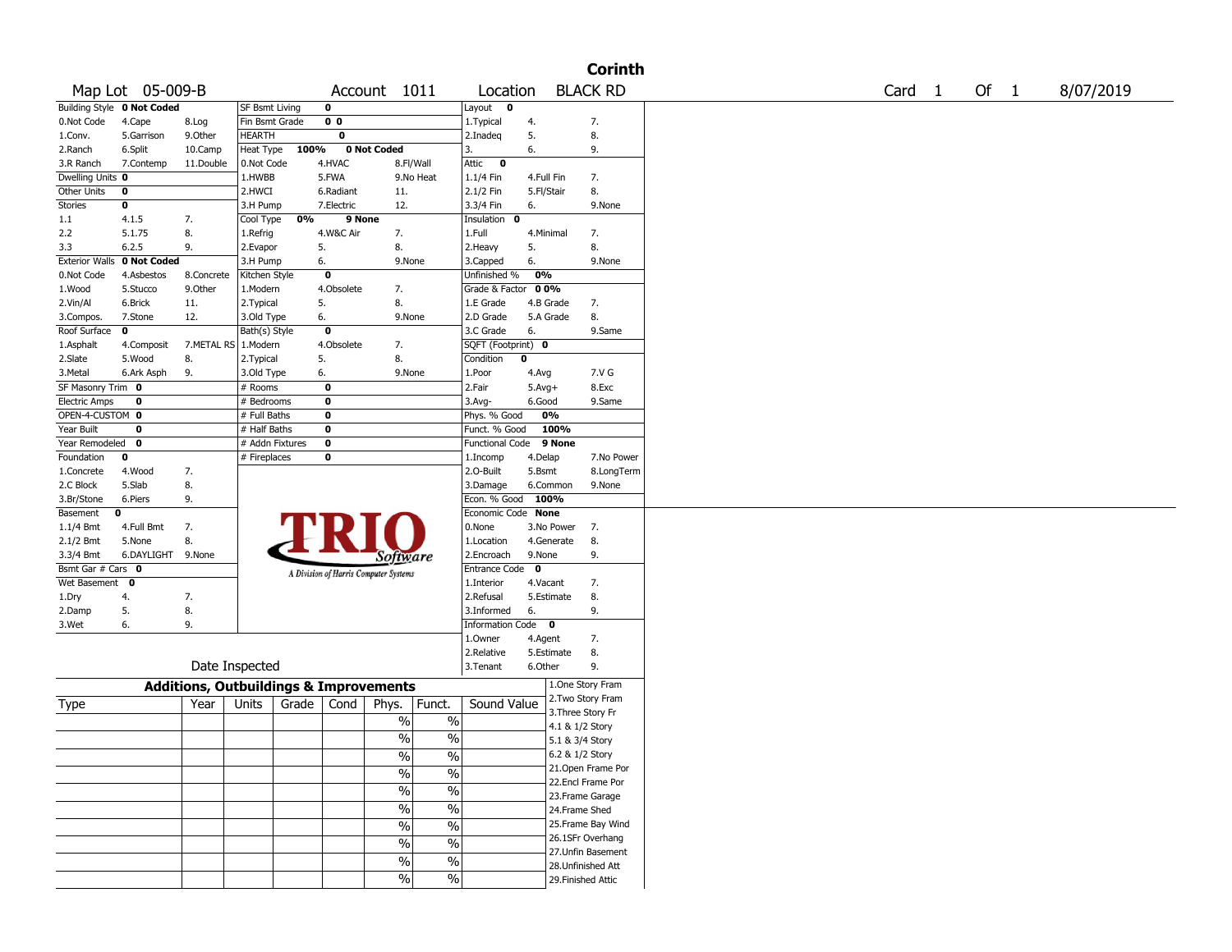# Corinth

Map Lot 05-009-B | Account 1011 | Location BLACK RD | Card 1 Of 1 | 8/07/2019

| | | | | | | | | | |
|---|---|---|---|---|---|---|---|---|---|
| Building Style **0 Not Coded** | | | SF Bsmt Living **0** | | | Layout **0** | | | |
| 0.Not Code | 4.Cape | 8.Log | Fin Bsmt Grade **0 0** | | | 1.Typical | 4. | 7. | |
| 1.Conv. | 5.Garrison | 9.Other | HEARTH **0** | | | 2.Inadeq | 5. | 8. | |
| 2.Ranch | 6.Split | 10.Camp | Heat Type **100%** **0 Not Coded** | | | 3. | 6. | 9. | |
| 3.R Ranch | 7.Contemp | 11.Double | 0.Not Code | 4.HVAC | 8.Fl/Wall | Attic **0** | | | |
| Dwelling Units **0** | | | 1.HWBB | 5.FWA | 9.No Heat | 1.1/4 Fin | 4.Full Fin | 7. | |
| Other Units **0** | | | 2.HWCI | 6.Radiant | 11. | 2.1/2 Fin | 5.Fl/Stair | 8. | |
| Stories **0** | | | 3.H Pump | 7.Electric | 12. | 3.3/4 Fin | 6. | 9.None | |
| 1.1 | 4.1.5 | 7. | Cool Type **0%** **9 None** | | | Insulation **0** | | | |
| 2.2 | 5.1.75 | 8. | 1.Refrig | 4.W&C Air | 7. | 1.Full | 4.Minimal | 7. | |
| 3.3 | 6.2.5 | 9. | 2.Evapor | 5. | 8. | 2.Heavy | 5. | 8. | |
| Exterior Walls **0 Not Coded** | | | 3.H Pump | 6. | 9.None | 3.Capped | 6. | 9.None | |
| 0.Not Code | 4.Asbestos | 8.Concrete | Kitchen Style **0** | | | Unfinished % **0%** | | | |
| 1.Wood | 5.Stucco | 9.Other | 1.Modern | 4.Obsolete | 7. | Grade & Factor **0 0%** | | | |
| 2.Vin/Al | 6.Brick | 11. | 2.Typical | 5. | 8. | 1.E Grade | 4.B Grade | 7. | |
| 3.Compos. | 7.Stone | 12. | 3.Old Type | 6. | 9.None | 2.D Grade | 5.A Grade | 8. | |
| Roof Surface **0** | | | Bath(s) Style **0** | | | 3.C Grade | 6. | 9.Same | |
| 1.Asphalt | 4.Composit | 7.METAL RS | 1.Modern | 4.Obsolete | 7. | SQFT (Footprint) **0** | | | |
| 2.Slate | 5.Wood | 8. | 2.Typical | 5. | 8. | Condition **0** | | | |
| 3.Metal | 6.Ark Asph | 9. | 3.Old Type | 6. | 9.None | 1.Poor | 4.Avg | 7.V G | |
| SF Masonry Trim **0** | | | # Rooms **0** | | | 2.Fair | 5.Avg+ | 8.Exc | |
| Electric Amps **0** | | | # Bedrooms **0** | | | 3.Avg- | 6.Good | 9.Same | |
| OPEN-4-CUSTOM **0** | | | # Full Baths **0** | | | Phys. % Good **0%** | | | |
| Year Built **0** | | | # Half Baths **0** | | | Funct. % Good **100%** | | | |
| Year Remodeled **0** | | | # Addn Fixtures **0** | | | Functional Code **9 None** | | | |
| Foundation **0** | | | # Fireplaces **0** | | | 1.Incomp | 4.Delap | 7.No Power | |
| 1.Concrete | 4.Wood | 7. | | | | 2.O-Built | 5.Bsmt | 8.LongTerm | |
| 2.C Block | 5.Slab | 8. | | | | 3.Damage | 6.Common | 9.None | |
| 3.Br/Stone | 6.Piers | 9. | | | | Econ. % Good **100%** | | | |
| Basement **0** | | | | | | Economic Code **None** | | | |
| 1.1/4 Bmt | 4.Full Bmt | 7. | | | | 0.None | 3.No Power | 7. | |
| 2.1/2 Bmt | 5.None | 8. | | | | 1.Location | 4.Generate | 8. | |
| 3.3/4 Bmt | 6.DAYLIGHT | 9.None | | | | 2.Encroach | 9.None | 9. | |
| Bsmt Gar # Cars **0** | | | | | | Entrance Code **0** | | | |
| Wet Basement **0** | | | | | | 1.Interior | 4.Vacant | 7. | |
| 1.Dry | 4. | 7. | | | | 2.Refusal | 5.Estimate | 8. | |
| 2.Damp | 5. | 8. | | | | 3.Informed | 6. | 9. | |
| 3.Wet | 6. | 9. | | | | Information Code **0** | | | |
| | | | | | | 1.Owner | 4.Agent | 7. | |
| | | | | | | 2.Relative | 5.Estimate | 8. | |
| Date Inspected | | | | | | 3.Tenant | 6.Other | 9. | |

TRIO Software — A Division of Harris Computer Systems

## Additions, Outbuildings & Improvements

| Type | Year | Units | Grade | Cond | Phys. | Funct. | Sound Value | |
|---|---|---|---|---|---|---|---|---|
| | | | | | % | % | | 1.One Story Fram |
| | | | | | % | % | | 2.Two Story Fram |
| | | | | | % | % | | 3.Three Story Fr |
| | | | | | % | % | | 4.1 & 1/2 Story |
| | | | | | % | % | | 5.1 & 3/4 Story |
| | | | | | % | % | | 6.2 & 1/2 Story |
| | | | | | % | % | | 21.Open Frame Por |
| | | | | | % | % | | 22.Encl Frame Por |
| | | | | | % | % | | 23.Frame Garage |
| | | | | | % | % | | 24.Frame Shed |
| | | | | | | | | 25.Frame Bay Wind |
| | | | | | | | | 26.1SFr Overhang |
| | | | | | | | | 27.Unfin Basement |
| | | | | | | | | 28.Unfinished Att |
| | | | | | | | | 29.Finished Attic |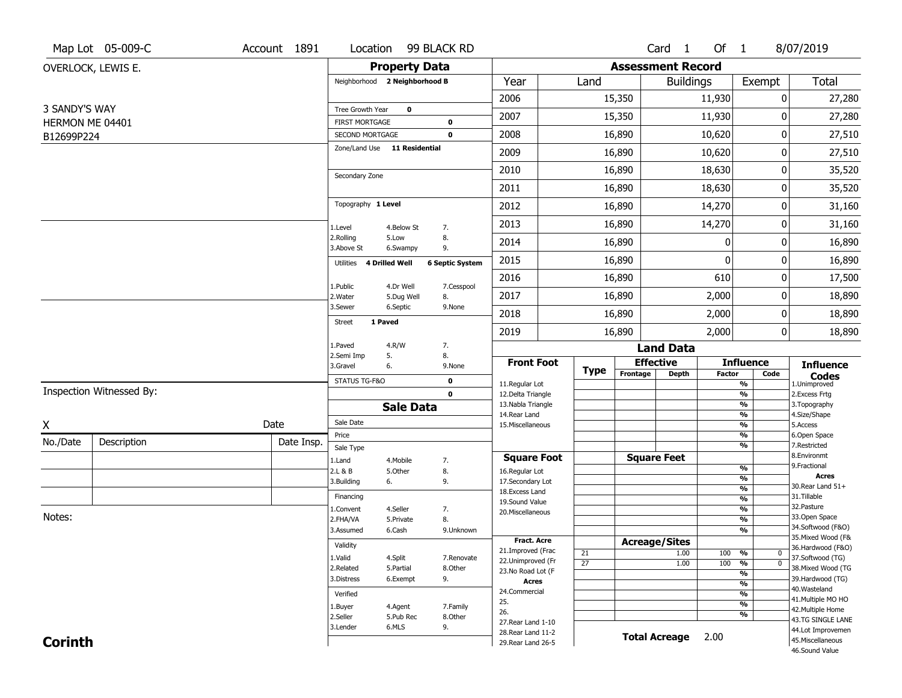Map Lot 05-009-C | Account 1891 | Location 99 BLACK RD | Card 1 Of 1 | 8/07/2019

OVERLOCK, LEWIS E.

3 SANDY'S WAY
HERMON ME 04401
B12699P224

## Property Data

Neighborhood **2 Neighborhood B**

Tree Growth Year **0**

FIRST MORTGAGE **0**

SECOND MORTGAGE **0**

Zone/Land Use **11 Residential**

Secondary Zone

Topography **1 Level**

1.Level 4.Below St 7.
2.Rolling 5.Low 8.
3.Above St 6.Swampy 9.

Utilities **4 Drilled Well** **6 Septic System**

1.Public 4.Dr Well 7.Cesspool
2.Water 5.Dug Well 8.
3.Sewer 6.Septic 9.None

Street **1 Paved**

1.Paved 4.R/W 7.
2.Semi Imp 5. 8.
3.Gravel 6. 9.None

STATUS TG-F&O **0**

**0**

## Sale Data

Sale Date

Price

Sale Type

1.Land 4.Mobile 7.
2.L & B 5.Other 8.
3.Building 6. 9.

Financing

1.Convent 4.Seller 7.
2.FHA/VA 5.Private 8.
3.Assumed 6.Cash 9.Unknown

Validity

1.Valid 4.Split 7.Renovate
2.Related 5.Partial 8.Other
3.Distress 6.Exempt 9.

Verified

1.Buyer 4.Agent 7.Family
2.Seller 5.Pub Rec 8.Other
3.Lender 6.MLS 9.

## Assessment Record

| Year | Land | Buildings | Exempt | Total |
|---|---|---|---|---|
| 2006 | 15,350 | 11,930 | 0 | 27,280 |
| 2007 | 15,350 | 11,930 | 0 | 27,280 |
| 2008 | 16,890 | 10,620 | 0 | 27,510 |
| 2009 | 16,890 | 10,620 | 0 | 27,510 |
| 2010 | 16,890 | 18,630 | 0 | 35,520 |
| 2011 | 16,890 | 18,630 | 0 | 35,520 |
| 2012 | 16,890 | 14,270 | 0 | 31,160 |
| 2013 | 16,890 | 14,270 | 0 | 31,160 |
| 2014 | 16,890 | 0 | 0 | 16,890 |
| 2015 | 16,890 | 0 | 0 | 16,890 |
| 2016 | 16,890 | 610 | 0 | 17,500 |
| 2017 | 16,890 | 2,000 | 0 | 18,890 |
| 2018 | 16,890 | 2,000 | 0 | 18,890 |
| 2019 | 16,890 | 2,000 | 0 | 18,890 |

## Land Data

| Front Foot | Type | Effective Frontage | Effective Depth | Influence Factor | Influence Code |
|---|---|---|---|---|---|
| 11.Regular Lot | | | | % | |
| 12.Delta Triangle | | | | % | |
| 13.Nabla Triangle | | | | % | |
| 14.Rear Land | | | | % | |
| 15.Miscellaneous | | | | % | |
| | | | | % | |
| | | | | % | |
| **Square Foot** | | **Square Feet** | | | |
| 16.Regular Lot | | | | % | |
| 17.Secondary Lot | | | | % | |
| 18.Excess Land | | | | % | |
| 19.Sound Value | | | | % | |
| 20.Miscellaneous | | | | % | |
| | | | | % | |
| | | | | % | |
| **Fract. Acre** | | **Acreage/Sites** | | | |
| 21.Improved (Frac | 21 | | 1.00 | 100 % | 0 |
| 22.Unimproved (Fr | 27 | | 1.00 | 100 % | 0 |
| 23.No Road Lot (F | | | | % | |
| **Acres** | | | | % | |
| 24.Commercial | | | | % | |
| 25. | | | | % | |
| 26. | | | | % | |
| 27.Rear Land 1-10 | | | | | |
| 28.Rear Land 11-2 | | | | | |
| 29.Rear Land 26-5 | | | | | |

**Total Acreage** 2.00

**Influence Codes**
1.Unimproved
2.Excess Frtg
3.Topography
4.Size/Shape
5.Access
6.Open Space
7.Restricted
8.Environmt
9.Fractional

**Acres**
30.Rear Land 51+
31.Tillable
32.Pasture
33.Open Space
34.Softwood (F&O)
35.Mixed Wood (F&
36.Hardwood (F&O)
37.Softwood (TG)
38.Mixed Wood (TG
39.Hardwood (TG)
40.Wasteland
41.Multiple MO HO
42.Multiple Home
43.TG SINGLE LANE
44.Lot Improvemen
45.Miscellaneous
46.Sound Value

Inspection Witnessed By:

X Date

| No./Date | Description | Date Insp. |
|---|---|---|
| | | |
| | | |
| | | |

Notes:

**Corinth**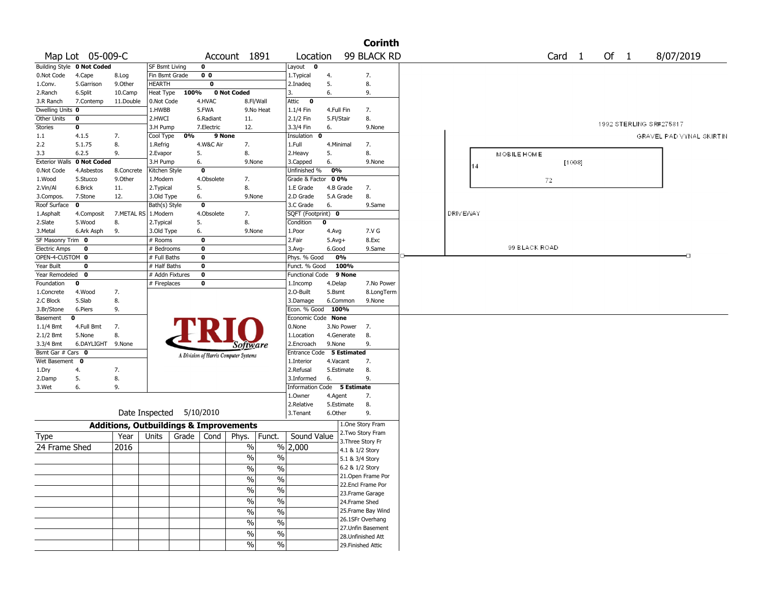# Corinth

Map Lot 05-009-C | Account 1891 | Location 99 BLACK RD | Card 1 Of 1 | 8/07/2019

| | | | | | | | | | | | |
|---|---|---|---|---|---|---|---|---|---|---|---|
| Building Style | 0 Not Coded | | SF Bsmt Living | 0 | | | Layout | 0 | | | |
| 0.Not Code | 4.Cape | 8.Log | Fin Bsmt Grade | 0 0 | | | 1.Typical | 4. | 7. | | |
| 1.Conv. | 5.Garrison | 9.Other | HEARTH | 0 | | | 2.Inadeq | 5. | 8. | | |
| 2.Ranch | 6.Split | 10.Camp | Heat Type | 100% | 0 Not Coded | | 3. | 6. | 9. | | |
| 3.R Ranch | 7.Contemp | 11.Double | 0.Not Code | 4.HVAC | 8.Fl/Wall | | Attic | 0 | | | |
| Dwelling Units | 0 | | 1.HWBB | 5.FWA | 9.No Heat | | 1.1/4 Fin | 4.Full Fin | 7. | | |
| Other Units | 0 | | 2.HWCI | 6.Radiant | 11. | | 2.1/2 Fin | 5.Fl/Stair | 8. | | |
| Stories | 0 | | 3.H Pump | 7.Electric | 12. | | 3.3/4 Fin | 6. | 9.None | | |
| 1.1 | 4.1.5 | 7. | Cool Type | 0% | 9 None | | Insulation | 0 | | | |
| 2.2 | 5.1.75 | 8. | 1.Refrig | 4.W&C Air | 7. | | 1.Full | 4.Minimal | 7. | | |
| 3.3 | 6.2.5 | 9. | 2.Evapor | 5. | 8. | | 2.Heavy | 5. | 8. | | |
| Exterior Walls | 0 Not Coded | | 3.H Pump | 6. | 9.None | | 3.Capped | 6. | 9.None | | |
| 0.Not Code | 4.Asbestos | 8.Concrete | Kitchen Style | 0 | | | Unfinished % | 0% | | | |
| 1.Wood | 5.Stucco | 9.Other | 1.Modern | 4.Obsolete | 7. | | Grade & Factor | 0 0% | | | |
| 2.Vin/Al | 6.Brick | 11. | 2.Typical | 5. | 8. | | 1.E Grade | 4.B Grade | 7. | | |
| 3.Compos. | 7.Stone | 12. | 3.Old Type | 6. | 9.None | | 2.D Grade | 5.A Grade | 8. | | |
| Roof Surface | 0 | | Bath(s) Style | 0 | | | 3.C Grade | 6. | 9.Same | | |
| 1.Asphalt | 4.Composit | 7.METAL RS | 1.Modern | 4.Obsolete | 7. | | SQFT (Footprint) | 0 | | | |
| 2.Slate | 5.Wood | 8. | 2.Typical | 5. | 8. | | Condition | 0 | | | |
| 3.Metal | 6.Ark Asph | 9. | 3.Old Type | 6. | 9.None | | 1.Poor | 4.Avg | 7.V G | | |
| SF Masonry Trim | 0 | | # Rooms | 0 | | | 2.Fair | 5.Avg+ | 8.Exc | | |
| Electric Amps | 0 | | # Bedrooms | 0 | | | 3.Avg- | 6.Good | 9.Same | | |
| OPEN-4-CUSTOM | 0 | | # Full Baths | 0 | | | Phys. % Good | 0% | | | |
| Year Built | 0 | | # Half Baths | 0 | | | Funct. % Good | 100% | | | |
| Year Remodeled | 0 | | # Addn Fixtures | 0 | | | Functional Code | 9 None | | | |
| Foundation | 0 | | # Fireplaces | 0 | | | 1.Incomp | 4.Delap | 7.No Power | | |
| 1.Concrete | 4.Wood | 7. | | | | | 2.O-Built | 5.Bsmt | 8.LongTerm | | |
| 2.C Block | 5.Slab | 8. | | | | | 3.Damage | 6.Common | 9.None | | |
| 3.Br/Stone | 6.Piers | 9. | | | | | Econ. % Good | 100% | | | |
| Basement | 0 | | | | | | Economic Code | None | | | |
| 1.1/4 Bmt | 4.Full Bmt | 7. | | | | | 0.None | 3.No Power | 7. | | |
| 2.1/2 Bmt | 5.None | 8. | | | | | 1.Location | 4.Generate | 8. | | |
| 3.3/4 Bmt | 6.DAYLIGHT | 9.None | | | | | 2.Encroach | 9.None | 9. | | |
| Bsmt Gar # Cars | 0 | | | | | | Entrance Code | 5 Estimated | | | |
| Wet Basement | 0 | | | | | | 1.Interior | 4.Vacant | 7. | | |
| 1.Dry | 4. | 7. | | | | | 2.Refusal | 5.Estimate | 8. | | |
| 2.Damp | 5. | 8. | | | | | 3.Informed | 6. | 9. | | |
| 3.Wet | 6. | 9. | | | | | Information Code | 5 Estimate | | | |
| | | | | | | | 1.Owner | 4.Agent | 7. | | |
| | | | | | | | 2.Relative | 5.Estimate | 8. | | |
| | | | Date Inspected | 5/10/2010 | | | 3.Tenant | 6.Other | 9. | | |

TRIO Software — A Division of Harris Computer Systems

## Additions, Outbuildings & Improvements

| Type | Year | Units | Grade | Cond | Phys. | Funct. | Sound Value |
|---|---|---|---|---|---|---|---|
| 24 Frame Shed | 2016 | | | | % | % | 2,000 |
| | | | | | % | % | |
| | | | | | % | % | |
| | | | | | % | % | |
| | | | | | % | % | |
| | | | | | % | % | |
| | | | | | % | % | |
| | | | | | % | % | |
| | | | | | % | % | |
| | | | | | % | % | |

1.One Story Fram
2.Two Story Fram
3.Three Story Fr
4.1 & 1/2 Story
5.1 & 3/4 Story
6.2 & 1/2 Story
21.Open Frame Por
22.Encl Frame Por
23.Frame Garage
24.Frame Shed
25.Frame Bay Wind
26.1SFr Overhang
27.Unfin Basement
28.Unfinished Att
29.Finished Attic

1992 STERLING SR#275817
GRAVEL PAD VYNAL SKIRTIN
MOBILE HOME
[1008]
14
72
DRIVEWAY
99 BLACK ROAD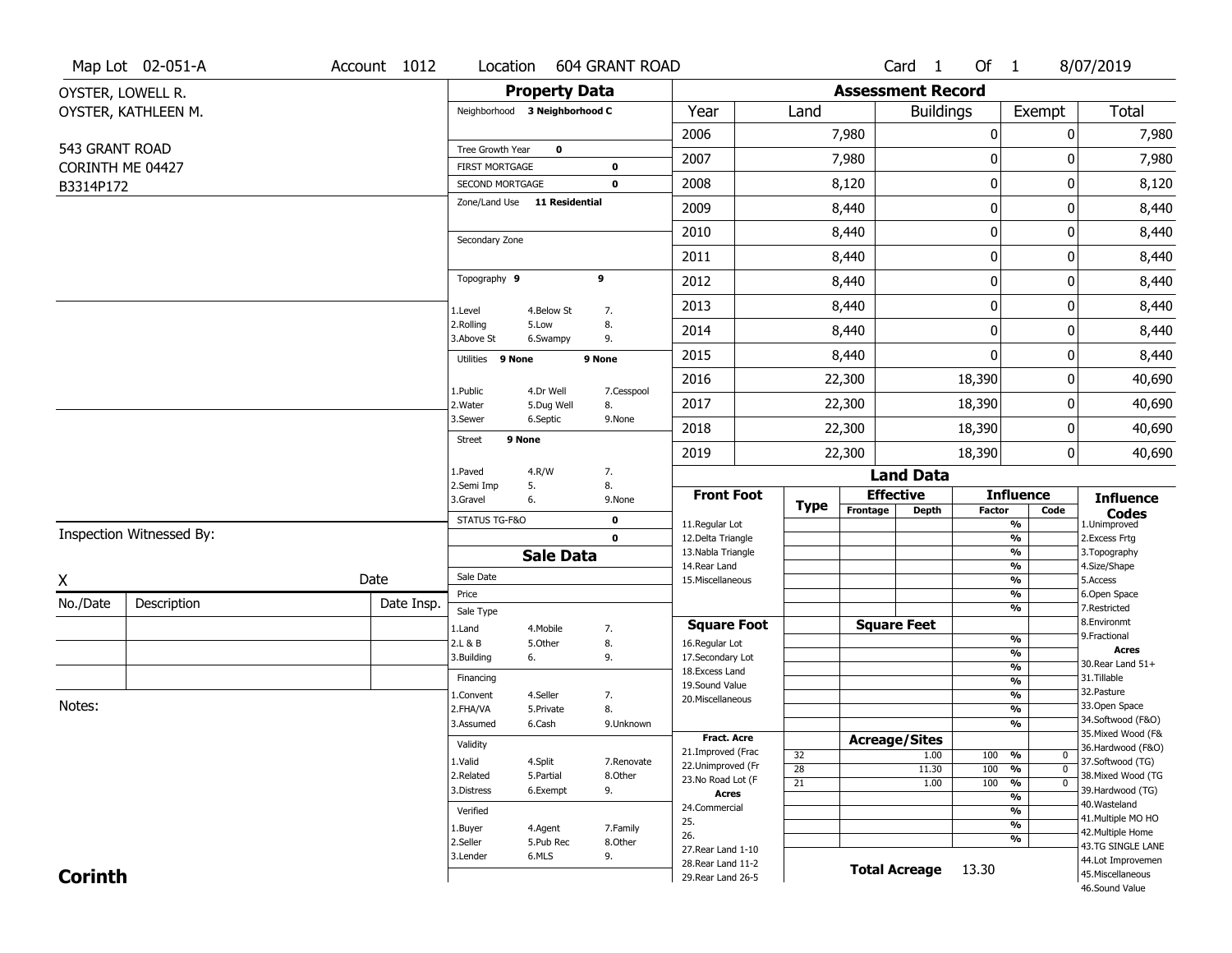Map Lot 02-051-A | Account 1012 | Location 604 GRANT ROAD | Card 1 Of 1 | 8/07/2019

OYSTER, LOWELL R.
OYSTER, KATHLEEN M.

543 GRANT ROAD
CORINTH ME 04427
B3314P172

## Property Data

Neighborhood 3 Neighborhood C

Tree Growth Year 0
FIRST MORTGAGE 0
SECOND MORTGAGE 0
Zone/Land Use 11 Residential

Secondary Zone

Topography 9 9

1.Level 4.Below St 7.
2.Rolling 5.Low 8.
3.Above St 6.Swampy 9.

Utilities 9 None 9 None

1.Public 4.Dr Well 7.Cesspool
2.Water 5.Dug Well 8.
3.Sewer 6.Septic 9.None

Street 9 None

1.Paved 4.R/W 7.
2.Semi Imp 5. 8.
3.Gravel 6. 9.None

STATUS TG-F&O 0
0

## Assessment Record

| Year | Land | Buildings | Exempt | Total |
|---|---|---|---|---|
| 2006 | 7,980 | 0 | 0 | 7,980 |
| 2007 | 7,980 | 0 | 0 | 7,980 |
| 2008 | 8,120 | 0 | 0 | 8,120 |
| 2009 | 8,440 | 0 | 0 | 8,440 |
| 2010 | 8,440 | 0 | 0 | 8,440 |
| 2011 | 8,440 | 0 | 0 | 8,440 |
| 2012 | 8,440 | 0 | 0 | 8,440 |
| 2013 | 8,440 | 0 | 0 | 8,440 |
| 2014 | 8,440 | 0 | 0 | 8,440 |
| 2015 | 8,440 | 0 | 0 | 8,440 |
| 2016 | 22,300 | 18,390 | 0 | 40,690 |
| 2017 | 22,300 | 18,390 | 0 | 40,690 |
| 2018 | 22,300 | 18,390 | 0 | 40,690 |
| 2019 | 22,300 | 18,390 | 0 | 40,690 |

## Land Data

| Front Foot | Type | Effective Frontage | Effective Depth | Influence Factor | Influence Code |
|---|---|---|---|---|---|
| 11.Regular Lot | | | | % | |
| 12.Delta Triangle | | | | % | |
| 13.Nabla Triangle | | | | % | |
| 14.Rear Land | | | | % | |
| 15.Miscellaneous | | | | % | |

| Square Foot | Square Feet | | |
|---|---|---|---|
| 16.Regular Lot | | % | |
| 17.Secondary Lot | | % | |
| 18.Excess Land | | % | |
| 19.Sound Value | | % | |
| 20.Miscellaneous | | % | |

| Fract. Acre | Type | Acreage/Sites | Factor | Code |
|---|---|---|---|---|
| 21.Improved (Frac | 32 | 1.00 | 100 % | 0 |
| 22.Unimproved (Fr | 28 | 11.30 | 100 % | 0 |
| 23.No Road Lot (F | 21 | 1.00 | 100 % | 0 |

Acres: 24.Commercial, 25., 26., 27.Rear Land 1-10, 28.Rear Land 11-2, 29.Rear Land 26-5

Total Acreage 13.30

Influence Codes: 1.Unimproved, 2.Excess Frtg, 3.Topography, 4.Size/Shape, 5.Access, 6.Open Space, 7.Restricted, 8.Environmt, 9.Fractional

Acres: 30.Rear Land 51+, 31.Tillable, 32.Pasture, 33.Open Space, 34.Softwood (F&O), 35.Mixed Wood (F&, 36.Hardwood (F&O), 37.Softwood (TG), 38.Mixed Wood (TG, 39.Hardwood (TG), 40.Wasteland, 41.Multiple MO HO, 42.Multiple Home, 43.TG SINGLE LANE, 44.Lot Improvemen, 45.Miscellaneous, 46.Sound Value

## Sale Data

Sale Date
Price
Sale Type
1.Land 4.Mobile 7.
2.L & B 5.Other 8.
3.Building 6. 9.

Financing
1.Convent 4.Seller 7.
2.FHA/VA 5.Private 8.
3.Assumed 6.Cash 9.Unknown

Validity
1.Valid 4.Split 7.Renovate
2.Related 5.Partial 8.Other
3.Distress 6.Exempt 9.

Verified
1.Buyer 4.Agent 7.Family
2.Seller 5.Pub Rec 8.Other
3.Lender 6.MLS 9.

Inspection Witnessed By:

X Date

| No./Date | Description | Date Insp. |
|---|---|---|
| | | |
| | | |
| | | |

Notes:

**Corinth**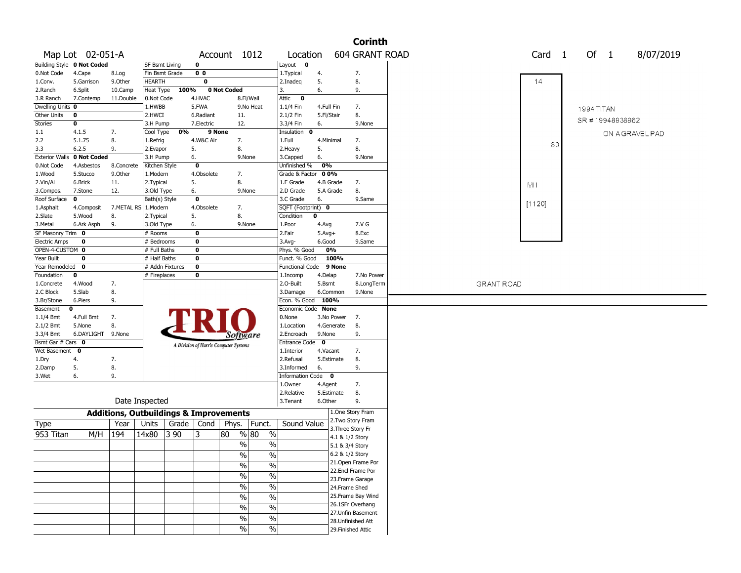# Corinth

Map Lot 02-051-A | Account 1012 | Location 604 GRANT ROAD | Card 1 Of 1 | 8/07/2019

| | | | | | | | | | | | |
|---|---|---|---|---|---|---|---|---|---|---|---|
| Building Style | 0 Not Coded | | SF Bsmt Living | 0 | | | Layout | 0 | | |
| 0.Not Code | 4.Cape | 8.Log | Fin Bsmt Grade | 0 0 | | | 1.Typical | 4. | 7. |
| 1.Conv. | 5.Garrison | 9.Other | HEARTH | 0 | | | 2.Inadeq | 5. | 8. |
| 2.Ranch | 6.Split | 10.Camp | Heat Type | 100% | 0 Not Coded | | 3. | 6. | 9. |
| 3.R Ranch | 7.Contemp | 11.Double | 0.Not Code | 4.HVAC | 8.Fl/Wall | | Attic | 0 | | |
| Dwelling Units | 0 | | 1.HWBB | 5.FWA | 9.No Heat | | 1.1/4 Fin | 4.Full Fin | 7. |
| Other Units | 0 | | 2.HWCI | 6.Radiant | 11. | | 2.1/2 Fin | 5.Fl/Stair | 8. |
| Stories | 0 | | 3.H Pump | 7.Electric | 12. | | 3.3/4 Fin | 6. | 9.None |
| 1.1 | 4.1.5 | 7. | Cool Type | 0% | 9 None | | Insulation | 0 | | |
| 2.2 | 5.1.75 | 8. | 1.Refrig | 4.W&C Air | 7. | | 1.Full | 4.Minimal | 7. |
| 3.3 | 6.2.5 | 9. | 2.Evapor | 5. | 8. | | 2.Heavy | 5. | 8. |
| Exterior Walls | 0 Not Coded | | 3.H Pump | 6. | 9.None | | 3.Capped | 6. | 9.None |
| 0.Not Code | 4.Asbestos | 8.Concrete | Kitchen Style | 0 | | | Unfinished % | 0% | | |
| 1.Wood | 5.Stucco | 9.Other | 1.Modern | 4.Obsolete | 7. | | Grade & Factor | 0 0% | | |
| 2.Vin/Al | 6.Brick | 11. | 2.Typical | 5. | 8. | | 1.E Grade | 4.B Grade | 7. |
| 3.Compos. | 7.Stone | 12. | 3.Old Type | 6. | 9.None | | 2.D Grade | 5.A Grade | 8. |
| Roof Surface | 0 | | Bath(s) Style | 0 | | | 3.C Grade | 6. | 9.Same |
| 1.Asphalt | 4.Composit | 7.METAL RS | 1.Modern | 4.Obsolete | 7. | | SQFT (Footprint) | 0 | | |
| 2.Slate | 5.Wood | 8. | 2.Typical | 5. | 8. | | Condition | 0 | | |
| 3.Metal | 6.Ark Asph | 9. | 3.Old Type | 6. | 9.None | | 1.Poor | 4.Avg | 7.V G |
| SF Masonry Trim | 0 | | # Rooms | 0 | | | 2.Fair | 5.Avg+ | 8.Exc |
| Electric Amps | 0 | | # Bedrooms | 0 | | | 3.Avg- | 6.Good | 9.Same |
| OPEN-4-CUSTOM | 0 | | # Full Baths | 0 | | | Phys. % Good | 0% | | |
| Year Built | 0 | | # Half Baths | 0 | | | Funct. % Good | 100% | | |
| Year Remodeled | 0 | | # Addn Fixtures | 0 | | | Functional Code | 9 None | | |
| Foundation | 0 | | # Fireplaces | 0 | | | 1.Incomp | 4.Delap | 7.No Power |
| 1.Concrete | 4.Wood | 7. | | | | | 2.O-Built | 5.Bsmt | 8.LongTerm |
| 2.C Block | 5.Slab | 8. | | | | | 3.Damage | 6.Common | 9.None |
| 3.Br/Stone | 6.Piers | 9. | | | | | Econ. % Good | 100% | | |
| Basement | 0 | | | | | | Economic Code | None | | |
| 1.1/4 Bmt | 4.Full Bmt | 7. | | | | | 0.None | 3.No Power | 7. |
| 2.1/2 Bmt | 5.None | 8. | | | | | 1.Location | 4.Generate | 8. |
| 3.3/4 Bmt | 6.DAYLIGHT | 9.None | | | | | 2.Encroach | 9.None | 9. |
| Bsmt Gar # Cars | 0 | | | | | | Entrance Code | 0 | | |
| Wet Basement | 0 | | | | | | 1.Interior | 4.Vacant | 7. |
| 1.Dry | 4. | 7. | | | | | 2.Refusal | 5.Estimate | 8. |
| 2.Damp | 5. | 8. | | | | | 3.Informed | 6. | 9. |
| 3.Wet | 6. | 9. | | | | | Information Code | 0 | | |
| | | | | | | | 1.Owner | 4.Agent | 7. |
| | | | | | | | 2.Relative | 5.Estimate | 8. |
| | Date Inspected | | | | | | 3.Tenant | 6.Other | 9. |

TRIO Software — A Division of Harris Computer Systems

## Additions, Outbuildings & Improvements

| Type | | Year | Units | Grade | Cond | Phys. | Funct. | Sound Value |
|---|---|---|---|---|---|---|---|---|
| 953 Titan | M/H | 194 | 14x80 | 3 90 | 3 | 80 % | 80 % | |
| | | | | | | % | % | |
| | | | | | | % | % | |
| | | | | | | % | % | |
| | | | | | | % | % | |
| | | | | | | % | % | |
| | | | | | | % | % | |
| | | | | | | % | % | |
| | | | | | | % | % | |
| | | | | | | % | % | |

1.One Story Fram
2.Two Story Fram
3.Three Story Fr
4.1 & 1/2 Story
5.1 & 3/4 Story
6.2 & 1/2 Story
21.Open Frame Por
22.Encl Frame Por
23.Frame Garage
24.Frame Shed
25.Frame Bay Wind
26.1SFr Overhang
27.Unfin Basement
28.Unfinished Att
29.Finished Attic

Sketch:
14
80
MH
[1120]
1994 TITAN
SR # 19948938962
ON A GRAVEL PAD
GRANT ROAD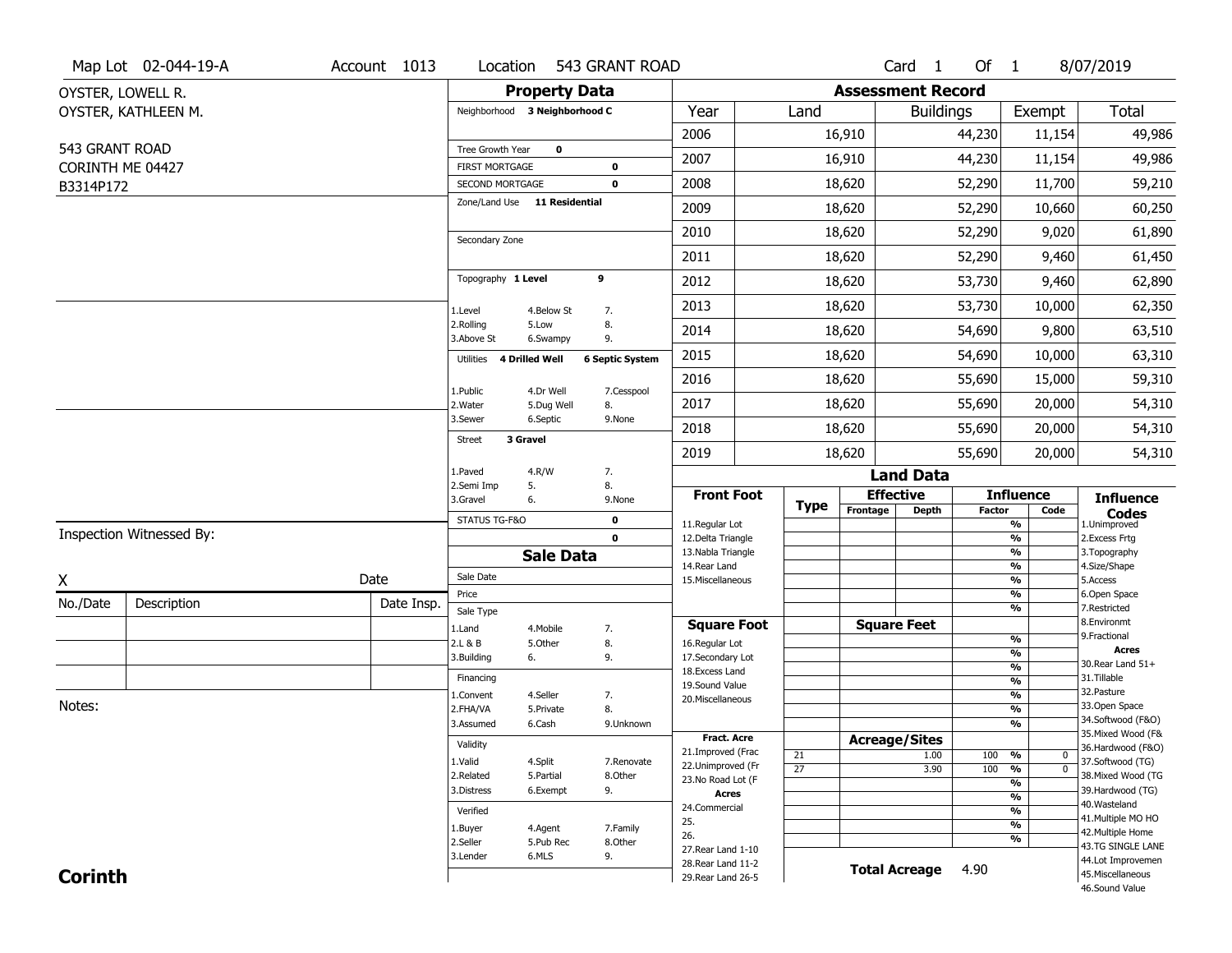Map Lot 02-044-19-A | Account 1013 | Location 543 GRANT ROAD | Card 1 Of 1 | 8/07/2019

OYSTER, LOWELL R.
OYSTER, KATHLEEN M.

543 GRANT ROAD
CORINTH ME 04427
B3314P172

## Property Data

Neighborhood **3 Neighborhood C**

Tree Growth Year **0**
FIRST MORTGAGE **0**
SECOND MORTGAGE **0**
Zone/Land Use **11 Residential**

Secondary Zone

Topography **1 Level** **9**

1.Level 4.Below St 7.
2.Rolling 5.Low 8.
3.Above St 6.Swampy 9.

Utilities **4 Drilled Well** **6 Septic System**

1.Public 4.Dr Well 7.Cesspool
2.Water 5.Dug Well 8.
3.Sewer 6.Septic 9.None

Street **3 Gravel**

1.Paved 4.R/W 7.
2.Semi Imp 5. 8.
3.Gravel 6. 9.None

STATUS TG-F&O **0**
**0**

## Sale Data

Sale Date
Price
Sale Type
1.Land 4.Mobile 7.
2.L & B 5.Other 8.
3.Building 6. 9.

Financing
1.Convent 4.Seller 7.
2.FHA/VA 5.Private 8.
3.Assumed 6.Cash 9.Unknown

Validity
1.Valid 4.Split 7.Renovate
2.Related 5.Partial 8.Other
3.Distress 6.Exempt 9.

Verified
1.Buyer 4.Agent 7.Family
2.Seller 5.Pub Rec 8.Other
3.Lender 6.MLS 9.

## Assessment Record

| Year | Land | Buildings | Exempt | Total |
|---|---|---|---|---|
| 2006 | 16,910 | 44,230 | 11,154 | 49,986 |
| 2007 | 16,910 | 44,230 | 11,154 | 49,986 |
| 2008 | 18,620 | 52,290 | 11,700 | 59,210 |
| 2009 | 18,620 | 52,290 | 10,660 | 60,250 |
| 2010 | 18,620 | 52,290 | 9,020 | 61,890 |
| 2011 | 18,620 | 52,290 | 9,460 | 61,450 |
| 2012 | 18,620 | 53,730 | 9,460 | 62,890 |
| 2013 | 18,620 | 53,730 | 10,000 | 62,350 |
| 2014 | 18,620 | 54,690 | 9,800 | 63,510 |
| 2015 | 18,620 | 54,690 | 10,000 | 63,310 |
| 2016 | 18,620 | 55,690 | 15,000 | 59,310 |
| 2017 | 18,620 | 55,690 | 20,000 | 54,310 |
| 2018 | 18,620 | 55,690 | 20,000 | 54,310 |
| 2019 | 18,620 | 55,690 | 20,000 | 54,310 |

## Land Data

| Front Foot | Type | Effective Frontage | Effective Depth | Influence Factor | Influence Code |
|---|---|---|---|---|---|
| 11.Regular Lot | | | | % | |
| 12.Delta Triangle | | | | % | |
| 13.Nabla Triangle | | | | % | |
| 14.Rear Land | | | | % | |
| 15.Miscellaneous | | | | % | |

| Square Foot | Square Feet | | Factor | Code |
|---|---|---|---|---|
| 16.Regular Lot | | | % | |
| 17.Secondary Lot | | | % | |
| 18.Excess Land | | | % | |
| 19.Sound Value | | | % | |
| 20.Miscellaneous | | | % | |

| Fract. Acre | Type | Acreage/Sites | Factor | Code |
|---|---|---|---|---|
| 21.Improved (Frac | 21 | 1.00 | 100 % | 0 |
| 22.Unimproved (Fr | 27 | 3.90 | 100 % | 0 |
| 23.No Road Lot (F | | | % | |
| **Acres** | | | % | |
| 24.Commercial | | | % | |
| 25. | | | % | |
| 26. | | | % | |
| 27.Rear Land 1-10 | | | | |
| 28.Rear Land 11-2 | | | | |
| 29.Rear Land 26-5 | | | | |

**Total Acreage** 4.90

**Influence Codes**
1.Unimproved
2.Excess Frtg
3.Topography
4.Size/Shape
5.Access
6.Open Space
7.Restricted
8.Environmt
9.Fractional

**Acres**
30.Rear Land 51+
31.Tillable
32.Pasture
33.Open Space
34.Softwood (F&O)
35.Mixed Wood (F&
36.Hardwood (F&O)
37.Softwood (TG)
38.Mixed Wood (TG
39.Hardwood (TG)
40.Wasteland
41.Multiple MO HO
42.Multiple Home
43.TG SINGLE LANE
44.Lot Improvemen
45.Miscellaneous
46.Sound Value

Inspection Witnessed By:

X Date

| No./Date | Description | Date Insp. |
|---|---|---|
| | | |
| | | |
| | | |

Notes:

**Corinth**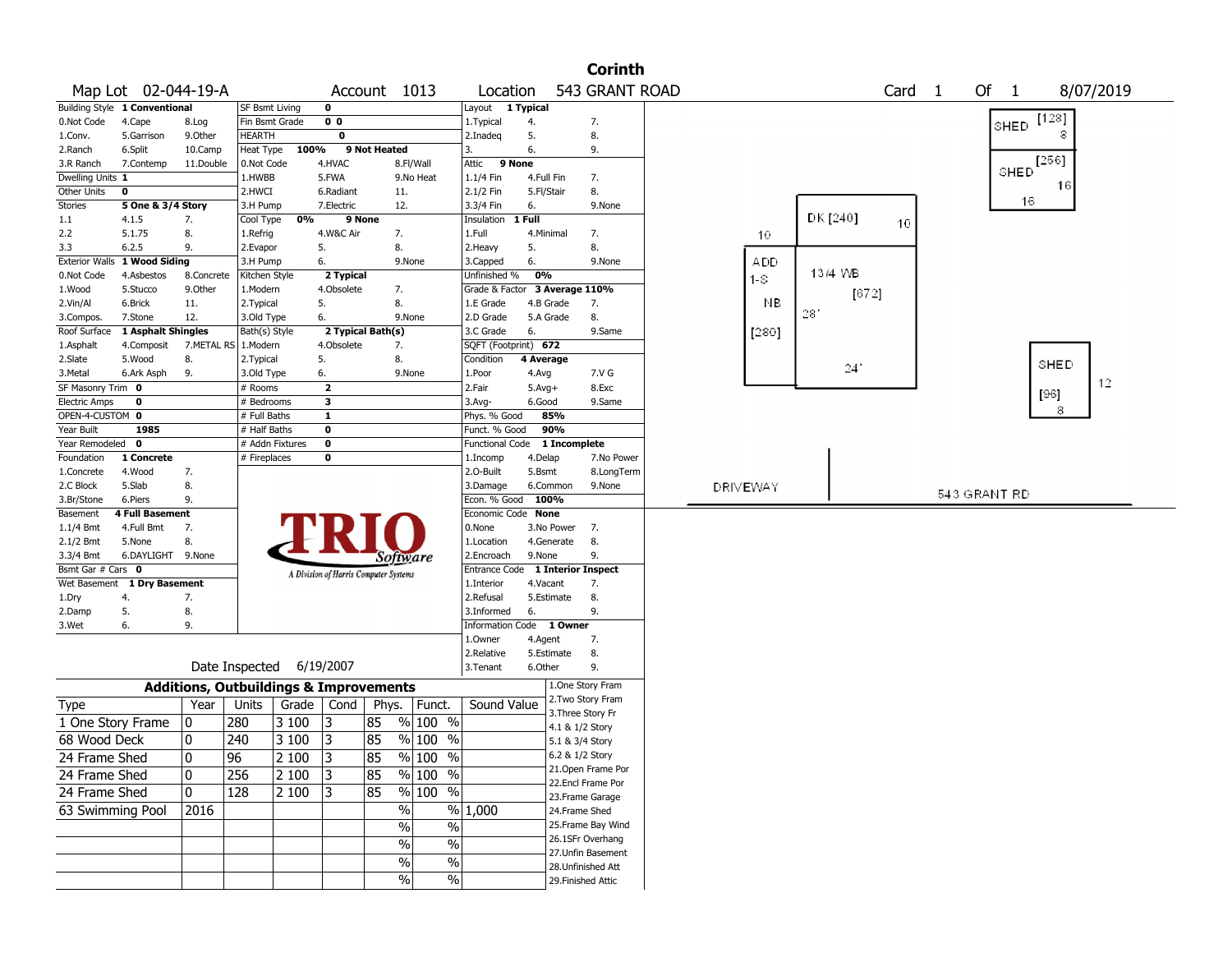# Corinth

Map Lot 02-044-19-A | Account 1013 | Location 543 GRANT ROAD | Card 1 Of 1 | 8/07/2019

| | | |
|---|---|---|
| Building Style **1 Conventional** | SF Bsmt Living **0** | Layout **1 Typical** |
| 0.Not Code 4.Cape 8.Log | Fin Bsmt Grade **0 0** | 1.Typical 4. 7. |
| 1.Conv. 5.Garrison 9.Other | HEARTH **0** | 2.Inadeq 5. 8. |
| 2.Ranch 6.Split 10.Camp | Heat Type **100%** **9 Not Heated** | 3. 6. 9. |
| 3.R Ranch 7.Contemp 11.Double | 0.Not Code 4.HVAC 8.Fl/Wall | Attic **9 None** |
| Dwelling Units **1** | 1.HWBB 5.FWA 9.No Heat | 1.1/4 Fin 4.Full Fin 7. |
| Other Units **0** | 2.HWCI 6.Radiant 11. | 2.1/2 Fin 5.Fl/Stair 8. |
| Stories **5 One & 3/4 Story** | 3.H Pump 7.Electric 12. | 3.3/4 Fin 6. 9.None |
| 1.1 4.1.5 7. | Cool Type **0%** **9 None** | Insulation **1 Full** |
| 2.2 5.1.75 8. | 1.Refrig 4.W&C Air 7. | 1.Full 4.Minimal 7. |
| 3.3 6.2.5 9. | 2.Evapor 5. 8. | 2.Heavy 5. 8. |
| Exterior Walls **1 Wood Siding** | 3.H Pump 6. 9.None | 3.Capped 6. 9.None |
| 0.Not Code 4.Asbestos 8.Concrete | Kitchen Style **2 Typical** | Unfinished % **0%** |
| 1.Wood 5.Stucco 9.Other | 1.Modern 4.Obsolete 7. | Grade & Factor **3 Average 110%** |
| 2.Vin/Al 6.Brick 11. | 2.Typical 5. 8. | 1.E Grade 4.B Grade 7. |
| 3.Compos. 7.Stone 12. | 3.Old Type 6. 9.None | 2.D Grade 5.A Grade 8. |
| Roof Surface **1 Asphalt Shingles** | Bath(s) Style **2 Typical Bath(s)** | 3.C Grade 6. 9.Same |
| 1.Asphalt 4.Composit 7.METAL RS | 1.Modern 4.Obsolete 7. | SQFT (Footprint) **672** |
| 2.Slate 5.Wood 8. | 2.Typical 5. 8. | Condition **4 Average** |
| 3.Metal 6.Ark Asph 9. | 3.Old Type 6. 9.None | 1.Poor 4.Avg 7.V G |
| SF Masonry Trim **0** | # Rooms **2** | 2.Fair 5.Avg+ 8.Exc |
| Electric Amps **0** | # Bedrooms **3** | 3.Avg- 6.Good 9.Same |
| OPEN-4-CUSTOM **0** | # Full Baths **1** | Phys. % Good **85%** |
| Year Built **1985** | # Half Baths **0** | Funct. % Good **90%** |
| Year Remodeled **0** | # Addn Fixtures **0** | Functional Code **1 Incomplete** |
| Foundation **1 Concrete** | # Fireplaces **0** | 1.Incomp 4.Delap 7.No Power |
| 1.Concrete 4.Wood 7. | | 2.O-Built 5.Bsmt 8.LongTerm |
| 2.C Block 5.Slab 8. | | 3.Damage 6.Common 9.None |
| 3.Br/Stone 6.Piers 9. | | Econ. % Good **100%** |
| Basement **4 Full Basement** | | Economic Code **None** |
| 1.1/4 Bmt 4.Full Bmt 7. | | 0.None 3.No Power 7. |
| 2.1/2 Bmt 5.None 8. | | 1.Location 4.Generate 8. |
| 3.3/4 Bmt 6.DAYLIGHT 9.None | | 2.Encroach 9.None 9. |
| Bsmt Gar # Cars **0** | | Entrance Code **1 Interior Inspect** |
| Wet Basement **1 Dry Basement** | | 1.Interior 4.Vacant 7. |
| 1.Dry 4. 7. | | 2.Refusal 5.Estimate 8. |
| 2.Damp 5. 8. | | 3.Informed 6. 9. |
| 3.Wet 6. 9. | | Information Code **1 Owner** |
| | | 1.Owner 4.Agent 7. |
| | | 2.Relative 5.Estimate 8. |
| Date Inspected 6/19/2007 | | 3.Tenant 6.Other 9. |

TRIO Software — A Division of Harris Computer Systems

## Additions, Outbuildings & Improvements

| Type | Year | Units | Grade | Cond | Phys. | Funct. | Sound Value |
|---|---|---|---|---|---|---|---|
| 1 One Story Frame | 0 | 280 | 3 100 | 3 | 85 % | 100 % | |
| 68 Wood Deck | 0 | 240 | 3 100 | 3 | 85 % | 100 % | |
| 24 Frame Shed | 0 | 96 | 2 100 | 3 | 85 % | 100 % | |
| 24 Frame Shed | 0 | 256 | 2 100 | 3 | 85 % | 100 % | |
| 24 Frame Shed | 0 | 128 | 2 100 | 3 | 85 % | 100 % | |
| 63 Swimming Pool | 2016 | | | | % | % | 1,000 |
| | | | | | % | % | |
| | | | | | % | % | |
| | | | | | % | % | |
| | | | | | % | % | |

1.One Story Fram
2.Two Story Fram
3.Three Story Fr
4.1 & 1/2 Story
5.1 & 3/4 Story
6.2 & 1/2 Story
21.Open Frame Por
22.Encl Frame Por
23.Frame Garage
24.Frame Shed
25.Frame Bay Wind
26.1SFr Overhang
27.Unfin Basement
28.Unfinished Att
29.Finished Attic

SHED [128] 8
SHED [256] 16 16
DK [240] 10 10
ADD 1-S NB [280]
13/4 WB [672] 28' 24'
SHED [96] 12 8
DRIVEWAY
543 GRANT RD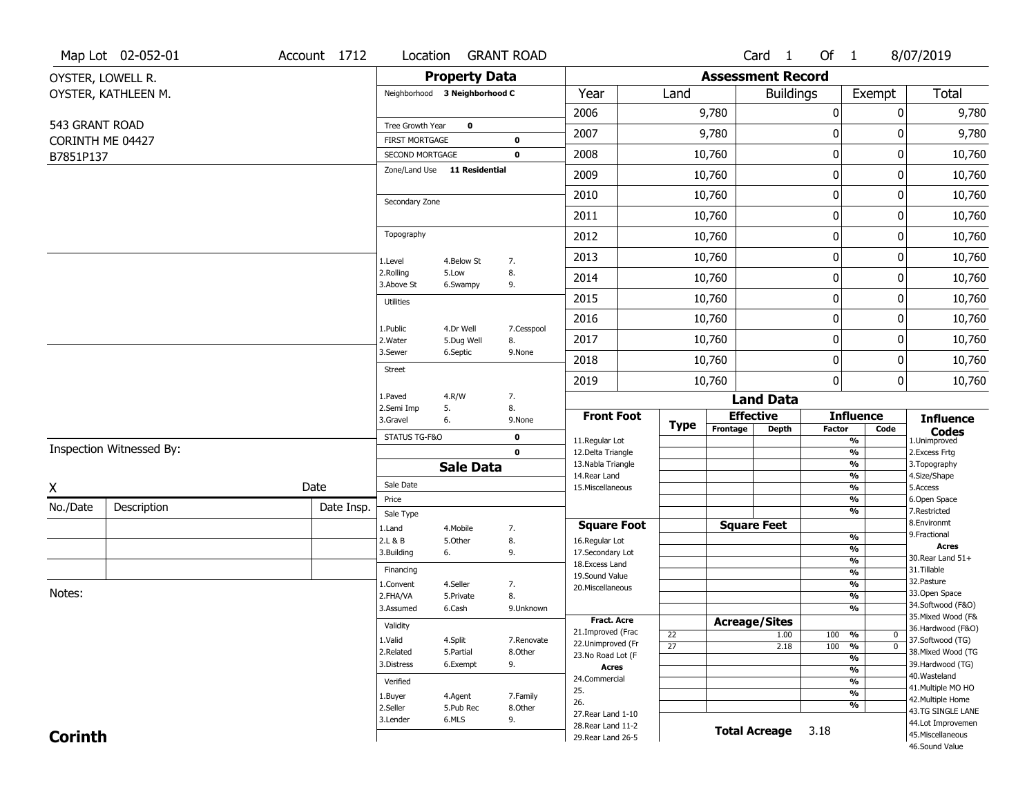Map Lot 02-052-01 | Account 1712 | Location GRANT ROAD | Card 1 Of 1 | 8/07/2019

OYSTER, LOWELL R.
OYSTER, KATHLEEN M.

543 GRANT ROAD
CORINTH ME 04427
B7851P137

## Property Data

| | | |
|---|---|---|
| Neighborhood | 3 Neighborhood C | |
| Tree Growth Year | 0 | |
| FIRST MORTGAGE | | 0 |
| SECOND MORTGAGE | | 0 |
| Zone/Land Use | 11 Residential | |
| Secondary Zone | | |

**Topography**

| | | |
|---|---|---|
| 1.Level | 4.Below St | 7. |
| 2.Rolling | 5.Low | 8. |
| 3.Above St | 6.Swampy | 9. |

**Utilities**

| | | |
|---|---|---|
| 1.Public | 4.Dr Well | 7.Cesspool |
| 2.Water | 5.Dug Well | 8. |
| 3.Sewer | 6.Septic | 9.None |

**Street**

| | | |
|---|---|---|
| 1.Paved | 4.R/W | 7. |
| 2.Semi Imp | 5. | 8. |
| 3.Gravel | 6. | 9.None |

STATUS TG-F&O: 0

0

## Sale Data

Sale Date

Price

**Sale Type**

| | | |
|---|---|---|
| 1.Land | 4.Mobile | 7. |
| 2.L & B | 5.Other | 8. |
| 3.Building | 6. | 9. |

**Financing**

| | | |
|---|---|---|
| 1.Convent | 4.Seller | 7. |
| 2.FHA/VA | 5.Private | 8. |
| 3.Assumed | 6.Cash | 9.Unknown |

**Validity**

| | | |
|---|---|---|
| 1.Valid | 4.Split | 7.Renovate |
| 2.Related | 5.Partial | 8.Other |
| 3.Distress | 6.Exempt | 9. |

**Verified**

| | | |
|---|---|---|
| 1.Buyer | 4.Agent | 7.Family |
| 2.Seller | 5.Pub Rec | 8.Other |
| 3.Lender | 6.MLS | 9. |

## Assessment Record

| Year | Land | Buildings | Exempt | Total |
|---|---|---|---|---|
| 2006 | 9,780 | 0 | 0 | 9,780 |
| 2007 | 9,780 | 0 | 0 | 9,780 |
| 2008 | 10,760 | 0 | 0 | 10,760 |
| 2009 | 10,760 | 0 | 0 | 10,760 |
| 2010 | 10,760 | 0 | 0 | 10,760 |
| 2011 | 10,760 | 0 | 0 | 10,760 |
| 2012 | 10,760 | 0 | 0 | 10,760 |
| 2013 | 10,760 | 0 | 0 | 10,760 |
| 2014 | 10,760 | 0 | 0 | 10,760 |
| 2015 | 10,760 | 0 | 0 | 10,760 |
| 2016 | 10,760 | 0 | 0 | 10,760 |
| 2017 | 10,760 | 0 | 0 | 10,760 |
| 2018 | 10,760 | 0 | 0 | 10,760 |
| 2019 | 10,760 | 0 | 0 | 10,760 |

## Land Data

| Front Foot | Type | Effective Frontage | Effective Depth | Influence Factor | Influence Code |
|---|---|---|---|---|---|
| 11.Regular Lot | | | | % | |
| 12.Delta Triangle | | | | % | |
| 13.Nabla Triangle | | | | % | |
| 14.Rear Land | | | | % | |
| 15.Miscellaneous | | | | % | |
| | | | | % | |
| | | | | % | |
| **Square Foot** | | **Square Feet** | | | |
| 16.Regular Lot | | | | % | |
| 17.Secondary Lot | | | | % | |
| 18.Excess Land | | | | % | |
| 19.Sound Value | | | | % | |
| 20.Miscellaneous | | | | % | |
| | | | | % | |
| | | | | % | |
| **Fract. Acre** | | **Acreage/Sites** | | | |
| 21.Improved (Frac | 22 | | 1.00 | 100 % | 0 |
| 22.Unimproved (Fr | 27 | | 2.18 | 100 % | 0 |
| 23.No Road Lot (F | | | | % | |
| **Acres** | | | | % | |
| 24.Commercial | | | | % | |
| 25. | | | | % | |
| 26. | | | | % | |
| 27.Rear Land 1-10 | | | | | |
| 28.Rear Land 11-2 | | | | | |
| 29.Rear Land 26-5 | | | | | |

**Total Acreage** 3.18

**Influence Codes**

1.Unimproved
2.Excess Frtg
3.Topography
4.Size/Shape
5.Access
6.Open Space
7.Restricted
8.Environmt
9.Fractional

**Acres**

30.Rear Land 51+
31.Tillable
32.Pasture
33.Open Space
34.Softwood (F&O)
35.Mixed Wood (F&
36.Hardwood (F&O)
37.Softwood (TG)
38.Mixed Wood (TG
39.Hardwood (TG)
40.Wasteland
41.Multiple MO HO
42.Multiple Home
43.TG SINGLE LANE
44.Lot Improvemen
45.Miscellaneous
46.Sound Value

Inspection Witnessed By:

X ______________________ Date

| No./Date | Description | Date Insp. |
|---|---|---|
| | | |
| | | |
| | | |

Notes:

**Corinth**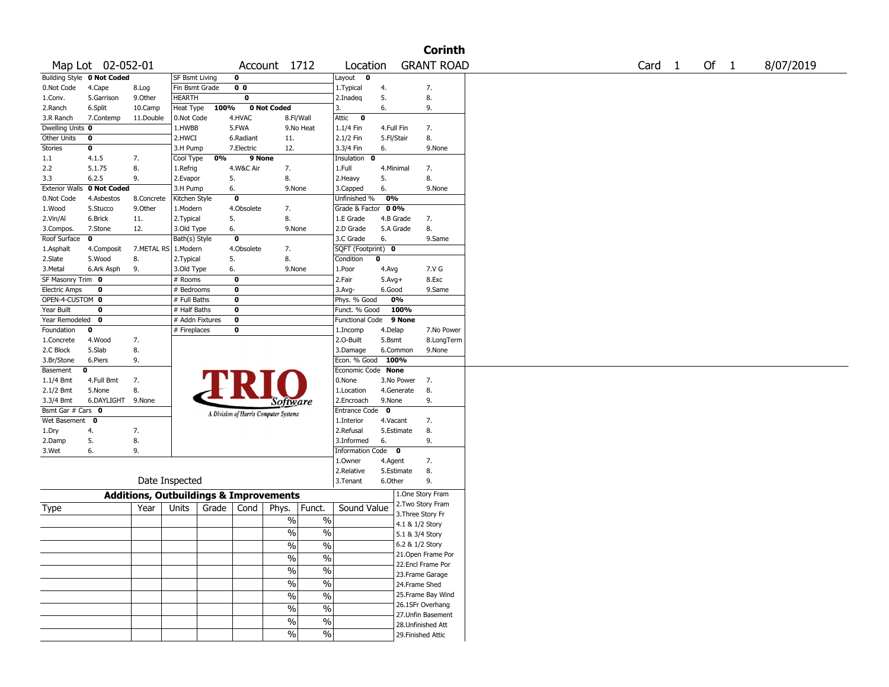# Corinth

Map Lot 02-052-01 | Account 1712 | Location GRANT ROAD | Card 1 Of 1 | 8/07/2019

| | | | | | | | | | | |
|---|---|---|---|---|---|---|---|---|---|---|
| Building Style **0 Not Coded** | | | SF Bsmt Living | **0** | | | Layout **0** | | | |
| 0.Not Code | 4.Cape | 8.Log | Fin Bsmt Grade | **0 0** | | | 1.Typical | 4. | 7. | |
| 1.Conv. | 5.Garrison | 9.Other | HEARTH | **0** | | | 2.Inadeq | 5. | 8. | |
| 2.Ranch | 6.Split | 10.Camp | Heat Type **100%** | **0 Not Coded** | | | 3. | 6. | 9. | |
| 3.R Ranch | 7.Contemp | 11.Double | 0.Not Code | 4.HVAC | 8.Fl/Wall | | Attic **0** | | | |
| Dwelling Units **0** | | | 1.HWBB | 5.FWA | 9.No Heat | | 1.1/4 Fin | 4.Full Fin | 7. | |
| Other Units **0** | | | 2.HWCI | 6.Radiant | 11. | | 2.1/2 Fin | 5.Fl/Stair | 8. | |
| Stories **0** | | | 3.H Pump | 7.Electric | 12. | | 3.3/4 Fin | 6. | 9.None | |
| 1.1 | 4.1.5 | 7. | Cool Type **0%** | **9 None** | | | Insulation **0** | | | |
| 2.2 | 5.1.75 | 8. | 1.Refrig | 4.W&C Air | 7. | | 1.Full | 4.Minimal | 7. | |
| 3.3 | 6.2.5 | 9. | 2.Evapor | 5. | 8. | | 2.Heavy | 5. | 8. | |
| Exterior Walls **0 Not Coded** | | | 3.H Pump | 6. | 9.None | | 3.Capped | 6. | 9.None | |
| 0.Not Code | 4.Asbestos | 8.Concrete | Kitchen Style | **0** | | | Unfinished % **0%** | | | |
| 1.Wood | 5.Stucco | 9.Other | 1.Modern | 4.Obsolete | 7. | | Grade & Factor **0 0%** | | | |
| 2.Vin/Al | 6.Brick | 11. | 2.Typical | 5. | 8. | | 1.E Grade | 4.B Grade | 7. | |
| 3.Compos. | 7.Stone | 12. | 3.Old Type | 6. | 9.None | | 2.D Grade | 5.A Grade | 8. | |
| Roof Surface **0** | | | Bath(s) Style | **0** | | | 3.C Grade | 6. | 9.Same | |
| 1.Asphalt | 4.Composit | 7.METAL RS | 1.Modern | 4.Obsolete | 7. | | SQFT (Footprint) **0** | | | |
| 2.Slate | 5.Wood | 8. | 2.Typical | 5. | 8. | | Condition **0** | | | |
| 3.Metal | 6.Ark Asph | 9. | 3.Old Type | 6. | 9.None | | 1.Poor | 4.Avg | 7.V G | |
| SF Masonry Trim **0** | | | # Rooms | **0** | | | 2.Fair | 5.Avg+ | 8.Exc | |
| Electric Amps **0** | | | # Bedrooms | **0** | | | 3.Avg- | 6.Good | 9.Same | |
| OPEN-4-CUSTOM **0** | | | # Full Baths | **0** | | | Phys. % Good **0%** | | | |
| Year Built **0** | | | # Half Baths | **0** | | | Funct. % Good **100%** | | | |
| Year Remodeled **0** | | | # Addn Fixtures | **0** | | | Functional Code **9 None** | | | |
| Foundation **0** | | | # Fireplaces | **0** | | | 1.Incomp | 4.Delap | 7.No Power | |
| 1.Concrete | 4.Wood | 7. | | | | | 2.O-Built | 5.Bsmt | 8.LongTerm | |
| 2.C Block | 5.Slab | 8. | | | | | 3.Damage | 6.Common | 9.None | |
| 3.Br/Stone | 6.Piers | 9. | | | | | Econ. % Good **100%** | | | |
| Basement **0** | | | | | | | Economic Code **None** | | | |
| 1.1/4 Bmt | 4.Full Bmt | 7. | | | | | 0.None | 3.No Power | 7. | |
| 2.1/2 Bmt | 5.None | 8. | | | | | 1.Location | 4.Generate | 8. | |
| 3.3/4 Bmt | 6.DAYLIGHT | 9.None | | | | | 2.Encroach | 9.None | 9. | |
| Bsmt Gar # Cars **0** | | | | | | | Entrance Code **0** | | | |
| Wet Basement **0** | | | | | | | 1.Interior | 4.Vacant | 7. | |
| 1.Dry | 4. | 7. | | | | | 2.Refusal | 5.Estimate | 8. | |
| 2.Damp | 5. | 8. | | | | | 3.Informed | 6. | 9. | |
| 3.Wet | 6. | 9. | | | | | Information Code **0** | | | |
| | | | | | | | 1.Owner | 4.Agent | 7. | |
| | | | | | | | 2.Relative | 5.Estimate | 8. | |
| | Date Inspected | | | | | | 3.Tenant | 6.Other | 9. | |

TRIO Software
A Division of Harris Computer Systems

## Additions, Outbuildings & Improvements

| Type | Year | Units | Grade | Cond | Phys. | Funct. | Sound Value | |
|---|---|---|---|---|---|---|---|---|
| | | | | | % | % | | 1.One Story Fram |
| | | | | | % | % | | 2.Two Story Fram |
| | | | | | % | % | | 3.Three Story Fr |
| | | | | | % | % | | 4.1 & 1/2 Story |
| | | | | | % | % | | 5.1 & 3/4 Story |
| | | | | | % | % | | 6.2 & 1/2 Story |
| | | | | | % | % | | 21.Open Frame Por |
| | | | | | % | % | | 22.Encl Frame Por |
| | | | | | % | % | | 23.Frame Garage |
| | | | | | % | % | | 24.Frame Shed |
| | | | | | | | | 25.Frame Bay Wind |
| | | | | | | | | 26.1SFr Overhang |
| | | | | | | | | 27.Unfin Basement |
| | | | | | | | | 28.Unfinished Att |
| | | | | | | | | 29.Finished Attic |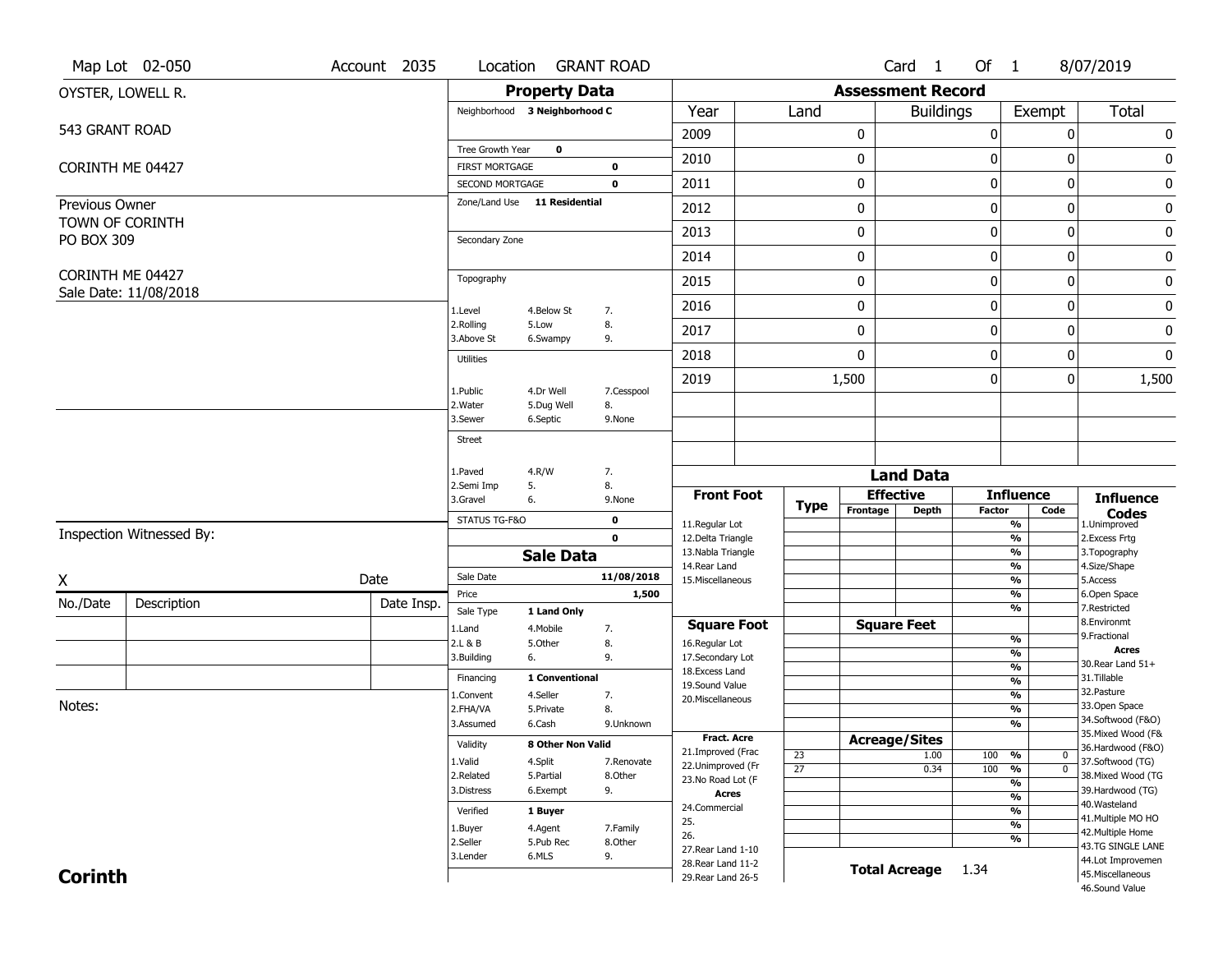Map Lot 02-050 | Account 2035 | Location GRANT ROAD | Card 1 Of 1 | 8/07/2019

OYSTER, LOWELL R.

543 GRANT ROAD

CORINTH ME 04427

Previous Owner
TOWN OF CORINTH
PO BOX 309

CORINTH ME 04427
Sale Date: 11/08/2018

## Property Data

Neighborhood **3 Neighborhood C**

Tree Growth Year **0**

FIRST MORTGAGE **0**

SECOND MORTGAGE **0**

Zone/Land Use **11 Residential**

Secondary Zone

Topography

1.Level 4.Below St 7.
2.Rolling 5.Low 8.
3.Above St 6.Swampy 9.

Utilities

1.Public 4.Dr Well 7.Cesspool
2.Water 5.Dug Well 8.
3.Sewer 6.Septic 9.None

Street

1.Paved 4.R/W 7.
2.Semi Imp 5. 8.
3.Gravel 6. 9.None

STATUS TG-F&O **0**

**0**

## Sale Data

Sale Date **11/08/2018**

Price **1,500**

Sale Type **1 Land Only**

1.Land 4.Mobile 7.
2.L & B 5.Other 8.
3.Building 6. 9.

Financing **1 Conventional**

1.Convent 4.Seller 7.
2.FHA/VA 5.Private 8.
3.Assumed 6.Cash 9.Unknown

Validity **8 Other Non Valid**

1.Valid 4.Split 7.Renovate
2.Related 5.Partial 8.Other
3.Distress 6.Exempt 9.

Verified **1 Buyer**

1.Buyer 4.Agent 7.Family
2.Seller 5.Pub Rec 8.Other
3.Lender 6.MLS 9.

## Assessment Record

| Year | Land | Buildings | Exempt | Total |
|---|---|---|---|---|
| 2009 | 0 | 0 | 0 | 0 |
| 2010 | 0 | 0 | 0 | 0 |
| 2011 | 0 | 0 | 0 | 0 |
| 2012 | 0 | 0 | 0 | 0 |
| 2013 | 0 | 0 | 0 | 0 |
| 2014 | 0 | 0 | 0 | 0 |
| 2015 | 0 | 0 | 0 | 0 |
| 2016 | 0 | 0 | 0 | 0 |
| 2017 | 0 | 0 | 0 | 0 |
| 2018 | 0 | 0 | 0 | 0 |
| 2019 | 1,500 | 0 | 0 | 1,500 |

## Land Data

| Front Foot | Type | Effective Frontage | Effective Depth | Influence Factor | Influence Code |
|---|---|---|---|---|---|
| 11.Regular Lot | | | | % | |
| 12.Delta Triangle | | | | % | |
| 13.Nabla Triangle | | | | % | |
| 14.Rear Land | | | | % | |
| 15.Miscellaneous | | | | % | |
| **Square Foot** | | **Square Feet** | | | |
| 16.Regular Lot | | | | % | |
| 17.Secondary Lot | | | | % | |
| 18.Excess Land | | | | % | |
| 19.Sound Value | | | | % | |
| 20.Miscellaneous | | | | % | |
| **Fract. Acre** | | **Acreage/Sites** | | | |
| 21.Improved (Frac | 23 | | 1.00 | 100 % | 0 |
| 22.Unimproved (Fr | 27 | | 0.34 | 100 % | 0 |
| 23.No Road Lot (F | | | | % | |
| **Acres** | | | | % | |
| 24.Commercial | | | | % | |
| 25. | | | | % | |
| 26. | | | | % | |
| 27.Rear Land 1-10 | | | | | |
| 28.Rear Land 11-2 | | | | | |
| 29.Rear Land 26-5 | | | | | |

**Total Acreage** 1.34

**Influence Codes**
1.Unimproved
2.Excess Frtg
3.Topography
4.Size/Shape
5.Access
6.Open Space
7.Restricted
8.Environmt
9.Fractional

**Acres**
30.Rear Land 51+
31.Tillable
32.Pasture
33.Open Space
34.Softwood (F&O)
35.Mixed Wood (F&
36.Hardwood (F&O)
37.Softwood (TG)
38.Mixed Wood (TG
39.Hardwood (TG)
40.Wasteland
41.Multiple MO HO
42.Multiple Home
43.TG SINGLE LANE
44.Lot Improvemen
45.Miscellaneous
46.Sound Value

Inspection Witnessed By:

X _______________ Date

| No./Date | Description | Date Insp. |
|---|---|---|
| | | |
| | | |
| | | |

Notes:

**Corinth**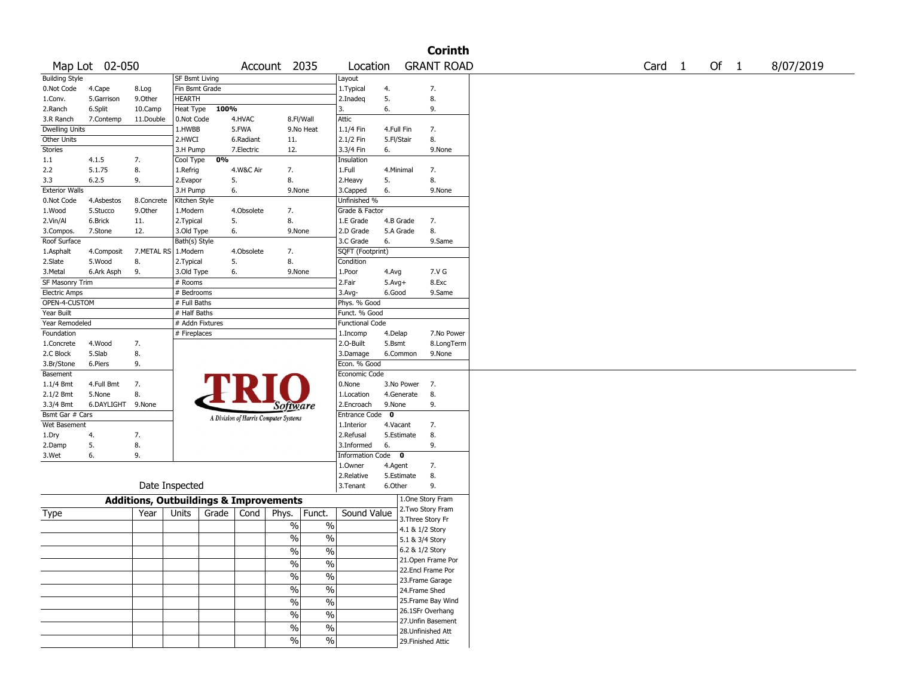# Corinth

Map Lot 02-050 | Account 2035 | Location GRANT ROAD | Card 1 Of 1 | 8/07/2019

| | | | | | | | | | | |
|---|---|---|---|---|---|---|---|---|---|---|
| Building Style | | | SF Bsmt Living | | | | Layout | | | |
| 0.Not Code | 4.Cape | 8.Log | Fin Bsmt Grade | | | | 1.Typical | 4. | 7. | |
| 1.Conv. | 5.Garrison | 9.Other | HEARTH | | | | 2.Inadeq | 5. | 8. | |
| 2.Ranch | 6.Split | 10.Camp | Heat Type 100% | | | | 3. | 6. | 9. | |
| 3.R Ranch | 7.Contemp | 11.Double | 0.Not Code | 4.HVAC | 8.Fl/Wall | | Attic | | | |
| Dwelling Units | | | 1.HWBB | 5.FWA | 9.No Heat | | 1.1/4 Fin | 4.Full Fin | 7. | |
| Other Units | | | 2.HWCI | 6.Radiant | 11. | | 2.1/2 Fin | 5.Fl/Stair | 8. | |
| Stories | | | 3.H Pump | 7.Electric | 12. | | 3.3/4 Fin | 6. | 9.None | |
| 1.1 | 4.1.5 | 7. | Cool Type 0% | | | | Insulation | | | |
| 2.2 | 5.1.75 | 8. | 1.Refrig | 4.W&C Air | 7. | | 1.Full | 4.Minimal | 7. | |
| 3.3 | 6.2.5 | 9. | 2.Evapor | 5. | 8. | | 2.Heavy | 5. | 8. | |
| Exterior Walls | | | 3.H Pump | 6. | 9.None | | 3.Capped | 6. | 9.None | |
| 0.Not Code | 4.Asbestos | 8.Concrete | Kitchen Style | | | | Unfinished % | | | |
| 1.Wood | 5.Stucco | 9.Other | 1.Modern | 4.Obsolete | 7. | | Grade & Factor | | | |
| 2.Vin/Al | 6.Brick | 11. | 2.Typical | 5. | 8. | | 1.E Grade | 4.B Grade | 7. | |
| 3.Compos. | 7.Stone | 12. | 3.Old Type | 6. | 9.None | | 2.D Grade | 5.A Grade | 8. | |
| Roof Surface | | | Bath(s) Style | | | | 3.C Grade | 6. | 9.Same | |
| 1.Asphalt | 4.Composit | 7.METAL RS | 1.Modern | 4.Obsolete | 7. | | SQFT (Footprint) | | | |
| 2.Slate | 5.Wood | 8. | 2.Typical | 5. | 8. | | Condition | | | |
| 3.Metal | 6.Ark Asph | 9. | 3.Old Type | 6. | 9.None | | 1.Poor | 4.Avg | 7.V G | |
| SF Masonry Trim | | | # Rooms | | | | 2.Fair | 5.Avg+ | 8.Exc | |
| Electric Amps | | | # Bedrooms | | | | 3.Avg- | 6.Good | 9.Same | |
| OPEN-4-CUSTOM | | | # Full Baths | | | | Phys. % Good | | | |
| Year Built | | | # Half Baths | | | | Funct. % Good | | | |
| Year Remodeled | | | # Addn Fixtures | | | | Functional Code | | | |
| Foundation | | | # Fireplaces | | | | 1.Incomp | 4.Delap | 7.No Power | |
| 1.Concrete | 4.Wood | 7. | | | | | 2.O-Built | 5.Bsmt | 8.LongTerm | |
| 2.C Block | 5.Slab | 8. | | | | | 3.Damage | 6.Common | 9.None | |
| 3.Br/Stone | 6.Piers | 9. | | | | | Econ. % Good | | | |
| Basement | | | | | | | Economic Code | | | |
| 1.1/4 Bmt | 4.Full Bmt | 7. | | | | | 0.None | 3.No Power | 7. | |
| 2.1/2 Bmt | 5.None | 8. | | | | | 1.Location | 4.Generate | 8. | |
| 3.3/4 Bmt | 6.DAYLIGHT | 9.None | | | | | 2.Encroach | 9.None | 9. | |
| Bsmt Gar # Cars | | | | | | | Entrance Code 0 | | | |
| Wet Basement | | | | | | | 1.Interior | 4.Vacant | 7. | |
| 1.Dry | 4. | 7. | | | | | 2.Refusal | 5.Estimate | 8. | |
| 2.Damp | 5. | 8. | | | | | 3.Informed | 6. | 9. | |
| 3.Wet | 6. | 9. | | | | | Information Code 0 | | | |
| | | | | | | | 1.Owner | 4.Agent | 7. | |
| | | | | | | | 2.Relative | 5.Estimate | 8. | |
| | Date Inspected | | | | | | 3.Tenant | 6.Other | 9. | |

TRIO Software — A Division of Harris Computer Systems

## Additions, Outbuildings & Improvements

| Type | Year | Units | Grade | Cond | Phys. | Funct. | Sound Value |
|---|---|---|---|---|---|---|---|
| | | | | | % | % | |
| | | | | | % | % | |
| | | | | | % | % | |
| | | | | | % | % | |
| | | | | | % | % | |
| | | | | | % | % | |
| | | | | | % | % | |
| | | | | | % | % | |
| | | | | | % | % | |
| | | | | | % | % | |

1.One Story Fram
2.Two Story Fram
3.Three Story Fr
4.1 & 1/2 Story
5.1 & 3/4 Story
6.2 & 1/2 Story
21.Open Frame Por
22.Encl Frame Por
23.Frame Garage
24.Frame Shed
25.Frame Bay Wind
26.1SFr Overhang
27.Unfin Basement
28.Unfinished Att
29.Finished Attic